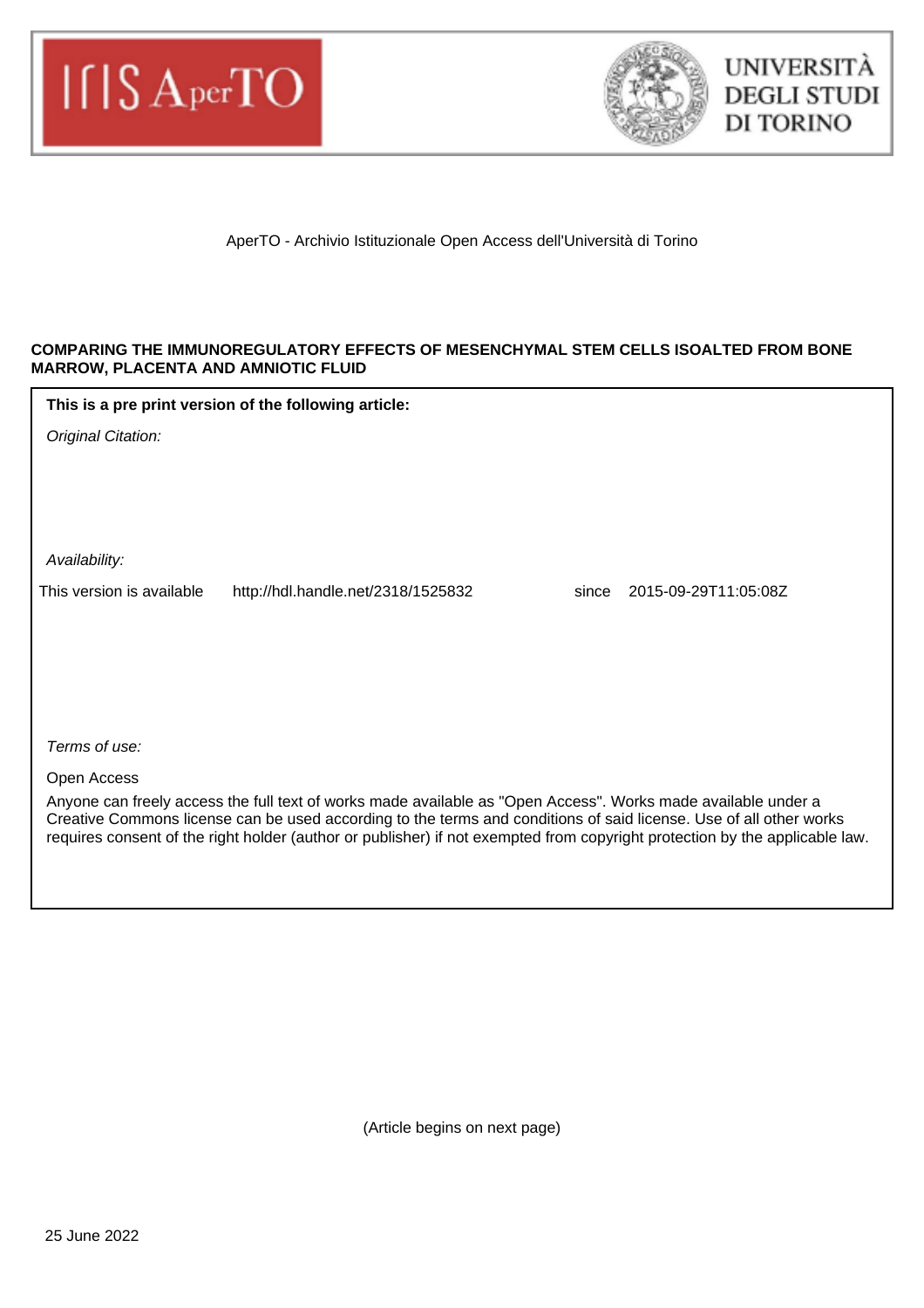AperTO - Archivio Istituzionale Open Access dell'Università di Torino

**COMPARING THE IMMUNOREGULATORY EFFECTS OF MESENCHYMAL STEM CELLS ISOALTED FROM BONE MARROW, PLACENTA AND AMNIOTIC FLUID**

**This is a pre print version of the following article:**

*Original Citation:*

*Availability:*

This version is available http://hdl.handle.net/2318/1525832 since 2015-09-29T11:05:08Z

*Terms of use:*

Open Access

Anyone can freely access the full text of works made available as "Open Access". Works made available under a Creative Commons license can be used according to the terms and conditions of said license. Use of all other works requires consent of the right holder (author or publisher) if not exempted from copyright protection by the applicable law.

(Article begins on next page)

25 June 2022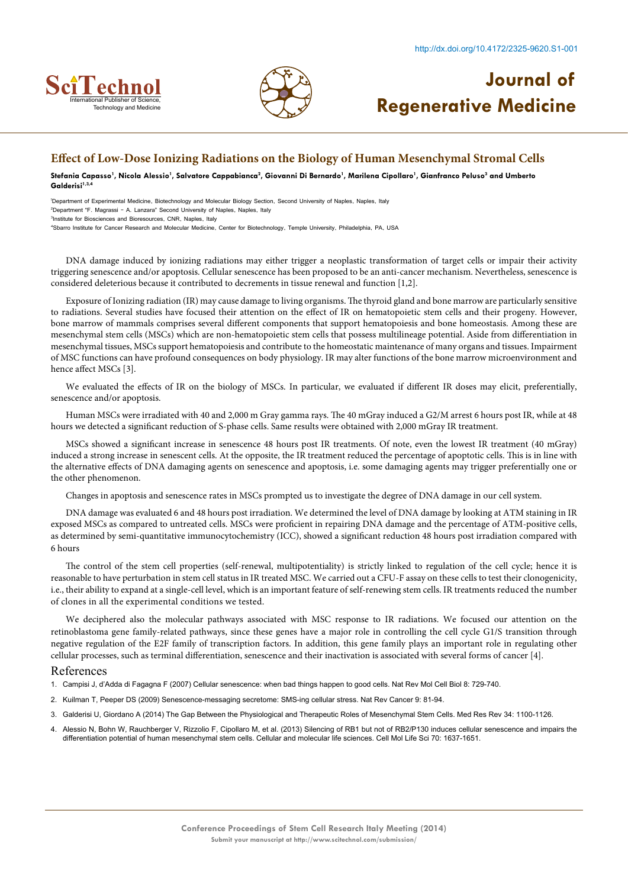# Effect of Low-Dose Ionizing Radiations on the Biology of Human Mesenchymal Stromal Cells

**Stefania Capasso[1], Nicola Alessio[1], Salvatore Cappabianca[2], Giovanni Di Bernardo[1], Marilena Cipollaro[1], Gianfranco Peluso[3] and Umberto Galderisi[1,3,4]**

[1]Department of Experimental Medicine, Biotechnology and Molecular Biology Section, Second University of Naples, Naples, Italy
[2]Department "F. Magrassi – A. Lanzara" Second University of Naples, Naples, Italy
[3]Institute for Biosciences and Bioresources, CNR, Naples, Italy
[4]Sbarro Institute for Cancer Research and Molecular Medicine, Center for Biotechnology, Temple University, Philadelphia, PA, USA

DNA damage induced by ionizing radiations may either trigger a neoplastic transformation of target cells or impair their activity triggering senescence and/or apoptosis. Cellular senescence has been proposed to be an anti-cancer mechanism. Nevertheless, senescence is considered deleterious because it contributed to decrements in tissue renewal and function [1,2].

Exposure of Ionizing radiation (IR) may cause damage to living organisms. The thyroid gland and bone marrow are particularly sensitive to radiations. Several studies have focused their attention on the effect of IR on hematopoietic stem cells and their progeny. However, bone marrow of mammals comprises several different components that support hematopoiesis and bone homeostasis. Among these are mesenchymal stem cells (MSCs) which are non-hematopoietic stem cells that possess multilineage potential. Aside from differentiation in mesenchymal tissues, MSCs support hematopoiesis and contribute to the homeostatic maintenance of many organs and tissues. Impairment of MSC functions can have profound consequences on body physiology. IR may alter functions of the bone marrow microenvironment and hence affect MSCs [3].

We evaluated the effects of IR on the biology of MSCs. In particular, we evaluated if different IR doses may elicit, preferentially, senescence and/or apoptosis.

Human MSCs were irradiated with 40 and 2,000 m Gray gamma rays. The 40 mGray induced a G2/M arrest 6 hours post IR, while at 48 hours we detected a significant reduction of S-phase cells. Same results were obtained with 2,000 mGray IR treatment.

MSCs showed a significant increase in senescence 48 hours post IR treatments. Of note, even the lowest IR treatment (40 mGray) induced a strong increase in senescent cells. At the opposite, the IR treatment reduced the percentage of apoptotic cells. This is in line with the alternative effects of DNA damaging agents on senescence and apoptosis, i.e. some damaging agents may trigger preferentially one or the other phenomenon.

Changes in apoptosis and senescence rates in MSCs prompted us to investigate the degree of DNA damage in our cell system.

DNA damage was evaluated 6 and 48 hours post irradiation. We determined the level of DNA damage by looking at ATM staining in IR exposed MSCs as compared to untreated cells. MSCs were proficient in repairing DNA damage and the percentage of ATM-positive cells, as determined by semi-quantitative immunocytochemistry (ICC), showed a significant reduction 48 hours post irradiation compared with 6 hours

The control of the stem cell properties (self-renewal, multipotentiality) is strictly linked to regulation of the cell cycle; hence it is reasonable to have perturbation in stem cell status in IR treated MSC. We carried out a CFU-F assay on these cells to test their clonogenicity, i.e., their ability to expand at a single-cell level, which is an important feature of self-renewing stem cells. IR treatments reduced the number of clones in all the experimental conditions we tested.

We deciphered also the molecular pathways associated with MSC response to IR radiations. We focused our attention on the retinoblastoma gene family-related pathways, since these genes have a major role in controlling the cell cycle G1/S transition through negative regulation of the E2F family of transcription factors. In addition, this gene family plays an important role in regulating other cellular processes, such as terminal differentiation, senescence and their inactivation is associated with several forms of cancer [4].

## References

1. Campisi J, d'Adda di Fagagna F (2007) Cellular senescence: when bad things happen to good cells. Nat Rev Mol Cell Biol 8: 729-740.
2. Kuilman T, Peeper DS (2009) Senescence-messaging secretome: SMS-ing cellular stress. Nat Rev Cancer 9: 81-94.
3. Galderisi U, Giordano A (2014) The Gap Between the Physiological and Therapeutic Roles of Mesenchymal Stem Cells. Med Res Rev 34: 1100-1126.
4. Alessio N, Bohn W, Rauchberger V, Rizzolio F, Cipollaro M, et al. (2013) Silencing of RB1 but not of RB2/P130 induces cellular senescence and impairs the differentiation potential of human mesenchymal stem cells. Cellular and molecular life sciences. Cell Mol Life Sci 70: 1637-1651.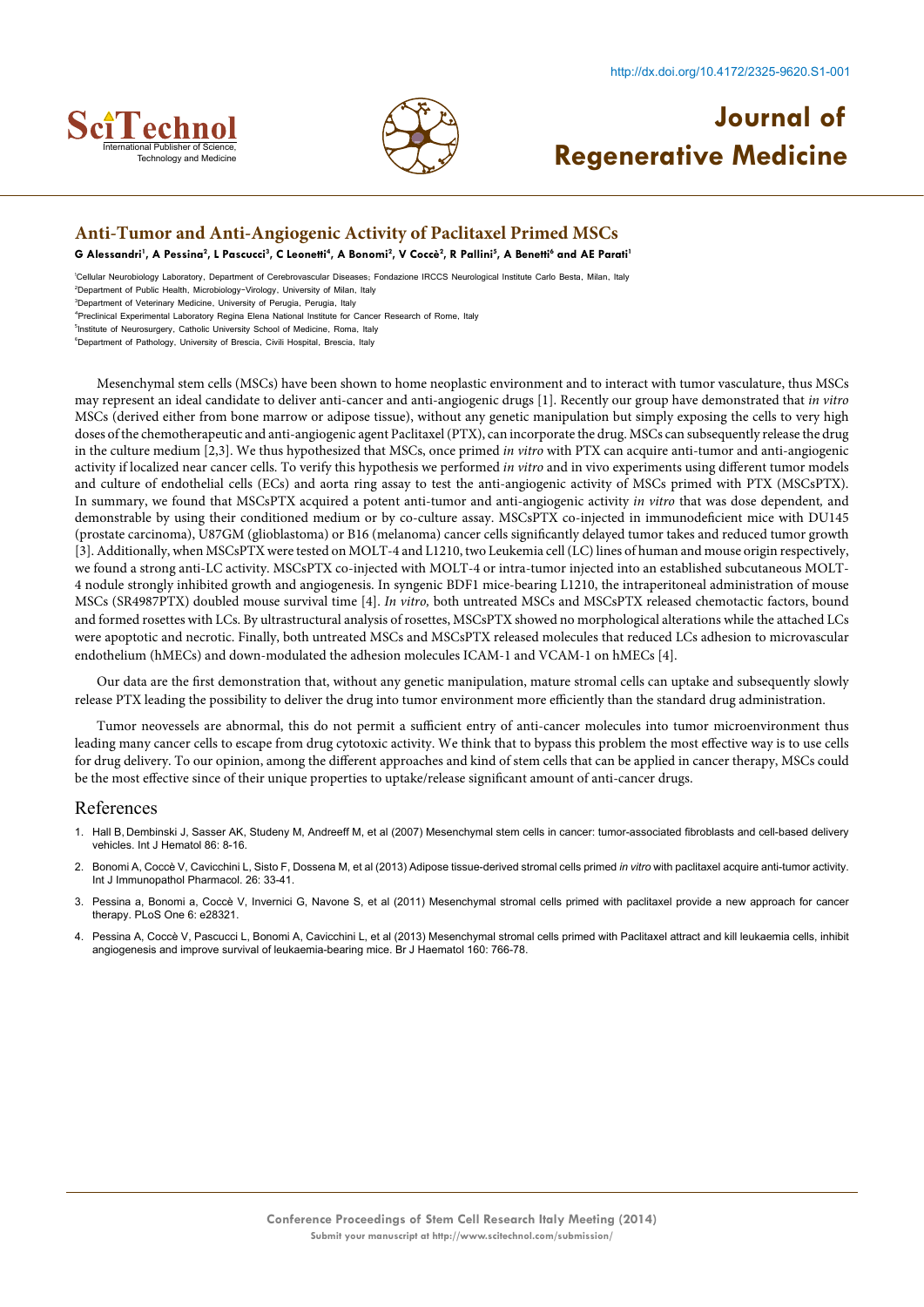# Anti-Tumor and Anti-Angiogenic Activity of Paclitaxel Primed MSCs

**G Alessandri[1], A Pessina[2], L Pascucci[3], C Leonetti[4], A Bonomi[2], V Coccè[2], R Pallini[5], A Benetti[6] and AE Parati[1]**

[1]Cellular Neurobiology Laboratory, Department of Cerebrovascular Diseases; Fondazione IRCCS Neurological Institute Carlo Besta, Milan, Italy
[2]Department of Public Health, Microbiology-Virology, University of Milan, Italy
[3]Department of Veterinary Medicine, University of Perugia, Perugia, Italy
[4]Preclinical Experimental Laboratory Regina Elena National Institute for Cancer Research of Rome, Italy
[5]Institute of Neurosurgery, Catholic University School of Medicine, Roma, Italy
[6]Department of Pathology, University of Brescia, Civili Hospital, Brescia, Italy

Mesenchymal stem cells (MSCs) have been shown to home neoplastic environment and to interact with tumor vasculature, thus MSCs may represent an ideal candidate to deliver anti-cancer and anti-angiogenic drugs [1]. Recently our group have demonstrated that *in vitro* MSCs (derived either from bone marrow or adipose tissue), without any genetic manipulation but simply exposing the cells to very high doses of the chemotherapeutic and anti-angiogenic agent Paclitaxel (PTX), can incorporate the drug. MSCs can subsequently release the drug in the culture medium [2,3]. We thus hypothesized that MSCs, once primed *in vitro* with PTX can acquire anti-tumor and anti-angiogenic activity if localized near cancer cells. To verify this hypothesis we performed *in vitro* and in vivo experiments using different tumor models and culture of endothelial cells (ECs) and aorta ring assay to test the anti-angiogenic activity of MSCs primed with PTX (MSCsPTX). In summary, we found that MSCsPTX acquired a potent anti-tumor and anti-angiogenic activity *in vitro* that was dose dependent, and demonstrable by using their conditioned medium or by co-culture assay. MSCsPTX co-injected in immunodeficient mice with DU145 (prostate carcinoma), U87GM (glioblastoma) or B16 (melanoma) cancer cells significantly delayed tumor takes and reduced tumor growth [3]. Additionally, when MSCsPTX were tested on MOLT-4 and L1210, two Leukemia cell (LC) lines of human and mouse origin respectively, we found a strong anti-LC activity. MSCsPTX co-injected with MOLT-4 or intra-tumor injected into an established subcutaneous MOLT-4 nodule strongly inhibited growth and angiogenesis. In syngenic BDF1 mice-bearing L1210, the intraperitoneal administration of mouse MSCs (SR4987PTX) doubled mouse survival time [4]. *In vitro*, both untreated MSCs and MSCsPTX released chemotactic factors, bound and formed rosettes with LCs. By ultrastructural analysis of rosettes, MSCsPTX showed no morphological alterations while the attached LCs were apoptotic and necrotic. Finally, both untreated MSCs and MSCsPTX released molecules that reduced LCs adhesion to microvascular endothelium (hMECs) and down-modulated the adhesion molecules ICAM-1 and VCAM-1 on hMECs [4].

Our data are the first demonstration that, without any genetic manipulation, mature stromal cells can uptake and subsequently slowly release PTX leading the possibility to deliver the drug into tumor environment more efficiently than the standard drug administration.

Tumor neovessels are abnormal, this do not permit a sufficient entry of anti-cancer molecules into tumor microenvironment thus leading many cancer cells to escape from drug cytotoxic activity. We think that to bypass this problem the most effective way is to use cells for drug delivery. To our opinion, among the different approaches and kind of stem cells that can be applied in cancer therapy, MSCs could be the most effective since of their unique properties to uptake/release significant amount of anti-cancer drugs.

## References

1. Hall B, Dembinski J, Sasser AK, Studeny M, Andreeff M, et al (2007) Mesenchymal stem cells in cancer: tumor-associated fibroblasts and cell-based delivery vehicles. Int J Hematol 86: 8-16.
2. Bonomi A, Coccè V, Cavicchini L, Sisto F, Dossena M, et al (2013) Adipose tissue-derived stromal cells primed *in vitro* with paclitaxel acquire anti-tumor activity. Int J Immunopathol Pharmacol. 26: 33-41.
3. Pessina a, Bonomi a, Coccè V, Invernici G, Navone S, et al (2011) Mesenchymal stromal cells primed with paclitaxel provide a new approach for cancer therapy. PLoS One 6: e28321.
4. Pessina A, Coccè V, Pascucci L, Bonomi A, Cavicchini L, et al (2013) Mesenchymal stromal cells primed with Paclitaxel attract and kill leukaemia cells, inhibit angiogenesis and improve survival of leukaemia-bearing mice. Br J Haematol 160: 766-78.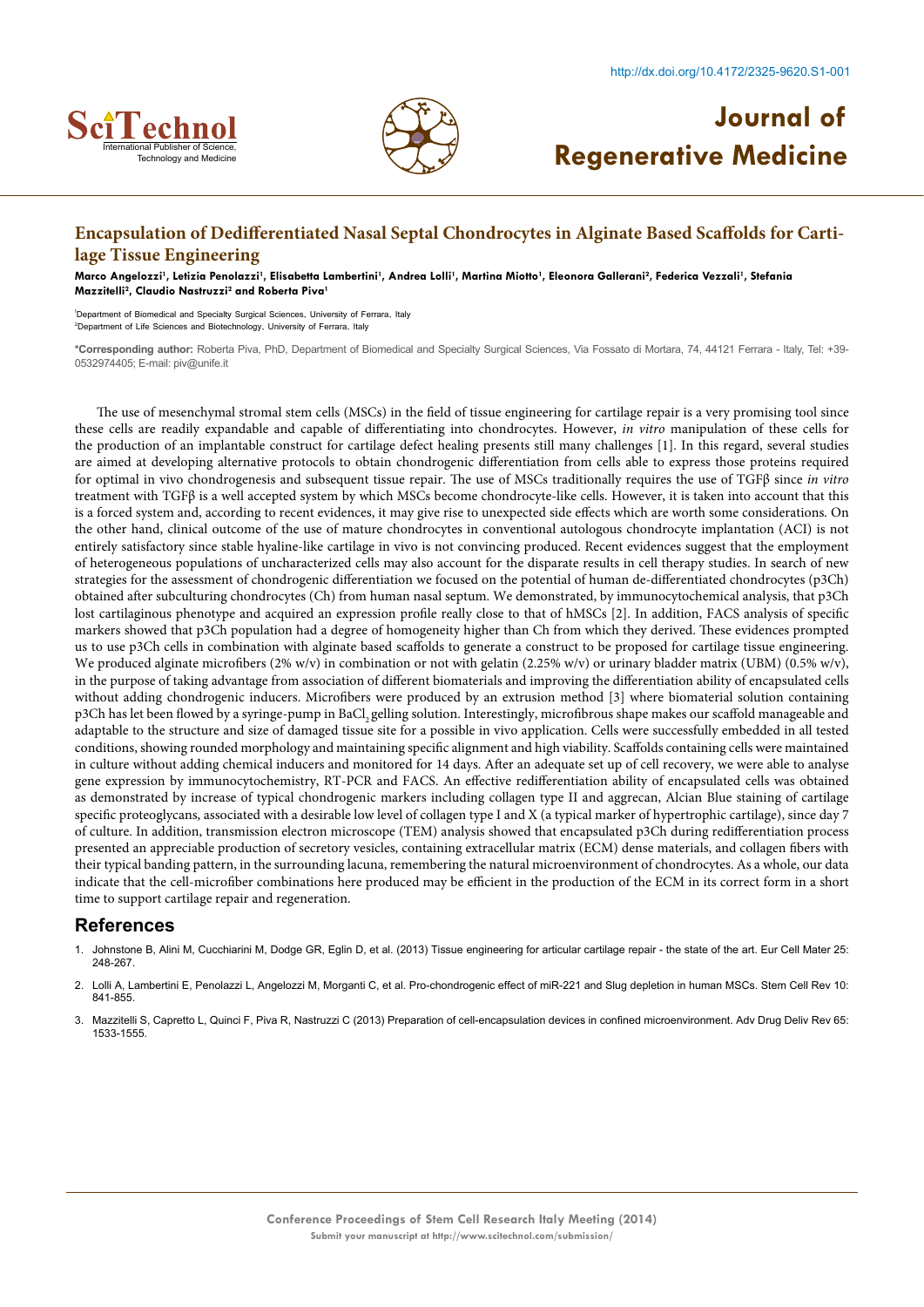# Encapsulation of Dedifferentiated Nasal Septal Chondrocytes in Alginate Based Scaffolds for Cartilage Tissue Engineering

**Marco Angelozzi[1], Letizia Penolazzi[1], Elisabetta Lambertini[1], Andrea Lolli[1], Martina Miotto[1], Eleonora Gallerani[2], Federica Vezzali[1], Stefania Mazzitelli[2], Claudio Nastruzzi[2] and Roberta Piva[1]**

[1]Department of Biomedical and Specialty Surgical Sciences, University of Ferrara, Italy
[2]Department of Life Sciences and Biotechnology, University of Ferrara, Italy

**\*Corresponding author:** Roberta Piva, PhD, Department of Biomedical and Specialty Surgical Sciences, Via Fossato di Mortara, 74, 44121 Ferrara - Italy, Tel: +39-0532974405; E-mail: piv@unife.it

The use of mesenchymal stromal stem cells (MSCs) in the field of tissue engineering for cartilage repair is a very promising tool since these cells are readily expandable and capable of differentiating into chondrocytes. However, *in vitro* manipulation of these cells for the production of an implantable construct for cartilage defect healing presents still many challenges [1]. In this regard, several studies are aimed at developing alternative protocols to obtain chondrogenic differentiation from cells able to express those proteins required for optimal in vivo chondrogenesis and subsequent tissue repair. The use of MSCs traditionally requires the use of TGFβ since *in vitro* treatment with TGFβ is a well accepted system by which MSCs become chondrocyte-like cells. However, it is taken into account that this is a forced system and, according to recent evidences, it may give rise to unexpected side effects which are worth some considerations. On the other hand, clinical outcome of the use of mature chondrocytes in conventional autologous chondrocyte implantation (ACI) is not entirely satisfactory since stable hyaline-like cartilage in vivo is not convincing produced. Recent evidences suggest that the employment of heterogeneous populations of uncharacterized cells may also account for the disparate results in cell therapy studies. In search of new strategies for the assessment of chondrogenic differentiation we focused on the potential of human de-differentiated chondrocytes (p3Ch) obtained after subculturing chondrocytes (Ch) from human nasal septum. We demonstrated, by immunocytochemical analysis, that p3Ch lost cartilaginous phenotype and acquired an expression profile really close to that of hMSCs [2]. In addition, FACS analysis of specific markers showed that p3Ch population had a degree of homogeneity higher than Ch from which they derived. These evidences prompted us to use p3Ch cells in combination with alginate based scaffolds to generate a construct to be proposed for cartilage tissue engineering. We produced alginate microfibers (2% w/v) in combination or not with gelatin (2.25% w/v) or urinary bladder matrix (UBM) (0.5% w/v), in the purpose of taking advantage from association of different biomaterials and improving the differentiation ability of encapsulated cells without adding chondrogenic inducers. Microfibers were produced by an extrusion method [3] where biomaterial solution containing p3Ch has let been flowed by a syringe-pump in $BaCl_2$ gelling solution. Interestingly, microfibrous shape makes our scaffold manageable and adaptable to the structure and size of damaged tissue site for a possible in vivo application. Cells were successfully embedded in all tested conditions, showing rounded morphology and maintaining specific alignment and high viability. Scaffolds containing cells were maintained in culture without adding chemical inducers and monitored for 14 days. After an adequate set up of cell recovery, we were able to analyse gene expression by immunocytochemistry, RT-PCR and FACS. An effective redifferentiation ability of encapsulated cells was obtained as demonstrated by increase of typical chondrogenic markers including collagen type II and aggrecan, Alcian Blue staining of cartilage specific proteoglycans, associated with a desirable low level of collagen type I and X (a typical marker of hypertrophic cartilage), since day 7 of culture. In addition, transmission electron microscope (TEM) analysis showed that encapsulated p3Ch during redifferentiation process presented an appreciable production of secretory vesicles, containing extracellular matrix (ECM) dense materials, and collagen fibers with their typical banding pattern, in the surrounding lacuna, remembering the natural microenvironment of chondrocytes. As a whole, our data indicate that the cell-microfiber combinations here produced may be efficient in the production of the ECM in its correct form in a short time to support cartilage repair and regeneration.

## References

1. Johnstone B, Alini M, Cucchiarini M, Dodge GR, Eglin D, et al. (2013) Tissue engineering for articular cartilage repair - the state of the art. Eur Cell Mater 25: 248-267.
2. Lolli A, Lambertini E, Penolazzi L, Angelozzi M, Morganti C, et al. Pro-chondrogenic effect of miR-221 and Slug depletion in human MSCs. Stem Cell Rev 10: 841-855.
3. Mazzitelli S, Capretto L, Quinci F, Piva R, Nastruzzi C (2013) Preparation of cell-encapsulation devices in confined microenvironment. Adv Drug Deliv Rev 65: 1533-1555.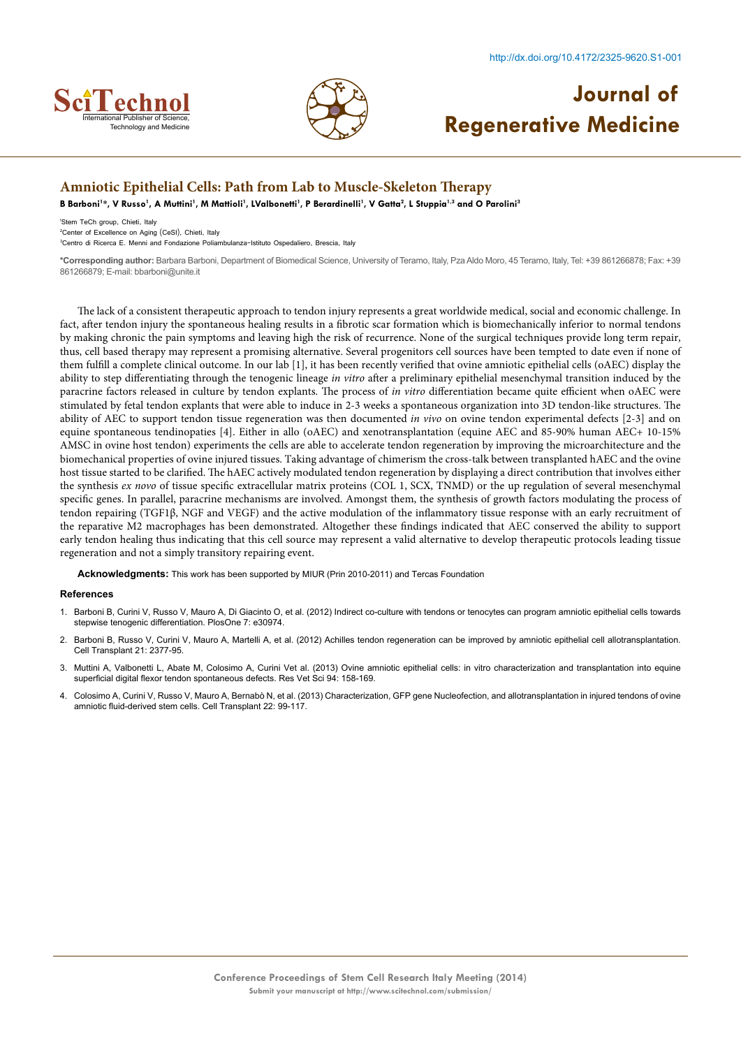## Amniotic Epithelial Cells: Path from Lab to Muscle-Skeleton Therapy

**B Barboni[1]*, V Russo[1], A Muttini[1], M Mattioli[1], LValbonetti[1], P Berardinelli[1], V Gatta[2], L Stuppia[1,3] and O Parolini[3]**

[1]Stem TeCh group, Chieti, Italy

[2]Center of Excellence on Aging (CeSI), Chieti, Italy

[3]Centro di Ricerca E. Menni and Fondazione Poliambulanza-Istituto Ospedaliero, Brescia, Italy

***Corresponding author:** Barbara Barboni, Department of Biomedical Science, University of Teramo, Italy, Pza Aldo Moro, 45 Teramo, Italy, Tel: +39 861266878; Fax: +39 861266879; E-mail: bbarboni@unite.it

The lack of a consistent therapeutic approach to tendon injury represents a great worldwide medical, social and economic challenge. In fact, after tendon injury the spontaneous healing results in a fibrotic scar formation which is biomechanically inferior to normal tendons by making chronic the pain symptoms and leaving high the risk of recurrence. None of the surgical techniques provide long term repair, thus, cell based therapy may represent a promising alternative. Several progenitors cell sources have been tempted to date even if none of them fulfill a complete clinical outcome. In our lab [1], it has been recently verified that ovine amniotic epithelial cells (oAEC) display the ability to step differentiating through the tenogenic lineage *in vitro* after a preliminary epithelial mesenchymal transition induced by the paracrine factors released in culture by tendon explants. The process of *in vitro* differentiation became quite efficient when oAEC were stimulated by fetal tendon explants that were able to induce in 2-3 weeks a spontaneous organization into 3D tendon-like structures. The ability of AEC to support tendon tissue regeneration was then documented *in vivo* on ovine tendon experimental defects [2-3] and on equine spontaneous tendinopaties [4]. Either in allo (oAEC) and xenotransplantation (equine AEC and 85-90% human AEC+ 10-15% AMSC in ovine host tendon) experiments the cells are able to accelerate tendon regeneration by improving the microarchitecture and the biomechanical properties of ovine injured tissues. Taking advantage of chimerism the cross-talk between transplanted hAEC and the ovine host tissue started to be clarified. The hAEC actively modulated tendon regeneration by displaying a direct contribution that involves either the synthesis *ex novo* of tissue specific extracellular matrix proteins (COL 1, SCX, TNMD) or the up regulation of several mesenchymal specific genes. In parallel, paracrine mechanisms are involved. Amongst them, the synthesis of growth factors modulating the process of tendon repairing (TGF1β, NGF and VEGF) and the active modulation of the inflammatory tissue response with an early recruitment of the reparative M2 macrophages has been demonstrated. Altogether these findings indicated that AEC conserved the ability to support early tendon healing thus indicating that this cell source may represent a valid alternative to develop therapeutic protocols leading tissue regeneration and not a simply transitory repairing event.

**Acknowledgments:** This work has been supported by MIUR (Prin 2010-2011) and Tercas Foundation

### References

1. Barboni B, Curini V, Russo V, Mauro A, Di Giacinto O, et al. (2012) Indirect co-culture with tendons or tenocytes can program amniotic epithelial cells towards stepwise tenogenic differentiation. PlosOne 7: e30974.
2. Barboni B, Russo V, Curini V, Mauro A, Martelli A, et al. (2012) Achilles tendon regeneration can be improved by amniotic epithelial cell allotransplantation. Cell Transplant 21: 2377-95.
3. Muttini A, Valbonetti L, Abate M, Colosimo A, Curini Vet al. (2013) Ovine amniotic epithelial cells: in vitro characterization and transplantation into equine superficial digital flexor tendon spontaneous defects. Res Vet Sci 94: 158-169.
4. Colosimo A, Curini V, Russo V, Mauro A, Bernabò N, et al. (2013) Characterization, GFP gene Nucleofection, and allotransplantation in injured tendons of ovine amniotic fluid-derived stem cells. Cell Transplant 22: 99-117.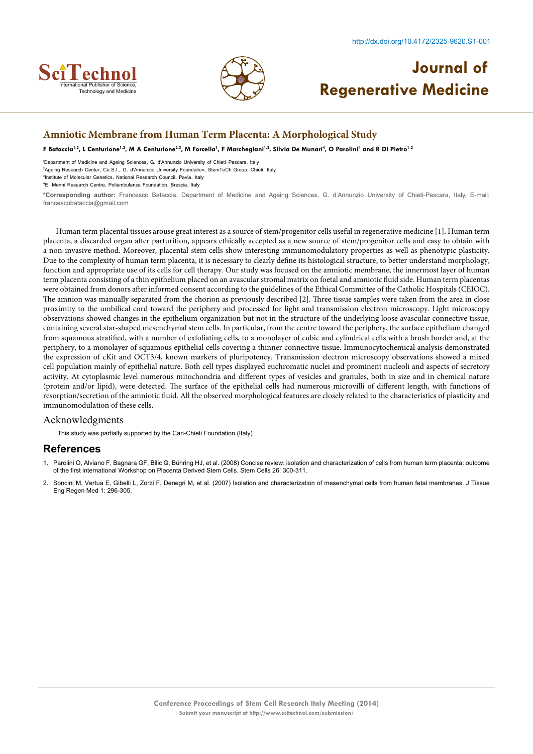# Amniotic Membrane from Human Term Placenta: A Morphological Study

**F Bataccia[1,2], L Centurione[1,2], M A Centurione[2,3], M Forcella[1], F Marchegiani[1,2], Silvia De Munari[4], O Parolini[4] and R Di Pietro[1,2]**

[1]Department of Medicine and Ageing Sciences, G. d'Annunzio University of Chieti-Pescara, Italy
[2]Ageing Research Center, Ce.S.I., G. d'Annunzio University Foundation, StemTeCh Group, Chieti, Italy
[3]Institute of Molecular Genetics, National Research Council, Pavia, Italy
[4]E. Menni Research Centre, Poliambulanza Foundation, Brescia, Italy

**\*Corresponding author:** Francesco Bataccia, Department of Medicine and Ageing Sciences, G. d'Annunzio University of Chieti-Pescara, Italy, E-mail: francescobataccia@gmail.com

Human term placental tissues arouse great interest as a source of stem/progenitor cells useful in regenerative medicine [1]. Human term placenta, a discarded organ after parturition, appears ethically accepted as a new source of stem/progenitor cells and easy to obtain with a non-invasive method. Moreover, placental stem cells show interesting immunomodulatory properties as well as phenotypic plasticity. Due to the complexity of human term placenta, it is necessary to clearly define its histological structure, to better understand morphology, function and appropriate use of its cells for cell therapy. Our study was focused on the amniotic membrane, the innermost layer of human term placenta consisting of a thin epithelium placed on an avascular stromal matrix on foetal and amniotic fluid side. Human term placentas were obtained from donors after informed consent according to the guidelines of the Ethical Committee of the Catholic Hospitals (CEIOC). The amnion was manually separated from the chorion as previously described [2]. Three tissue samples were taken from the area in close proximity to the umbilical cord toward the periphery and processed for light and transmission electron microscopy. Light microscopy observations showed changes in the epithelium organization but not in the structure of the underlying loose avascular connective tissue, containing several star-shaped mesenchymal stem cells. In particular, from the centre toward the periphery, the surface epithelium changed from squamous stratified, with a number of exfoliating cells, to a monolayer of cubic and cylindrical cells with a brush border and, at the periphery, to a monolayer of squamous epithelial cells covering a thinner connective tissue. Immunocytochemical analysis demonstrated the expression of cKit and OCT3/4, known markers of pluripotency. Transmission electron microscopy observations showed a mixed cell population mainly of epithelial nature. Both cell types displayed euchromatic nuclei and prominent nucleoli and aspects of secretory activity. At cytoplasmic level numerous mitochondria and different types of vesicles and granules, both in size and in chemical nature (protein and/or lipid), were detected. The surface of the epithelial cells had numerous microvilli of different length, with functions of resorption/secretion of the amniotic fluid. All the observed morphological features are closely related to the characteristics of plasticity and immunomodulation of these cells.

## Acknowledgments

This study was partially supported by the Cari-Chieti Foundation (Italy)

## References

1. Parolini O, Alviano F, Bagnara GF, Bilic G, Bühring HJ, et al. (2008) Concise review: isolation and characterization of cells from human term placenta: outcome of the first international Workshop on Placenta Derived Stem Cells. Stem Cells 26: 300-311.
2. Soncini M, Vertua E, Gibelli L, Zorzi F, Denegri M, et al. (2007) Isolation and characterization of mesenchymal cells from human fetal membranes. J Tissue Eng Regen Med 1: 296-305.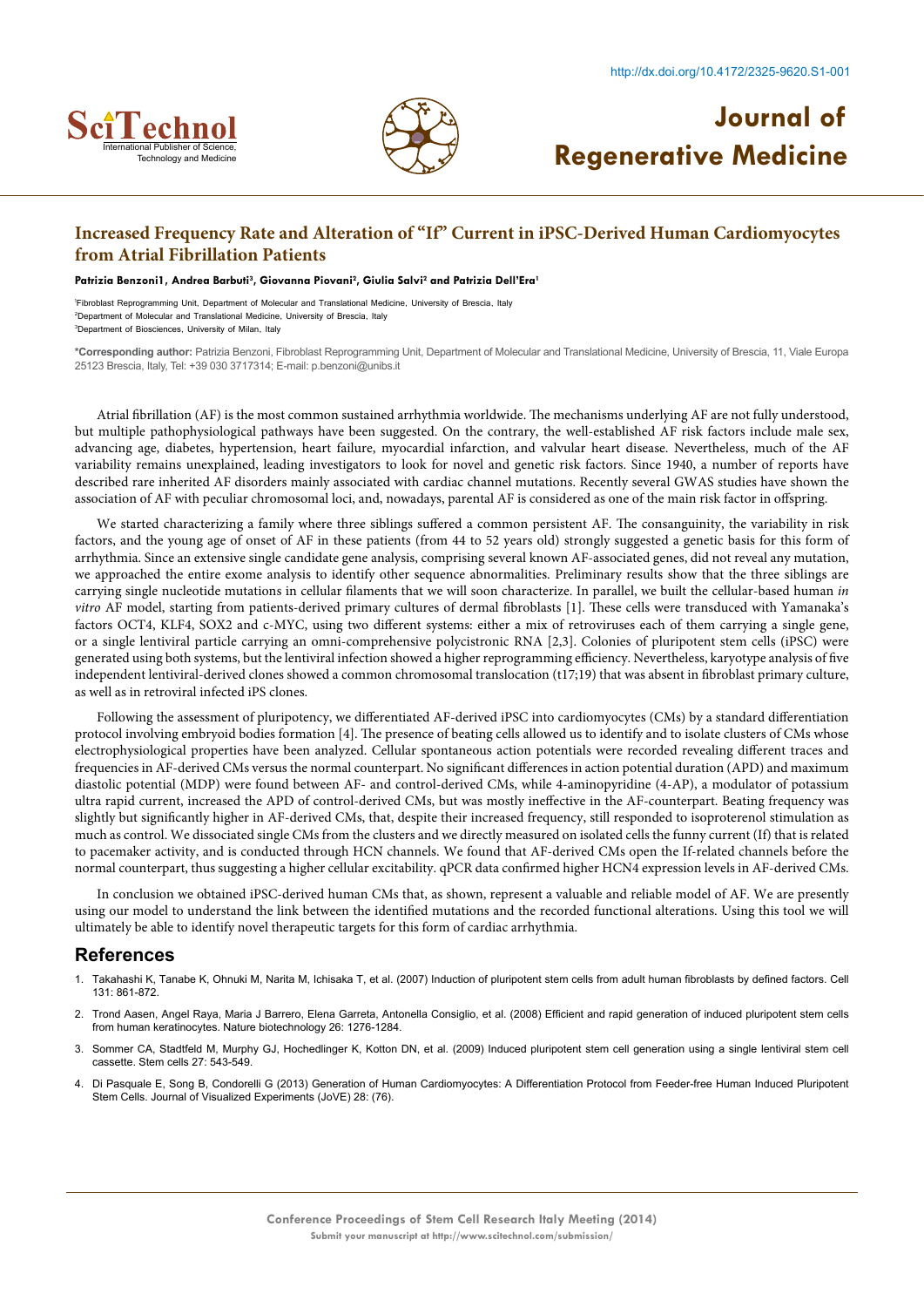## Increased Frequency Rate and Alteration of "If" Current in iPSC-Derived Human Cardiomyocytes from Atrial Fibrillation Patients

**Patrizia Benzoni1, Andrea Barbuti[3], Giovanna Piovani[2], Giulia Salvi[2] and Patrizia Dell'Era[1]**

[1]Fibroblast Reprogramming Unit, Department of Molecular and Translational Medicine, University of Brescia, Italy
[2]Department of Molecular and Translational Medicine, University of Brescia, Italy
[3]Department of Biosciences, University of Milan, Italy

**\*Corresponding author:** Patrizia Benzoni, Fibroblast Reprogramming Unit, Department of Molecular and Translational Medicine, University of Brescia, 11, Viale Europa 25123 Brescia, Italy, Tel: +39 030 3717314; E-mail: p.benzoni@unibs.it

Atrial fibrillation (AF) is the most common sustained arrhythmia worldwide. The mechanisms underlying AF are not fully understood, but multiple pathophysiological pathways have been suggested. On the contrary, the well-established AF risk factors include male sex, advancing age, diabetes, hypertension, heart failure, myocardial infarction, and valvular heart disease. Nevertheless, much of the AF variability remains unexplained, leading investigators to look for novel and genetic risk factors. Since 1940, a number of reports have described rare inherited AF disorders mainly associated with cardiac channel mutations. Recently several GWAS studies have shown the association of AF with peculiar chromosomal loci, and, nowadays, parental AF is considered as one of the main risk factor in offspring.

We started characterizing a family where three siblings suffered a common persistent AF. The consanguinity, the variability in risk factors, and the young age of onset of AF in these patients (from 44 to 52 years old) strongly suggested a genetic basis for this form of arrhythmia. Since an extensive single candidate gene analysis, comprising several known AF-associated genes, did not reveal any mutation, we approached the entire exome analysis to identify other sequence abnormalities. Preliminary results show that the three siblings are carrying single nucleotide mutations in cellular filaments that we will soon characterize. In parallel, we built the cellular-based human *in vitro* AF model, starting from patients-derived primary cultures of dermal fibroblasts [1]. These cells were transduced with Yamanaka's factors OCT4, KLF4, SOX2 and c-MYC, using two different systems: either a mix of retroviruses each of them carrying a single gene, or a single lentiviral particle carrying an omni-comprehensive polycistronic RNA [2,3]. Colonies of pluripotent stem cells (iPSC) were generated using both systems, but the lentiviral infection showed a higher reprogramming efficiency. Nevertheless, karyotype analysis of five independent lentiviral-derived clones showed a common chromosomal translocation (t17;19) that was absent in fibroblast primary culture, as well as in retroviral infected iPS clones.

Following the assessment of pluripotency, we differentiated AF-derived iPSC into cardiomyocytes (CMs) by a standard differentiation protocol involving embryoid bodies formation [4]. The presence of beating cells allowed us to identify and to isolate clusters of CMs whose electrophysiological properties have been analyzed. Cellular spontaneous action potentials were recorded revealing different traces and frequencies in AF-derived CMs versus the normal counterpart. No significant differences in action potential duration (APD) and maximum diastolic potential (MDP) were found between AF- and control-derived CMs, while 4-aminopyridine (4-AP), a modulator of potassium ultra rapid current, increased the APD of control-derived CMs, but was mostly ineffective in the AF-counterpart. Beating frequency was slightly but significantly higher in AF-derived CMs, that, despite their increased frequency, still responded to isoproterenol stimulation as much as control. We dissociated single CMs from the clusters and we directly measured on isolated cells the funny current (If) that is related to pacemaker activity, and is conducted through HCN channels. We found that AF-derived CMs open the If-related channels before the normal counterpart, thus suggesting a higher cellular excitability. qPCR data confirmed higher HCN4 expression levels in AF-derived CMs.

In conclusion we obtained iPSC-derived human CMs that, as shown, represent a valuable and reliable model of AF. We are presently using our model to understand the link between the identified mutations and the recorded functional alterations. Using this tool we will ultimately be able to identify novel therapeutic targets for this form of cardiac arrhythmia.

## References

1. Takahashi K, Tanabe K, Ohnuki M, Narita M, Ichisaka T, et al. (2007) Induction of pluripotent stem cells from adult human fibroblasts by defined factors. Cell 131: 861-872.
2. Trond Aasen, Angel Raya, Maria J Barrero, Elena Garreta, Antonella Consiglio, et al. (2008) Efficient and rapid generation of induced pluripotent stem cells from human keratinocytes. Nature biotechnology 26: 1276-1284.
3. Sommer CA, Stadtfeld M, Murphy GJ, Hochedlinger K, Kotton DN, et al. (2009) Induced pluripotent stem cell generation using a single lentiviral stem cell cassette. Stem cells 27: 543-549.
4. Di Pasquale E, Song B, Condorelli G (2013) Generation of Human Cardiomyocytes: A Differentiation Protocol from Feeder-free Human Induced Pluripotent Stem Cells. Journal of Visualized Experiments (JoVE) 28: (76).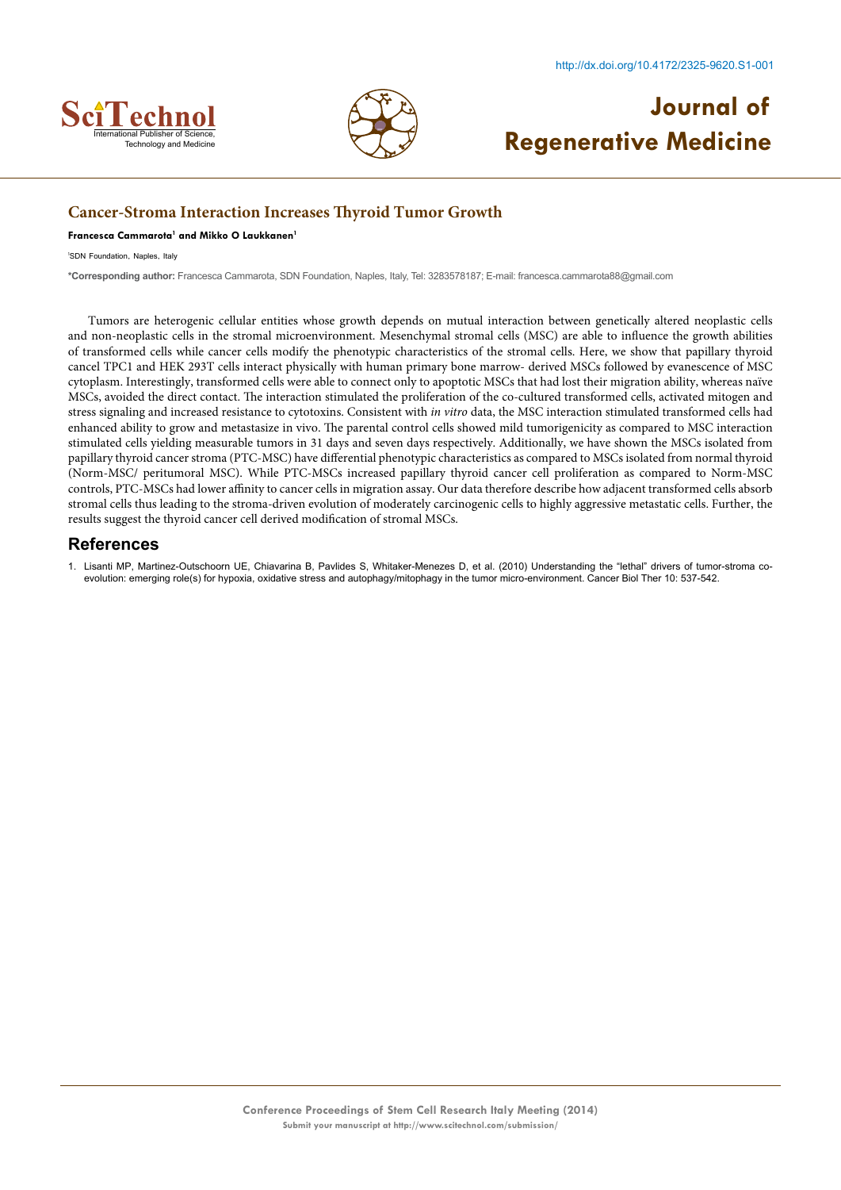## Cancer-Stroma Interaction Increases Thyroid Tumor Growth

**Francesca Cammarota[1] and Mikko O Laukkanen[1]**

[1]SDN Foundation, Naples, Italy

**\*Corresponding author:** Francesca Cammarota, SDN Foundation, Naples, Italy, Tel: 3283578187; E-mail: francesca.cammarota88@gmail.com

Tumors are heterogenic cellular entities whose growth depends on mutual interaction between genetically altered neoplastic cells and non-neoplastic cells in the stromal microenvironment. Mesenchymal stromal cells (MSC) are able to influence the growth abilities of transformed cells while cancer cells modify the phenotypic characteristics of the stromal cells. Here, we show that papillary thyroid cancel TPC1 and HEK 293T cells interact physically with human primary bone marrow- derived MSCs followed by evanescence of MSC cytoplasm. Interestingly, transformed cells were able to connect only to apoptotic MSCs that had lost their migration ability, whereas naïve MSCs, avoided the direct contact. The interaction stimulated the proliferation of the co-cultured transformed cells, activated mitogen and stress signaling and increased resistance to cytotoxins. Consistent with *in vitro* data, the MSC interaction stimulated transformed cells had enhanced ability to grow and metastasize in vivo. The parental control cells showed mild tumorigenicity as compared to MSC interaction stimulated cells yielding measurable tumors in 31 days and seven days respectively. Additionally, we have shown the MSCs isolated from papillary thyroid cancer stroma (PTC-MSC) have differential phenotypic characteristics as compared to MSCs isolated from normal thyroid (Norm-MSC/ peritumoral MSC). While PTC-MSCs increased papillary thyroid cancer cell proliferation as compared to Norm-MSC controls, PTC-MSCs had lower affinity to cancer cells in migration assay. Our data therefore describe how adjacent transformed cells absorb stromal cells thus leading to the stroma-driven evolution of moderately carcinogenic cells to highly aggressive metastatic cells. Further, the results suggest the thyroid cancer cell derived modification of stromal MSCs.

## References

1. Lisanti MP, Martinez-Outschoorn UE, Chiavarina B, Pavlides S, Whitaker-Menezes D, et al. (2010) Understanding the "lethal" drivers of tumor-stroma co-evolution: emerging role(s) for hypoxia, oxidative stress and autophagy/mitophagy in the tumor micro-environment. Cancer Biol Ther 10: 537-542.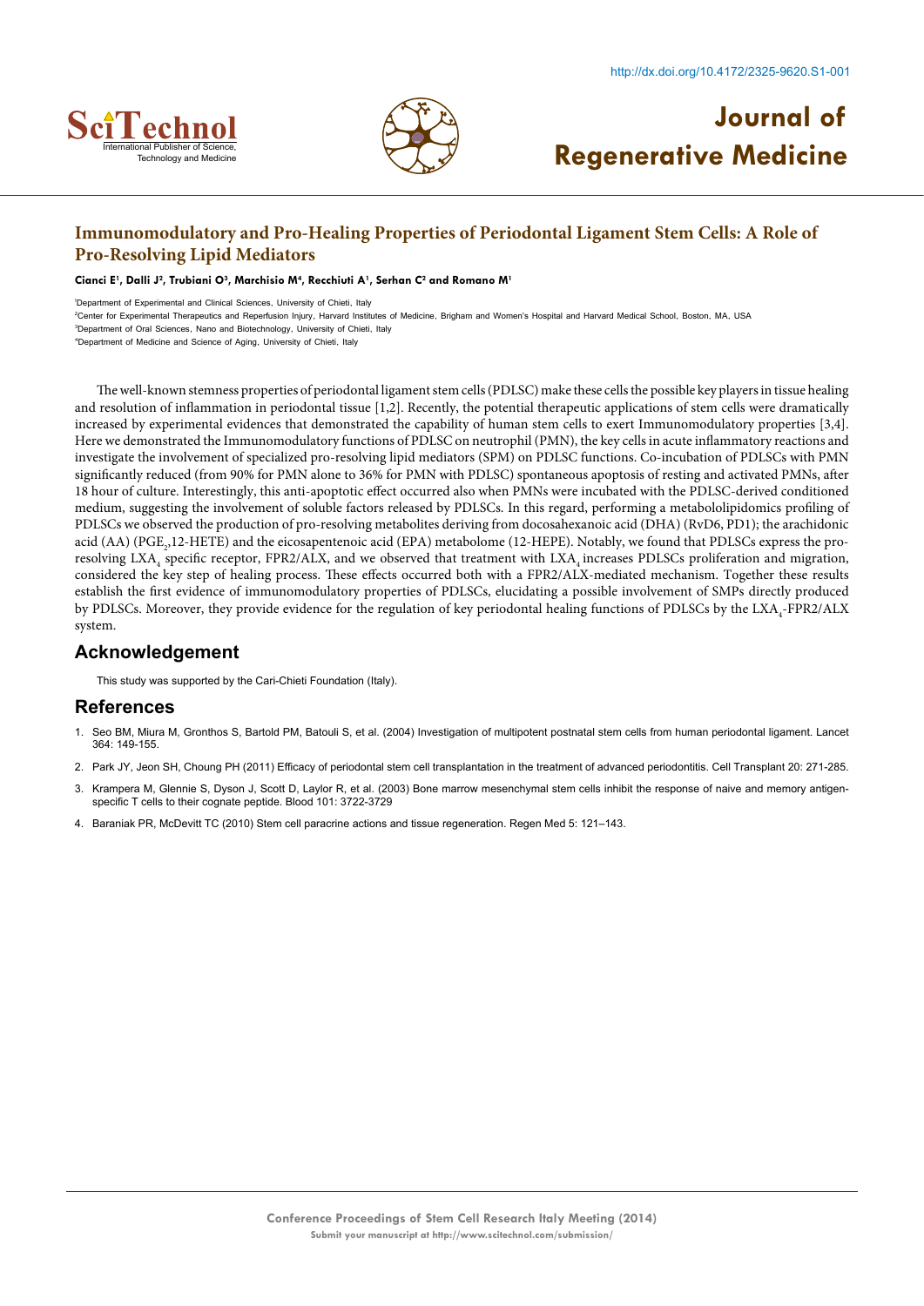## Immunomodulatory and Pro-Healing Properties of Periodontal Ligament Stem Cells: A Role of Pro-Resolving Lipid Mediators

**Cianci E[1], Dalli J[2], Trubiani O[3], Marchisio M[4], Recchiuti A[1], Serhan C[2] and Romano M[1]**

[1]Department of Experimental and Clinical Sciences, University of Chieti, Italy

[2]Center for Experimental Therapeutics and Reperfusion Injury, Harvard Institutes of Medicine, Brigham and Women's Hospital and Harvard Medical School, Boston, MA, USA

[3]Department of Oral Sciences, Nano and Biotechnology, University of Chieti, Italy

[4]Department of Medicine and Science of Aging, University of Chieti, Italy

The well-known stemness properties of periodontal ligament stem cells (PDLSC) make these cells the possible key players in tissue healing and resolution of inflammation in periodontal tissue [1,2]. Recently, the potential therapeutic applications of stem cells were dramatically increased by experimental evidences that demonstrated the capability of human stem cells to exert Immunomodulatory properties [3,4]. Here we demonstrated the Immunomodulatory functions of PDLSC on neutrophil (PMN), the key cells in acute inflammatory reactions and investigate the involvement of specialized pro-resolving lipid mediators (SPM) on PDLSC functions. Co-incubation of PDLSCs with PMN significantly reduced (from 90% for PMN alone to 36% for PMN with PDLSC) spontaneous apoptosis of resting and activated PMNs, after 18 hour of culture. Interestingly, this anti-apoptotic effect occurred also when PMNs were incubated with the PDLSC-derived conditioned medium, suggesting the involvement of soluble factors released by PDLSCs. In this regard, performing a metabololipidomics profiling of PDLSCs we observed the production of pro-resolving metabolites deriving from docosahexaenoic acid (DHA) (RvD6, PD1); the arachidonic acid (AA) ($PGE_2$,12-HETE) and the eicosapentenoic acid (EPA) metabolome (12-HEPE). Notably, we found that PDLSCs express the pro-resolving $LXA_4$ specific receptor, FPR2/ALX, and we observed that treatment with $LXA_4$ increases PDLSCs proliferation and migration, considered the key step of healing process. These effects occurred both with a FPR2/ALX-mediated mechanism. Together these results establish the first evidence of immunomodulatory properties of PDLSCs, elucidating a possible involvement of SMPs directly produced by PDLSCs. Moreover, they provide evidence for the regulation of key periodontal healing functions of PDLSCs by the $LXA_4$-FPR2/ALX system.

## Acknowledgement

This study was supported by the Cari-Chieti Foundation (Italy).

## References

1. Seo BM, Miura M, Gronthos S, Bartold PM, Batouli S, et al. (2004) Investigation of multipotent postnatal stem cells from human periodontal ligament. Lancet 364: 149-155.
2. Park JY, Jeon SH, Choung PH (2011) Efficacy of periodontal stem cell transplantation in the treatment of advanced periodontitis. Cell Transplant 20: 271-285.
3. Krampera M, Glennie S, Dyson J, Scott D, Laylor R, et al. (2003) Bone marrow mesenchymal stem cells inhibit the response of naive and memory antigen-specific T cells to their cognate peptide. Blood 101: 3722-3729
4. Baraniak PR, McDevitt TC (2010) Stem cell paracrine actions and tissue regeneration. Regen Med 5: 121–143.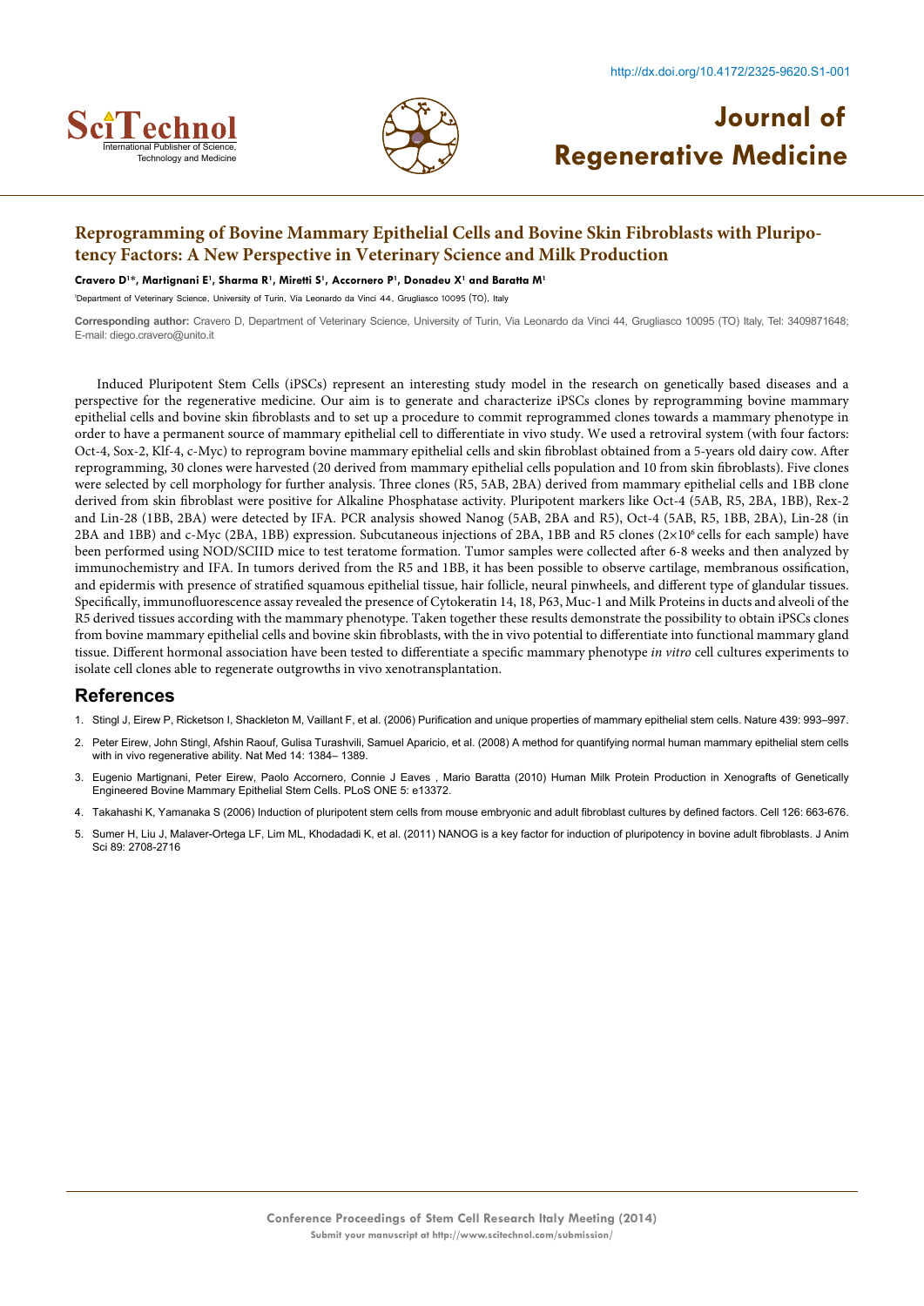## Reprogramming of Bovine Mammary Epithelial Cells and Bovine Skin Fibroblasts with Pluripotency Factors: A New Perspective in Veterinary Science and Milk Production

**Cravero D[1]*, Martignani E[1], Sharma R[1], Miretti S[1], Accornero P[1], Donadeu X[1] and Baratta M[1]**

[1]Department of Veterinary Science, University of Turin, Via Leonardo da Vinci 44, Grugliasco 10095 (TO), Italy

**Corresponding author:** Cravero D, Department of Veterinary Science, University of Turin, Via Leonardo da Vinci 44, Grugliasco 10095 (TO) Italy, Tel: 3409871648; E-mail: diego.cravero@unito.it

Induced Pluripotent Stem Cells (iPSCs) represent an interesting study model in the research on genetically based diseases and a perspective for the regenerative medicine. Our aim is to generate and characterize iPSCs clones by reprogramming bovine mammary epithelial cells and bovine skin fibroblasts and to set up a procedure to commit reprogrammed clones towards a mammary phenotype in order to have a permanent source of mammary epithelial cell to differentiate in vivo study. We used a retroviral system (with four factors: Oct-4, Sox-2, Klf-4, c-Myc) to reprogram bovine mammary epithelial cells and skin fibroblast obtained from a 5-years old dairy cow. After reprogramming, 30 clones were harvested (20 derived from mammary epithelial cells population and 10 from skin fibroblasts). Five clones were selected by cell morphology for further analysis. Three clones (R5, 5AB, 2BA) derived from mammary epithelial cells and 1BB clone derived from skin fibroblast were positive for Alkaline Phosphatase activity. Pluripotent markers like Oct-4 (5AB, R5, 2BA, 1BB), Rex-2 and Lin-28 (1BB, 2BA) were detected by IFA. PCR analysis showed Nanog (5AB, 2BA and R5), Oct-4 (5AB, R5, 1BB, 2BA), Lin-28 (in 2BA and 1BB) and c-Myc (2BA, 1BB) expression. Subcutaneous injections of 2BA, 1BB and R5 clones ($2\times10^6$ cells for each sample) have been performed using NOD/SCIID mice to test teratome formation. Tumor samples were collected after 6-8 weeks and then analyzed by immunochemistry and IFA. In tumors derived from the R5 and 1BB, it has been possible to observe cartilage, membranous ossification, and epidermis with presence of stratified squamous epithelial tissue, hair follicle, neural pinwheels, and different type of glandular tissues. Specifically, immunofluorescence assay revealed the presence of Cytokeratin 14, 18, P63, Muc-1 and Milk Proteins in ducts and alveoli of the R5 derived tissues according with the mammary phenotype. Taken together these results demonstrate the possibility to obtain iPSCs clones from bovine mammary epithelial cells and bovine skin fibroblasts, with the in vivo potential to differentiate into functional mammary gland tissue. Different hormonal association have been tested to differentiate a specific mammary phenotype *in vitro* cell cultures experiments to isolate cell clones able to regenerate outgrowths in vivo xenotransplantation.

## References

1. Stingl J, Eirew P, Ricketson I, Shackleton M, Vaillant F, et al. (2006) Purification and unique properties of mammary epithelial stem cells. Nature 439: 993–997.
2. Peter Eirew, John Stingl, Afshin Raouf, Gulisa Turashvili, Samuel Aparicio, et al. (2008) A method for quantifying normal human mammary epithelial stem cells with in vivo regenerative ability. Nat Med 14: 1384– 1389.
3. Eugenio Martignani, Peter Eirew, Paolo Accornero, Connie J Eaves , Mario Baratta (2010) Human Milk Protein Production in Xenografts of Genetically Engineered Bovine Mammary Epithelial Stem Cells. PLoS ONE 5: e13372.
4. Takahashi K, Yamanaka S (2006) Induction of pluripotent stem cells from mouse embryonic and adult fibroblast cultures by defined factors. Cell 126: 663-676.
5. Sumer H, Liu J, Malaver-Ortega LF, Lim ML, Khodadadi K, et al. (2011) NANOG is a key factor for induction of pluripotency in bovine adult fibroblasts. J Anim Sci 89: 2708-2716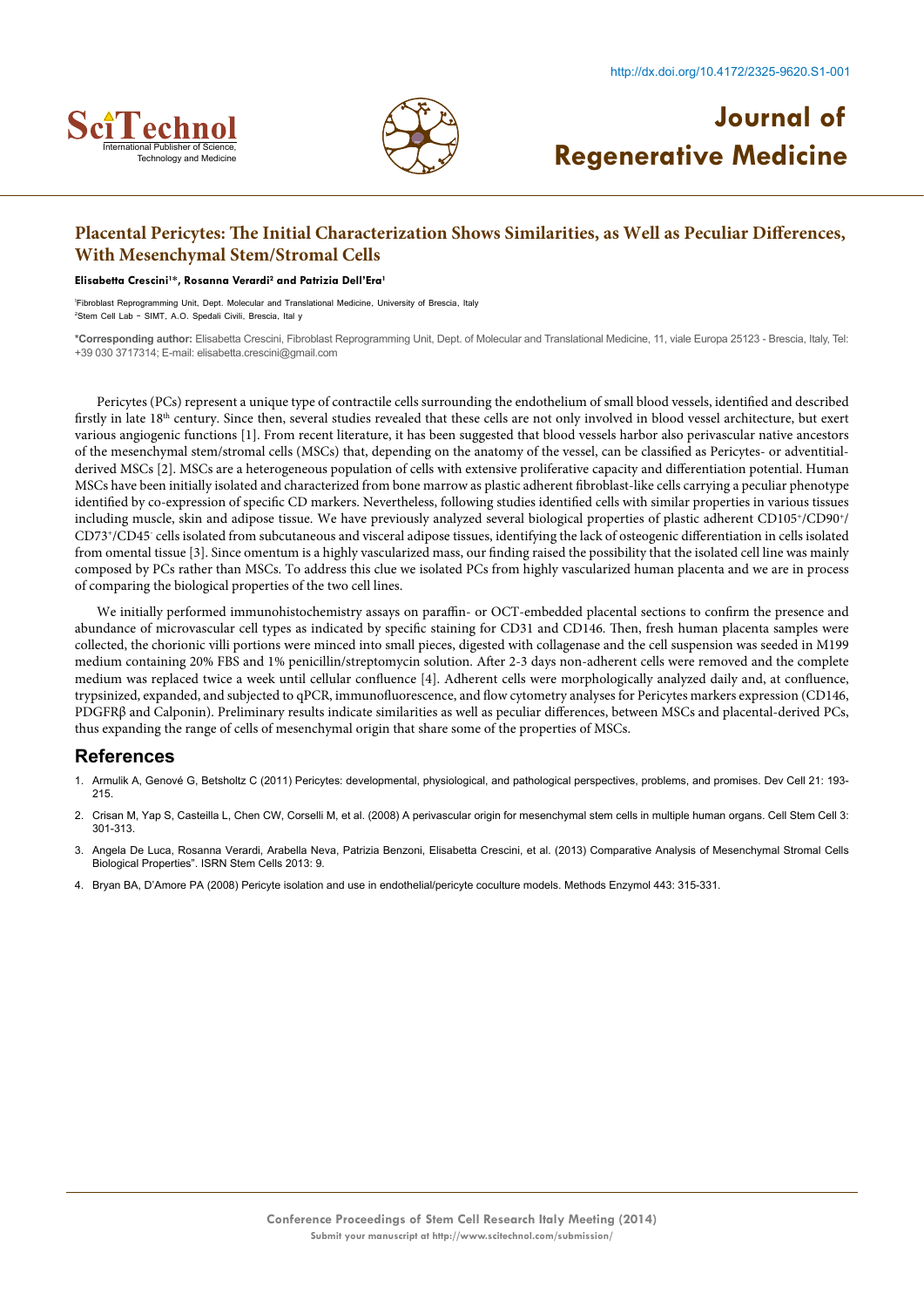# Placental Pericytes: The Initial Characterization Shows Similarities, as Well as Peculiar Differences, With Mesenchymal Stem/Stromal Cells

**Elisabetta Crescini[1]*, Rosanna Verardi[2] and Patrizia Dell'Era[1]**

[1]Fibroblast Reprogramming Unit, Dept. Molecular and Translational Medicine, University of Brescia, Italy
[2]Stem Cell Lab – SIMT, A.O. Spedali Civili, Brescia, Ital y

**\*Corresponding author:** Elisabetta Crescini, Fibroblast Reprogramming Unit, Dept. of Molecular and Translational Medicine, 11, viale Europa 25123 - Brescia, Italy, Tel: +39 030 3717314; E-mail: elisabetta.crescini@gmail.com

Pericytes (PCs) represent a unique type of contractile cells surrounding the endothelium of small blood vessels, identified and described firstly in late 18th century. Since then, several studies revealed that these cells are not only involved in blood vessel architecture, but exert various angiogenic functions [1]. From recent literature, it has been suggested that blood vessels harbor also perivascular native ancestors of the mesenchymal stem/stromal cells (MSCs) that, depending on the anatomy of the vessel, can be classified as Pericytes- or adventitial-derived MSCs [2]. MSCs are a heterogeneous population of cells with extensive proliferative capacity and differentiation potential. Human MSCs have been initially isolated and characterized from bone marrow as plastic adherent fibroblast-like cells carrying a peculiar phenotype identified by co-expression of specific CD markers. Nevertheless, following studies identified cells with similar properties in various tissues including muscle, skin and adipose tissue. We have previously analyzed several biological properties of plastic adherent CD105$^+$/CD90$^+$/CD73$^+$/CD45$^-$ cells isolated from subcutaneous and visceral adipose tissues, identifying the lack of osteogenic differentiation in cells isolated from omental tissue [3]. Since omentum is a highly vascularized mass, our finding raised the possibility that the isolated cell line was mainly composed by PCs rather than MSCs. To address this clue we isolated PCs from highly vascularized human placenta and we are in process of comparing the biological properties of the two cell lines.

We initially performed immunohistochemistry assays on paraffin- or OCT-embedded placental sections to confirm the presence and abundance of microvascular cell types as indicated by specific staining for CD31 and CD146. Then, fresh human placenta samples were collected, the chorionic villi portions were minced into small pieces, digested with collagenase and the cell suspension was seeded in M199 medium containing 20% FBS and 1% penicillin/streptomycin solution. After 2-3 days non-adherent cells were removed and the complete medium was replaced twice a week until cellular confluence [4]. Adherent cells were morphologically analyzed daily and, at confluence, trypsinized, expanded, and subjected to qPCR, immunofluorescence, and flow cytometry analyses for Pericytes markers expression (CD146, PDGFRβ and Calponin). Preliminary results indicate similarities as well as peculiar differences, between MSCs and placental-derived PCs, thus expanding the range of cells of mesenchymal origin that share some of the properties of MSCs.

## References

1. Armulik A, Genové G, Betsholtz C (2011) Pericytes: developmental, physiological, and pathological perspectives, problems, and promises. Dev Cell 21: 193-215.
2. Crisan M, Yap S, Casteilla L, Chen CW, Corselli M, et al. (2008) A perivascular origin for mesenchymal stem cells in multiple human organs. Cell Stem Cell 3: 301-313.
3. Angela De Luca, Rosanna Verardi, Arabella Neva, Patrizia Benzoni, Elisabetta Crescini, et al. (2013) Comparative Analysis of Mesenchymal Stromal Cells Biological Properties". ISRN Stem Cells 2013: 9.
4. Bryan BA, D'Amore PA (2008) Pericyte isolation and use in endothelial/pericyte coculture models. Methods Enzymol 443: 315-331.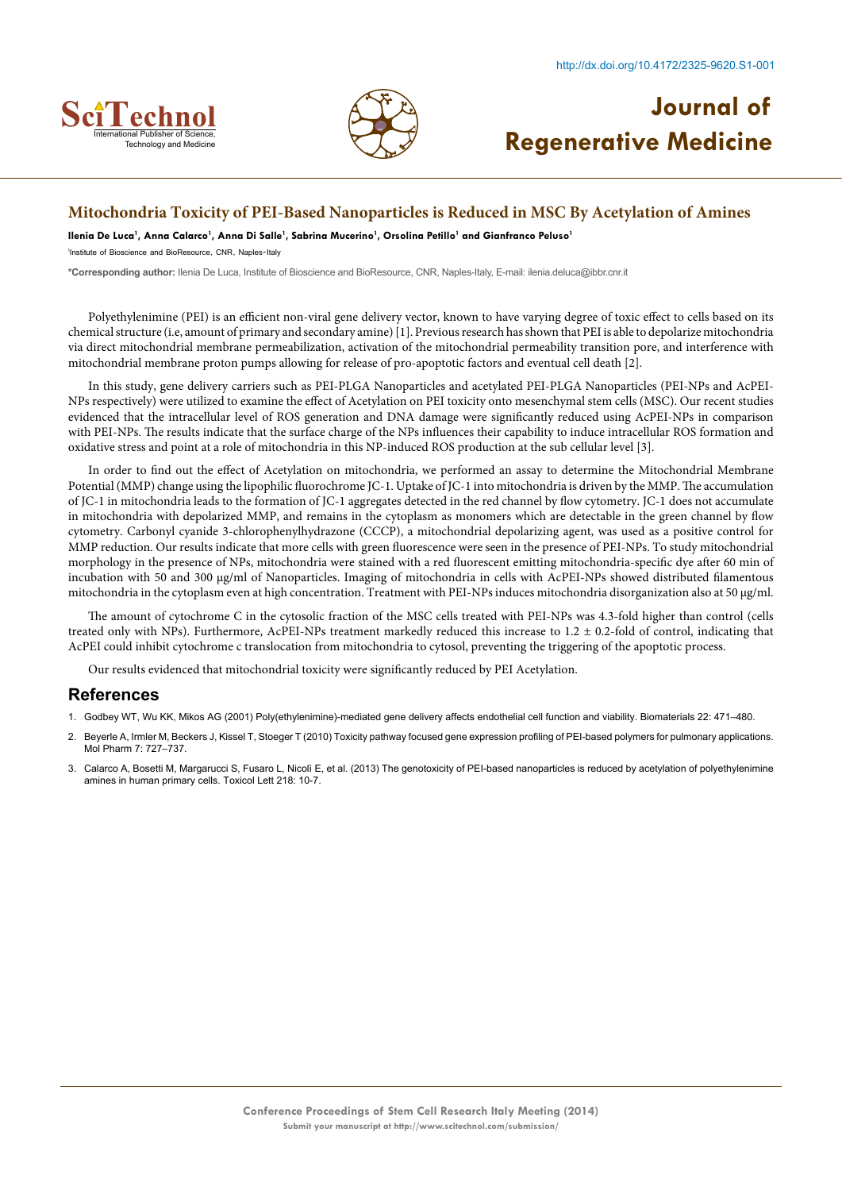# Mitochondria Toxicity of PEI-Based Nanoparticles is Reduced in MSC By Acetylation of Amines

**Ilenia De Luca[1], Anna Calarco[1], Anna Di Salle[1], Sabrina Mucerino[1], Orsolina Petillo[1] and Gianfranco Peluso[1]**

[1]Institute of Bioscience and BioResource, CNR, Naples-Italy

**\*Corresponding author:** Ilenia De Luca, Institute of Bioscience and BioResource, CNR, Naples-Italy, E-mail: ilenia.deluca@ibbr.cnr.it

Polyethylenimine (PEI) is an efficient non-viral gene delivery vector, known to have varying degree of toxic effect to cells based on its chemical structure (i.e, amount of primary and secondary amine) [1]. Previous research has shown that PEI is able to depolarize mitochondria via direct mitochondrial membrane permeabilization, activation of the mitochondrial permeability transition pore, and interference with mitochondrial membrane proton pumps allowing for release of pro-apoptotic factors and eventual cell death [2].

In this study, gene delivery carriers such as PEI-PLGA Nanoparticles and acetylated PEI-PLGA Nanoparticles (PEI-NPs and AcPEI-NPs respectively) were utilized to examine the effect of Acetylation on PEI toxicity onto mesenchymal stem cells (MSC). Our recent studies evidenced that the intracellular level of ROS generation and DNA damage were significantly reduced using AcPEI-NPs in comparison with PEI-NPs. The results indicate that the surface charge of the NPs influences their capability to induce intracellular ROS formation and oxidative stress and point at a role of mitochondria in this NP-induced ROS production at the sub cellular level [3].

In order to find out the effect of Acetylation on mitochondria, we performed an assay to determine the Mitochondrial Membrane Potential (MMP) change using the lipophilic fluorochrome JC-1. Uptake of JC-1 into mitochondria is driven by the MMP. The accumulation of JC-1 in mitochondria leads to the formation of JC-1 aggregates detected in the red channel by flow cytometry. JC-1 does not accumulate in mitochondria with depolarized MMP, and remains in the cytoplasm as monomers which are detectable in the green channel by flow cytometry. Carbonyl cyanide 3-chlorophenylhydrazone (CCCP), a mitochondrial depolarizing agent, was used as a positive control for MMP reduction. Our results indicate that more cells with green fluorescence were seen in the presence of PEI-NPs. To study mitochondrial morphology in the presence of NPs, mitochondria were stained with a red fluorescent emitting mitochondria-specific dye after 60 min of incubation with 50 and 300 µg/ml of Nanoparticles. Imaging of mitochondria in cells with AcPEI-NPs showed distributed filamentous mitochondria in the cytoplasm even at high concentration. Treatment with PEI-NPs induces mitochondria disorganization also at 50 µg/ml.

The amount of cytochrome C in the cytosolic fraction of the MSC cells treated with PEI-NPs was 4.3-fold higher than control (cells treated only with NPs). Furthermore, AcPEI-NPs treatment markedly reduced this increase to 1.2 ± 0.2-fold of control, indicating that AcPEI could inhibit cytochrome c translocation from mitochondria to cytosol, preventing the triggering of the apoptotic process.

Our results evidenced that mitochondrial toxicity were significantly reduced by PEI Acetylation.

## References

1. Godbey WT, Wu KK, Mikos AG (2001) Poly(ethylenimine)-mediated gene delivery affects endothelial cell function and viability. Biomaterials 22: 471–480.
2. Beyerle A, Irmler M, Beckers J, Kissel T, Stoeger T (2010) Toxicity pathway focused gene expression profiling of PEI-based polymers for pulmonary applications. Mol Pharm 7: 727–737.
3. Calarco A, Bosetti M, Margarucci S, Fusaro L, Nicoli E, et al. (2013) The genotoxicity of PEI-based nanoparticles is reduced by acetylation of polyethylenimine amines in human primary cells. Toxicol Lett 218: 10-7.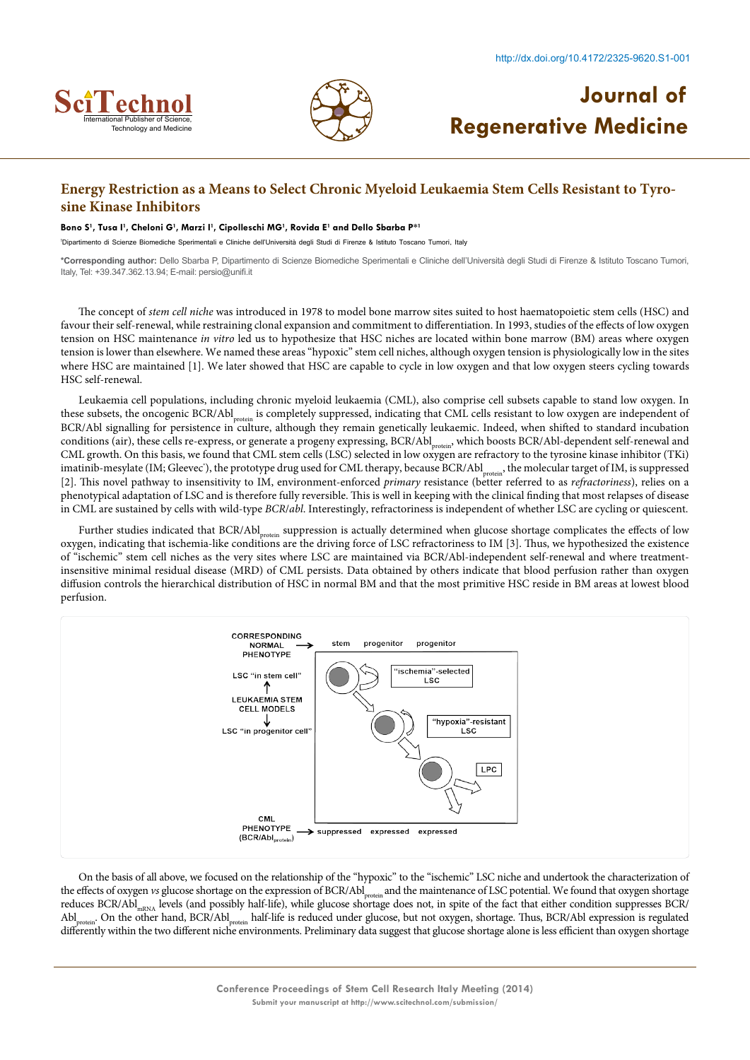## Energy Restriction as a Means to Select Chronic Myeloid Leukaemia Stem Cells Resistant to Tyrosine Kinase Inhibitors

**Bono S[1], Tusa I[1], Cheloni G[1], Marzi I[1], Cipolleschi MG[1], Rovida E[1] and Dello Sbarba P*[1]**

[1]Dipartimento di Scienze Biomediche Sperimentali e Cliniche dell'Università degli Studi di Firenze & Istituto Toscano Tumori, Italy

**\*Corresponding author:** Dello Sbarba P, Dipartimento di Scienze Biomediche Sperimentali e Cliniche dell'Università degli Studi di Firenze & Istituto Toscano Tumori, Italy, Tel: +39.347.362.13.94; E-mail: persio@unifi.it

The concept of *stem cell niche* was introduced in 1978 to model bone marrow sites suited to host haematopoietic stem cells (HSC) and favour their self-renewal, while restraining clonal expansion and commitment to differentiation. In 1993, studies of the effects of low oxygen tension on HSC maintenance *in vitro* led us to hypothesize that HSC niches are located within bone marrow (BM) areas where oxygen tension is lower than elsewhere. We named these areas "hypoxic" stem cell niches, although oxygen tension is physiologically low in the sites where HSC are maintained [1]. We later showed that HSC are capable to cycle in low oxygen and that low oxygen steers cycling towards HSC self-renewal.

Leukaemia cell populations, including chronic myeloid leukaemia (CML), also comprise cell subsets capable to stand low oxygen. In these subsets, the oncogenic BCR/Abl$_{protein}$ is completely suppressed, indicating that CML cells resistant to low oxygen are independent of BCR/Abl signalling for persistence in culture, although they remain genetically leukaemic. Indeed, when shifted to standard incubation conditions (air), these cells re-express, or generate a progeny expressing, BCR/Abl$_{protein}$, which boosts BCR/Abl-dependent self-renewal and CML growth. On this basis, we found that CML stem cells (LSC) selected in low oxygen are refractory to the tyrosine kinase inhibitor (TKi) imatinib-mesylate (IM; Gleevec®), the prototype drug used for CML therapy, because BCR/Abl$_{protein}$, the molecular target of IM, is suppressed [2]. This novel pathway to insensitivity to IM, environment-enforced *primary* resistance (better referred to as *refractoriness*), relies on a phenotypical adaptation of LSC and is therefore fully reversible. This is well in keeping with the clinical finding that most relapses of disease in CML are sustained by cells with wild-type *BCR/abl*. Interestingly, refractoriness is independent of whether LSC are cycling or quiescent.

Further studies indicated that BCR/Abl$_{protein}$ suppression is actually determined when glucose shortage complicates the effects of low oxygen, indicating that ischemia-like conditions are the driving force of LSC refractoriness to IM [3]. Thus, we hypothesized the existence of "ischemic" stem cell niches as the very sites where LSC are maintained via BCR/Abl-independent self-renewal and where treatment-insensitive minimal residual disease (MRD) of CML persists. Data obtained by others indicate that blood perfusion rather than oxygen diffusion controls the hierarchical distribution of HSC in normal BM and that the most primitive HSC reside in BM areas at lowest blood perfusion.

CORRESPONDING NORMAL PHENOTYPE → stem | progenitor | progenitor

LSC "in stem cell" ↑ LEUKAEMIA STEM CELL MODELS ↓ LSC "in progenitor cell"

"ischemia"-selected LSC

"hypoxia"-resistant LSC

LPC

CML PHENOTYPE (BCR/Abl$_{protein}$) → suppressed | expressed | expressed

On the basis of all above, we focused on the relationship of the "hypoxic" to the "ischemic" LSC niche and undertook the characterization of the effects of oxygen *vs* glucose shortage on the expression of BCR/Abl$_{protein}$ and the maintenance of LSC potential. We found that oxygen shortage reduces BCR/Abl$_{mRNA}$ levels (and possibly half-life), while glucose shortage does not, in spite of the fact that either condition suppresses BCR/Abl$_{protein}$. On the other hand, BCR/Abl$_{protein}$ half-life is reduced under glucose, but not oxygen, shortage. Thus, BCR/Abl expression is regulated differently within the two different niche environments. Preliminary data suggest that glucose shortage alone is less efficient than oxygen shortage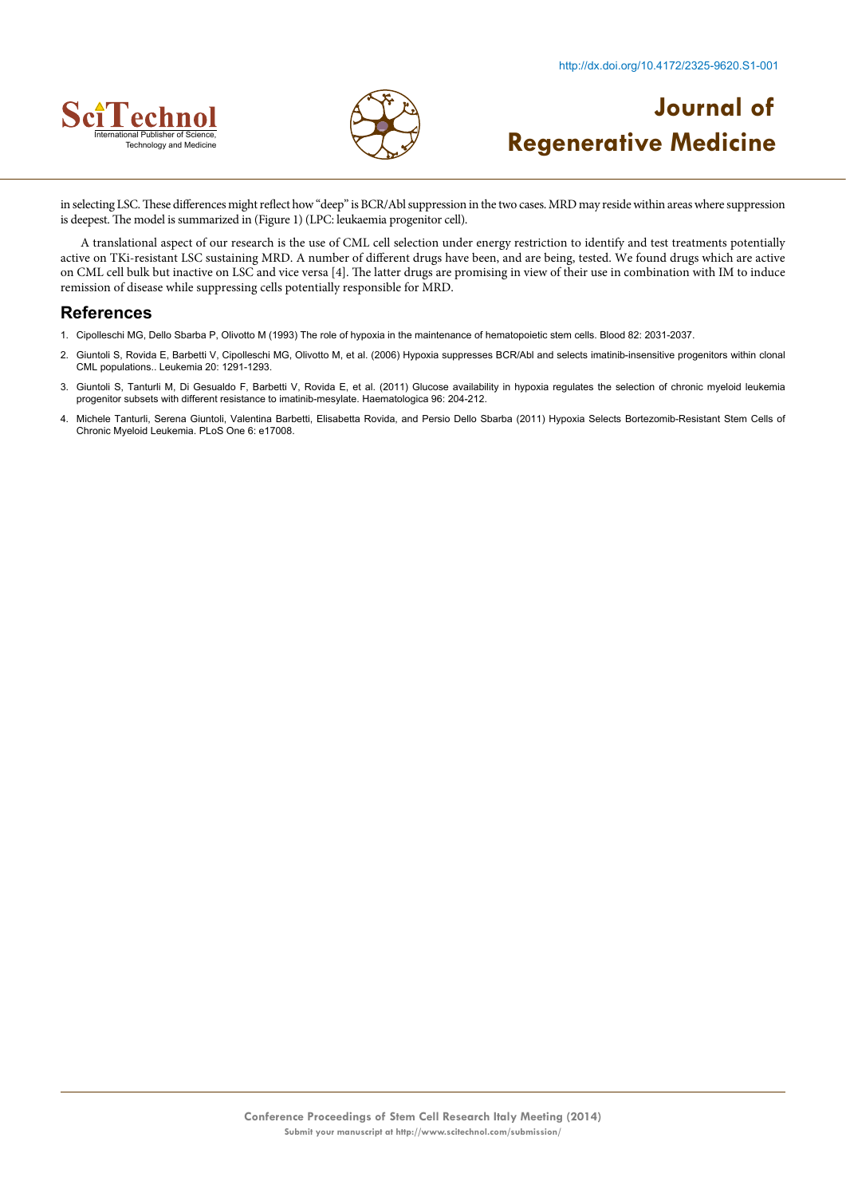in selecting LSC. These differences might reflect how "deep" is BCR/Abl suppression in the two cases. MRD may reside within areas where suppression is deepest. The model is summarized in (Figure 1) (LPC: leukaemia progenitor cell).

A translational aspect of our research is the use of CML cell selection under energy restriction to identify and test treatments potentially active on TKi-resistant LSC sustaining MRD. A number of different drugs have been, and are being, tested. We found drugs which are active on CML cell bulk but inactive on LSC and vice versa [4]. The latter drugs are promising in view of their use in combination with IM to induce remission of disease while suppressing cells potentially responsible for MRD.

## References

1. Cipolleschi MG, Dello Sbarba P, Olivotto M (1993) The role of hypoxia in the maintenance of hematopoietic stem cells. Blood 82: 2031-2037.
2. Giuntoli S, Rovida E, Barbetti V, Cipolleschi MG, Olivotto M, et al. (2006) Hypoxia suppresses BCR/Abl and selects imatinib-insensitive progenitors within clonal CML populations.. Leukemia 20: 1291-1293.
3. Giuntoli S, Tanturli M, Di Gesualdo F, Barbetti V, Rovida E, et al. (2011) Glucose availability in hypoxia regulates the selection of chronic myeloid leukemia progenitor subsets with different resistance to imatinib-mesylate. Haematologica 96: 204-212.
4. Michele Tanturli, Serena Giuntoli, Valentina Barbetti, Elisabetta Rovida, and Persio Dello Sbarba (2011) Hypoxia Selects Bortezomib-Resistant Stem Cells of Chronic Myeloid Leukemia. PLoS One 6: e17008.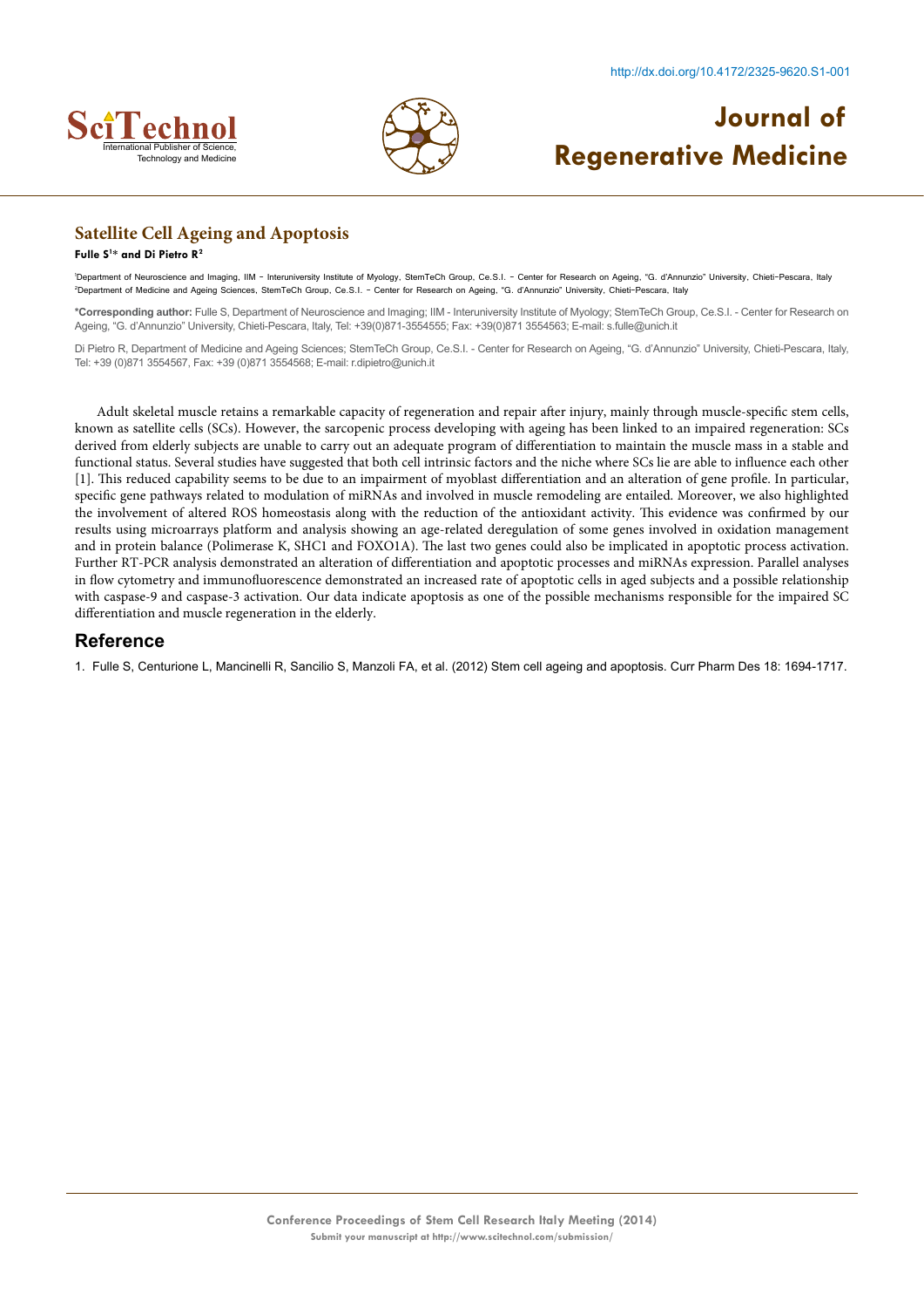## Satellite Cell Ageing and Apoptosis

**Fulle S[1]* and Di Pietro R[2]**

[1]Department of Neuroscience and Imaging, IIM - Interuniversity Institute of Myology, StemTeCh Group, Ce.S.I. - Center for Research on Ageing, "G. d'Annunzio" University, Chieti-Pescara, Italy
[2]Department of Medicine and Ageing Sciences, StemTeCh Group, Ce.S.I. - Center for Research on Ageing, "G. d'Annunzio" University, Chieti-Pescara, Italy

**\*Corresponding author:** Fulle S, Department of Neuroscience and Imaging; IIM - Interuniversity Institute of Myology; StemTeCh Group, Ce.S.I. - Center for Research on Ageing, "G. d'Annunzio" University, Chieti-Pescara, Italy, Tel: +39(0)871-3554555; Fax: +39(0)871 3554563; E-mail: s.fulle@unich.it

Di Pietro R, Department of Medicine and Ageing Sciences; StemTeCh Group, Ce.S.I. - Center for Research on Ageing, "G. d'Annunzio" University, Chieti-Pescara, Italy, Tel: +39 (0)871 3554567, Fax: +39 (0)871 3554568; E-mail: r.dipietro@unich.it

Adult skeletal muscle retains a remarkable capacity of regeneration and repair after injury, mainly through muscle-specific stem cells, known as satellite cells (SCs). However, the sarcopenic process developing with ageing has been linked to an impaired regeneration: SCs derived from elderly subjects are unable to carry out an adequate program of differentiation to maintain the muscle mass in a stable and functional status. Several studies have suggested that both cell intrinsic factors and the niche where SCs lie are able to influence each other [1]. This reduced capability seems to be due to an impairment of myoblast differentiation and an alteration of gene profile. In particular, specific gene pathways related to modulation of miRNAs and involved in muscle remodeling are entailed. Moreover, we also highlighted the involvement of altered ROS homeostasis along with the reduction of the antioxidant activity. This evidence was confirmed by our results using microarrays platform and analysis showing an age-related deregulation of some genes involved in oxidation management and in protein balance (Polimerase K, SHC1 and FOXO1A). The last two genes could also be implicated in apoptotic process activation. Further RT-PCR analysis demonstrated an alteration of differentiation and apoptotic processes and miRNAs expression. Parallel analyses in flow cytometry and immunofluorescence demonstrated an increased rate of apoptotic cells in aged subjects and a possible relationship with caspase-9 and caspase-3 activation. Our data indicate apoptosis as one of the possible mechanisms responsible for the impaired SC differentiation and muscle regeneration in the elderly.

## Reference

1. Fulle S, Centurione L, Mancinelli R, Sancilio S, Manzoli FA, et al. (2012) Stem cell ageing and apoptosis. Curr Pharm Des 18: 1694-1717.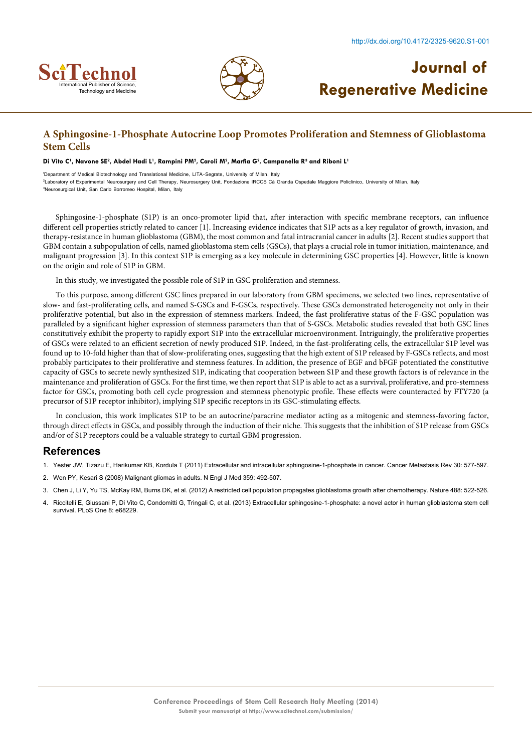# A Sphingosine-1-Phosphate Autocrine Loop Promotes Proliferation and Stemness of Glioblastoma Stem Cells

**Di Vito C[1], Navone SE[2], Abdel Hadi L[1], Rampini PM[2], Caroli M[2], Marfia G[2], Campanella R[3] and Riboni L[1]**

[1]Department of Medical Biotechnology and Translational Medicine, LITA-Segrate, University of Milan, Italy

[2]Laboratory of Experimental Neurosurgery and Cell Therapy, Neurosurgery Unit, Fondazione IRCCS Cà Granda Ospedale Maggiore Policlinico, University of Milan, Italy

[3]Neurosurgical Unit, San Carlo Borromeo Hospital, Milan, Italy

Sphingosine-1-phosphate (S1P) is an onco-promoter lipid that, after interaction with specific membrane receptors, can influence different cell properties strictly related to cancer [1]. Increasing evidence indicates that S1P acts as a key regulator of growth, invasion, and therapy-resistance in human glioblastoma (GBM), the most common and fatal intracranial cancer in adults [2]. Recent studies support that GBM contain a subpopulation of cells, named glioblastoma stem cells (GSCs), that plays a crucial role in tumor initiation, maintenance, and malignant progression [3]. In this context S1P is emerging as a key molecule in determining GSC properties [4]. However, little is known on the origin and role of S1P in GBM.

In this study, we investigated the possible role of S1P in GSC proliferation and stemness.

To this purpose, among different GSC lines prepared in our laboratory from GBM specimens, we selected two lines, representative of slow- and fast-proliferating cells, and named S-GSCs and F-GSCs, respectively. These GSCs demonstrated heterogeneity not only in their proliferative potential, but also in the expression of stemness markers. Indeed, the fast proliferative status of the F-GSC population was paralleled by a significant higher expression of stemness parameters than that of S-GSCs. Metabolic studies revealed that both GSC lines constitutively exhibit the property to rapidly export S1P into the extracellular microenvironment. Intriguingly, the proliferative properties of GSCs were related to an efficient secretion of newly produced S1P. Indeed, in the fast-proliferating cells, the extracellular S1P level was found up to 10-fold higher than that of slow-proliferating ones, suggesting that the high extent of S1P released by F-GSCs reflects, and most probably participates to their proliferative and stemness features. In addition, the presence of EGF and bFGF potentiated the constitutive capacity of GSCs to secrete newly synthesized S1P, indicating that cooperation between S1P and these growth factors is of relevance in the maintenance and proliferation of GSCs. For the first time, we then report that S1P is able to act as a survival, proliferative, and pro-stemness factor for GSCs, promoting both cell cycle progression and stemness phenotypic profile. These effects were counteracted by FTY720 (a precursor of S1P receptor inhibitor), implying S1P specific receptors in its GSC-stimulating effects.

In conclusion, this work implicates S1P to be an autocrine/paracrine mediator acting as a mitogenic and stemness-favoring factor, through direct effects in GSCs, and possibly through the induction of their niche. This suggests that the inhibition of S1P release from GSCs and/or of S1P receptors could be a valuable strategy to curtail GBM progression.

## References

1. Yester JW, Tizazu E, Harikumar KB, Kordula T (2011) Extracellular and intracellular sphingosine-1-phosphate in cancer. Cancer Metastasis Rev 30: 577-597.
2. Wen PY, Kesari S (2008) Malignant gliomas in adults. N Engl J Med 359: 492-507.
3. Chen J, Li Y, Yu TS, McKay RM, Burns DK, et al. (2012) A restricted cell population propagates glioblastoma growth after chemotherapy. Nature 488: 522-526.
4. Riccitelli E, Giussani P, Di Vito C, Condomitti G, Tringali C, et al. (2013) Extracellular sphingosine-1-phosphate: a novel actor in human glioblastoma stem cell survival. PLoS One 8: e68229.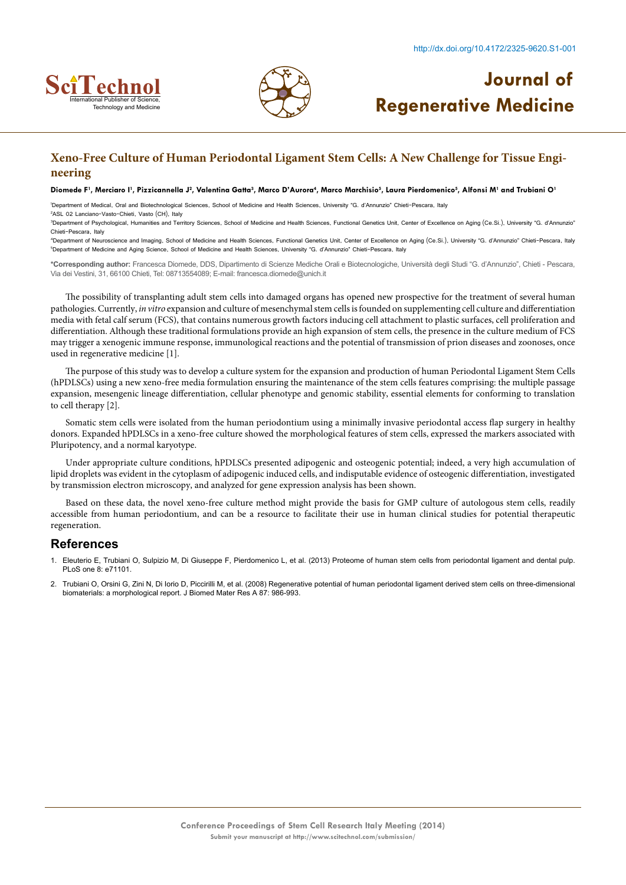# Xeno-Free Culture of Human Periodontal Ligament Stem Cells: A New Challenge for Tissue Engineering

**Diomede F[1], Merciaro I[1], Pizzicannella J[2], Valentina Gatta[3], Marco D'Aurora[4], Marco Marchisio[5], Laura Pierdomenico[5], Alfonsi M[1] and Trubiani O[1]**

[1]Department of Medical, Oral and Biotechnological Sciences, School of Medicine and Health Sciences, University "G. d'Annunzio" Chieti-Pescara, Italy
[2]ASL 02 Lanciano-Vasto-Chieti, Vasto (CH), Italy
[3]Department of Psychological, Humanities and Territory Sciences, School of Medicine and Health Sciences, Functional Genetics Unit, Center of Excellence on Aging (Ce.Si.), University "G. d'Annunzio" Chieti-Pescara, Italy
[4]Department of Neuroscience and Imaging, School of Medicine and Health Sciences, Functional Genetics Unit, Center of Excellence on Aging (Ce.Si.), University "G. d'Annunzio" Chieti-Pescara, Italy
[5]Department of Medicine and Aging Science, School of Medicine and Health Sciences, University "G. d'Annunzio" Chieti-Pescara, Italy

**\*Corresponding author:** Francesca Diomede, DDS, Dipartimento di Scienze Mediche Orali e Biotecnologiche, Università degli Studi "G. d'Annunzio", Chieti - Pescara, Via dei Vestini, 31, 66100 Chieti, Tel: 08713554089; E-mail: francesca.diomede@unich.it

The possibility of transplanting adult stem cells into damaged organs has opened new prospective for the treatment of several human pathologies. Currently, *in vitro* expansion and culture of mesenchymal stem cells is founded on supplementing cell culture and differentiation media with fetal calf serum (FCS), that contains numerous growth factors inducing cell attachment to plastic surfaces, cell proliferation and differentiation. Although these traditional formulations provide an high expansion of stem cells, the presence in the culture medium of FCS may trigger a xenogenic immune response, immunological reactions and the potential of transmission of prion diseases and zoonoses, once used in regenerative medicine [1].

The purpose of this study was to develop a culture system for the expansion and production of human Periodontal Ligament Stem Cells (hPDLSCs) using a new xeno-free media formulation ensuring the maintenance of the stem cells features comprising: the multiple passage expansion, mesengenic lineage differentiation, cellular phenotype and genomic stability, essential elements for conforming to translation to cell therapy [2].

Somatic stem cells were isolated from the human periodontium using a minimally invasive periodontal access flap surgery in healthy donors. Expanded hPDLSCs in a xeno-free culture showed the morphological features of stem cells, expressed the markers associated with Pluripotency, and a normal karyotype.

Under appropriate culture conditions, hPDLSCs presented adipogenic and osteogenic potential; indeed, a very high accumulation of lipid droplets was evident in the cytoplasm of adipogenic induced cells, and indisputable evidence of osteogenic differentiation, investigated by transmission electron microscopy, and analyzed for gene expression analysis has been shown.

Based on these data, the novel xeno-free culture method might provide the basis for GMP culture of autologous stem cells, readily accessible from human periodontium, and can be a resource to facilitate their use in human clinical studies for potential therapeutic regeneration.

## References

1. Eleuterio E, Trubiani O, Sulpizio M, Di Giuseppe F, Pierdomenico L, et al. (2013) Proteome of human stem cells from periodontal ligament and dental pulp. PLoS one 8: e71101.
2. Trubiani O, Orsini G, Zini N, Di Iorio D, Piccirilli M, et al. (2008) Regenerative potential of human periodontal ligament derived stem cells on three-dimensional biomaterials: a morphological report. J Biomed Mater Res A 87: 986-993.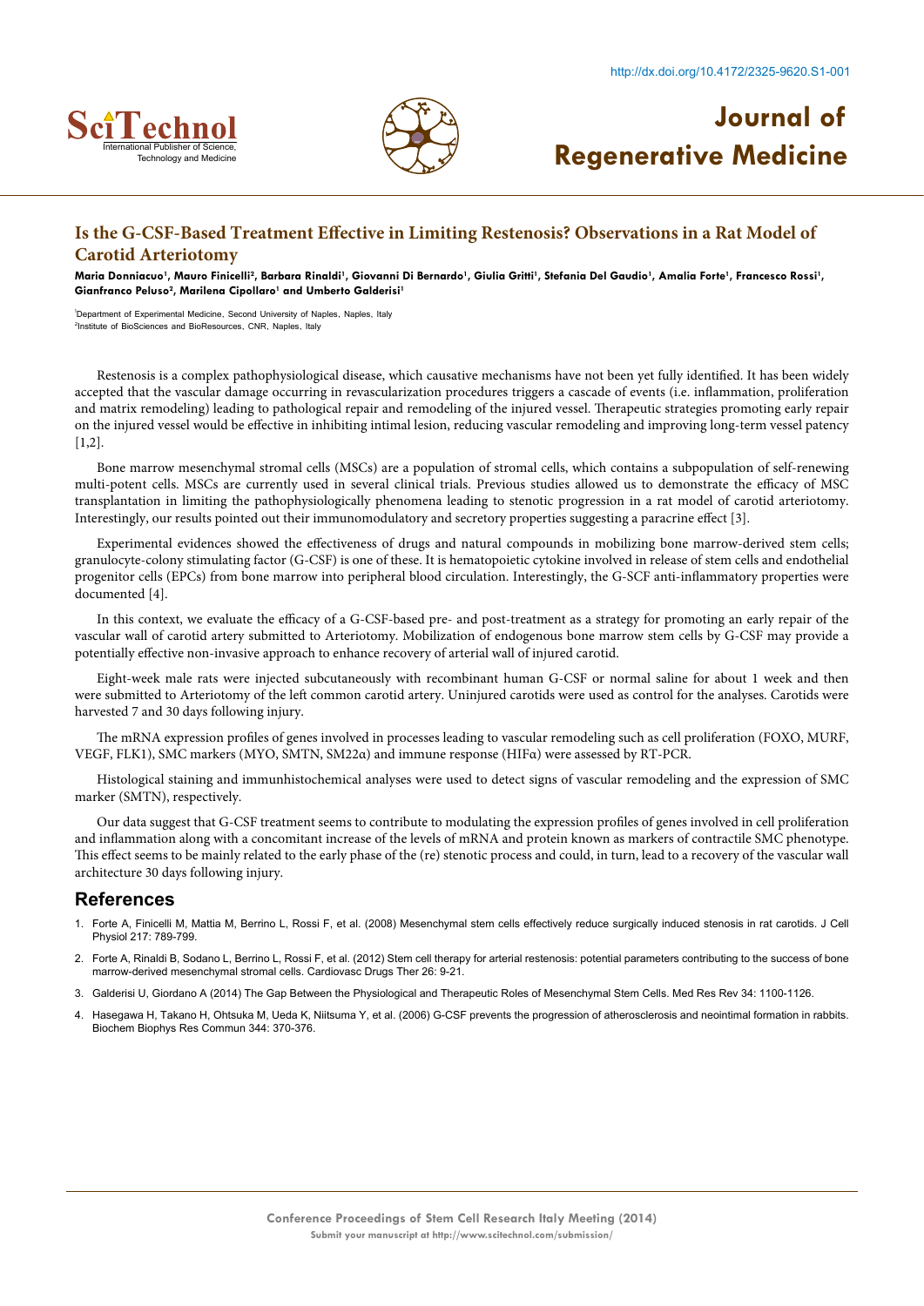# Is the G-CSF-Based Treatment Effective in Limiting Restenosis? Observations in a Rat Model of Carotid Arteriotomy

**Maria Donniacuo[1], Mauro Finicelli[2], Barbara Rinaldi[1], Giovanni Di Bernardo[1], Giulia Gritti[1], Stefania Del Gaudio[1], Amalia Forte[1], Francesco Rossi[1], Gianfranco Peluso[2], Marilena Cipollaro[1] and Umberto Galderisi[1]**

[1]Department of Experimental Medicine, Second University of Naples, Naples, Italy
[2]Institute of BioSciences and BioResources, CNR, Naples, Italy

Restenosis is a complex pathophysiological disease, which causative mechanisms have not been yet fully identified. It has been widely accepted that the vascular damage occurring in revascularization procedures triggers a cascade of events (i.e. inflammation, proliferation and matrix remodeling) leading to pathological repair and remodeling of the injured vessel. Therapeutic strategies promoting early repair on the injured vessel would be effective in inhibiting intimal lesion, reducing vascular remodeling and improving long-term vessel patency [1,2].

Bone marrow mesenchymal stromal cells (MSCs) are a population of stromal cells, which contains a subpopulation of self-renewing multi-potent cells. MSCs are currently used in several clinical trials. Previous studies allowed us to demonstrate the efficacy of MSC transplantation in limiting the pathophysiologically phenomena leading to stenotic progression in a rat model of carotid arteriotomy. Interestingly, our results pointed out their immunomodulatory and secretory properties suggesting a paracrine effect [3].

Experimental evidences showed the effectiveness of drugs and natural compounds in mobilizing bone marrow-derived stem cells; granulocyte-colony stimulating factor (G-CSF) is one of these. It is hematopoietic cytokine involved in release of stem cells and endothelial progenitor cells (EPCs) from bone marrow into peripheral blood circulation. Interestingly, the G-SCF anti-inflammatory properties were documented [4].

In this context, we evaluate the efficacy of a G-CSF-based pre- and post-treatment as a strategy for promoting an early repair of the vascular wall of carotid artery submitted to Arteriotomy. Mobilization of endogenous bone marrow stem cells by G-CSF may provide a potentially effective non-invasive approach to enhance recovery of arterial wall of injured carotid.

Eight-week male rats were injected subcutaneously with recombinant human G-CSF or normal saline for about 1 week and then were submitted to Arteriotomy of the left common carotid artery. Uninjured carotids were used as control for the analyses. Carotids were harvested 7 and 30 days following injury.

The mRNA expression profiles of genes involved in processes leading to vascular remodeling such as cell proliferation (FOXO, MURF, VEGF, FLK1), SMC markers (MYO, SMTN, SM22α) and immune response (HIFα) were assessed by RT-PCR.

Histological staining and immunhistochemical analyses were used to detect signs of vascular remodeling and the expression of SMC marker (SMTN), respectively.

Our data suggest that G-CSF treatment seems to contribute to modulating the expression profiles of genes involved in cell proliferation and inflammation along with a concomitant increase of the levels of mRNA and protein known as markers of contractile SMC phenotype. This effect seems to be mainly related to the early phase of the (re) stenotic process and could, in turn, lead to a recovery of the vascular wall architecture 30 days following injury.

## References

1. Forte A, Finicelli M, Mattia M, Berrino L, Rossi F, et al. (2008) Mesenchymal stem cells effectively reduce surgically induced stenosis in rat carotids. J Cell Physiol 217: 789-799.
2. Forte A, Rinaldi B, Sodano L, Berrino L, Rossi F, et al. (2012) Stem cell therapy for arterial restenosis: potential parameters contributing to the success of bone marrow-derived mesenchymal stromal cells. Cardiovasc Drugs Ther 26: 9-21.
3. Galderisi U, Giordano A (2014) The Gap Between the Physiological and Therapeutic Roles of Mesenchymal Stem Cells. Med Res Rev 34: 1100-1126.
4. Hasegawa H, Takano H, Ohtsuka M, Ueda K, Niitsuma Y, et al. (2006) G-CSF prevents the progression of atherosclerosis and neointimal formation in rabbits. Biochem Biophys Res Commun 344: 370-376.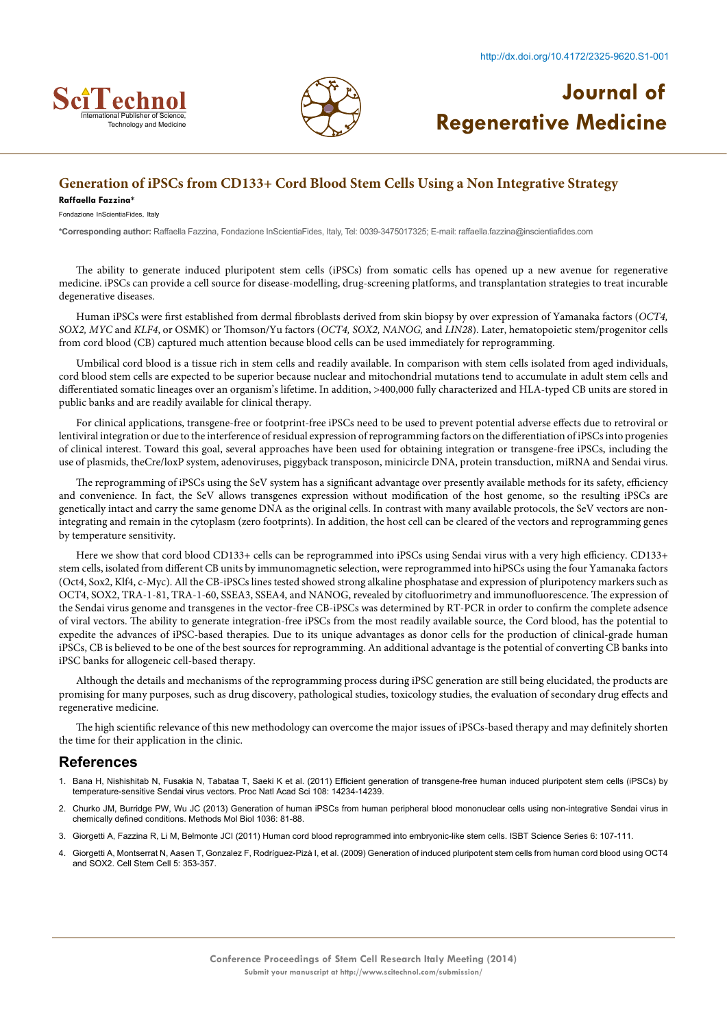# Generation of iPSCs from CD133+ Cord Blood Stem Cells Using a Non Integrative Strategy

**Raffaella Fazzina***

Fondazione InScientiaFides, Italy

***Corresponding author:** Raffaella Fazzina, Fondazione InScientiaFides, Italy, Tel: 0039-3475017325; E-mail: raffaella.fazzina@inscientiafides.com

The ability to generate induced pluripotent stem cells (iPSCs) from somatic cells has opened up a new avenue for regenerative medicine. iPSCs can provide a cell source for disease-modelling, drug-screening platforms, and transplantation strategies to treat incurable degenerative diseases.

Human iPSCs were first established from dermal fibroblasts derived from skin biopsy by over expression of Yamanaka factors (*OCT4, SOX2, MYC* and *KLF4*, or OSMK) or Thomson/Yu factors (*OCT4, SOX2, NANOG,* and *LIN28*). Later, hematopoietic stem/progenitor cells from cord blood (CB) captured much attention because blood cells can be used immediately for reprogramming.

Umbilical cord blood is a tissue rich in stem cells and readily available. In comparison with stem cells isolated from aged individuals, cord blood stem cells are expected to be superior because nuclear and mitochondrial mutations tend to accumulate in adult stem cells and differentiated somatic lineages over an organism's lifetime. In addition, >400,000 fully characterized and HLA-typed CB units are stored in public banks and are readily available for clinical therapy.

For clinical applications, transgene-free or footprint-free iPSCs need to be used to prevent potential adverse effects due to retroviral or lentiviral integration or due to the interference of residual expression of reprogramming factors on the differentiation of iPSCs into progenies of clinical interest. Toward this goal, several approaches have been used for obtaining integration or transgene-free iPSCs, including the use of plasmids, theCre/loxP system, adenoviruses, piggyback transposon, minicircle DNA, protein transduction, miRNA and Sendai virus.

The reprogramming of iPSCs using the SeV system has a significant advantage over presently available methods for its safety, efficiency and convenience. In fact, the SeV allows transgenes expression without modification of the host genome, so the resulting iPSCs are genetically intact and carry the same genome DNA as the original cells. In contrast with many available protocols, the SeV vectors are non-integrating and remain in the cytoplasm (zero footprints). In addition, the host cell can be cleared of the vectors and reprogramming genes by temperature sensitivity.

Here we show that cord blood CD133+ cells can be reprogrammed into iPSCs using Sendai virus with a very high efficiency. CD133+ stem cells, isolated from different CB units by immunomagnetic selection, were reprogrammed into hiPSCs using the four Yamanaka factors (Oct4, Sox2, Klf4, c-Myc). All the CB-iPSCs lines tested showed strong alkaline phosphatase and expression of pluripotency markers such as OCT4, SOX2, TRA-1-81, TRA-1-60, SSEA3, SSEA4, and NANOG, revealed by citofluorimetry and immunofluorescence. The expression of the Sendai virus genome and transgenes in the vector-free CB-iPSCs was determined by RT-PCR in order to confirm the complete adsence of viral vectors. The ability to generate integration-free iPSCs from the most readily available source, the Cord blood, has the potential to expedite the advances of iPSC-based therapies. Due to its unique advantages as donor cells for the production of clinical-grade human iPSCs, CB is believed to be one of the best sources for reprogramming. An additional advantage is the potential of converting CB banks into iPSC banks for allogeneic cell-based therapy.

Although the details and mechanisms of the reprogramming process during iPSC generation are still being elucidated, the products are promising for many purposes, such as drug discovery, pathological studies, toxicology studies, the evaluation of secondary drug effects and regenerative medicine.

The high scientific relevance of this new methodology can overcome the major issues of iPSCs-based therapy and may definitely shorten the time for their application in the clinic.

## References

1. Bana H, Nishishitab N, Fusakia N, Tabataa T, Saeki K et al. (2011) Efficient generation of transgene-free human induced pluripotent stem cells (iPSCs) by temperature-sensitive Sendai virus vectors. Proc Natl Acad Sci 108: 14234-14239.
2. Churko JM, Burridge PW, Wu JC (2013) Generation of human iPSCs from human peripheral blood mononuclear cells using non-integrative Sendai virus in chemically defined conditions. Methods Mol Biol 1036: 81-88.
3. Giorgetti A, Fazzina R, Li M, Belmonte JCI (2011) Human cord blood reprogrammed into embryonic-like stem cells. ISBT Science Series 6: 107-111.
4. Giorgetti A, Montserrat N, Aasen T, Gonzalez F, Rodríguez-Pizà I, et al. (2009) Generation of induced pluripotent stem cells from human cord blood using OCT4 and SOX2. Cell Stem Cell 5: 353-357.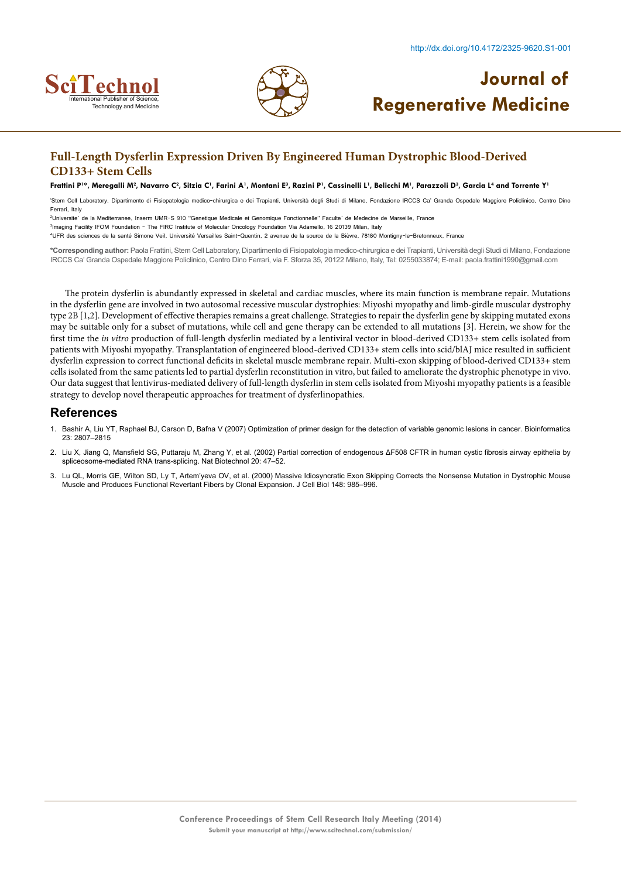## Full-Length Dysferlin Expression Driven By Engineered Human Dystrophic Blood-Derived CD133+ Stem Cells

**Frattini P[1]*, Meregalli M[2], Navarro C[2], Sitzia C[1], Farini A[1], Montani E[3], Razini P[1], Cassinelli L[1], Belicchi M[1], Parazzoli D[3], Garcia L[4] and Torrente Y[1]**

[1]Stem Cell Laboratory, Dipartimento di Fisiopatologia medico-chirurgica e dei Trapianti, Università degli Studi di Milano, Fondazione IRCCS Ca' Granda Ospedale Maggiore Policlinico, Centro Dino Ferrari, Italy

[2]Universite´ de la Mediterranee, Inserm UMR-S 910 "Genetique Medicale et Genomique Fonctionnelle" Faculte´ de Medecine de Marseille, France

[3]Imaging Facility IFOM Foundation - The FIRC Institute of Molecular Oncology Foundation Via Adamello, 16 20139 Milan, Italy

[4]UFR des sciences de la santé Simone Veil, Université Versailles Saint-Quentin, 2 avenue de la source de la Bièvre, 78180 Montigny-le-Bretonneux, France

**\*Corresponding author:** Paola Frattini, Stem Cell Laboratory, Dipartimento di Fisiopatologia medico-chirurgica e dei Trapianti, Università degli Studi di Milano, Fondazione IRCCS Ca' Granda Ospedale Maggiore Policlinico, Centro Dino Ferrari, via F. Sforza 35, 20122 Milano, Italy, Tel: 0255033874; E-mail: paola.frattini1990@gmail.com

The protein dysferlin is abundantly expressed in skeletal and cardiac muscles, where its main function is membrane repair. Mutations in the dysferlin gene are involved in two autosomal recessive muscular dystrophies: Miyoshi myopathy and limb-girdle muscular dystrophy type 2B [1,2]. Development of effective therapies remains a great challenge. Strategies to repair the dysferlin gene by skipping mutated exons may be suitable only for a subset of mutations, while cell and gene therapy can be extended to all mutations [3]. Herein, we show for the first time the *in vitro* production of full-length dysferlin mediated by a lentiviral vector in blood-derived CD133+ stem cells isolated from patients with Miyoshi myopathy. Transplantation of engineered blood-derived CD133+ stem cells into scid/blAJ mice resulted in sufficient dysferlin expression to correct functional deficits in skeletal muscle membrane repair. Multi-exon skipping of blood-derived CD133+ stem cells isolated from the same patients led to partial dysferlin reconstitution in vitro, but failed to ameliorate the dystrophic phenotype in vivo. Our data suggest that lentivirus-mediated delivery of full-length dysferlin in stem cells isolated from Miyoshi myopathy patients is a feasible strategy to develop novel therapeutic approaches for treatment of dysferlinopathies.

## References

1. Bashir A, Liu YT, Raphael BJ, Carson D, Bafna V (2007) Optimization of primer design for the detection of variable genomic lesions in cancer. Bioinformatics 23: 2807–2815
2. Liu X, Jiang Q, Mansfield SG, Puttaraju M, Zhang Y, et al. (2002) Partial correction of endogenous ΔF508 CFTR in human cystic fibrosis airway epithelia by spliceosome-mediated RNA trans-splicing. Nat Biotechnol 20: 47–52.
3. Lu QL, Morris GE, Wilton SD, Ly T, Artem'yeva OV, et al. (2000) Massive Idiosyncratic Exon Skipping Corrects the Nonsense Mutation in Dystrophic Mouse Muscle and Produces Functional Revertant Fibers by Clonal Expansion. J Cell Biol 148: 985–996.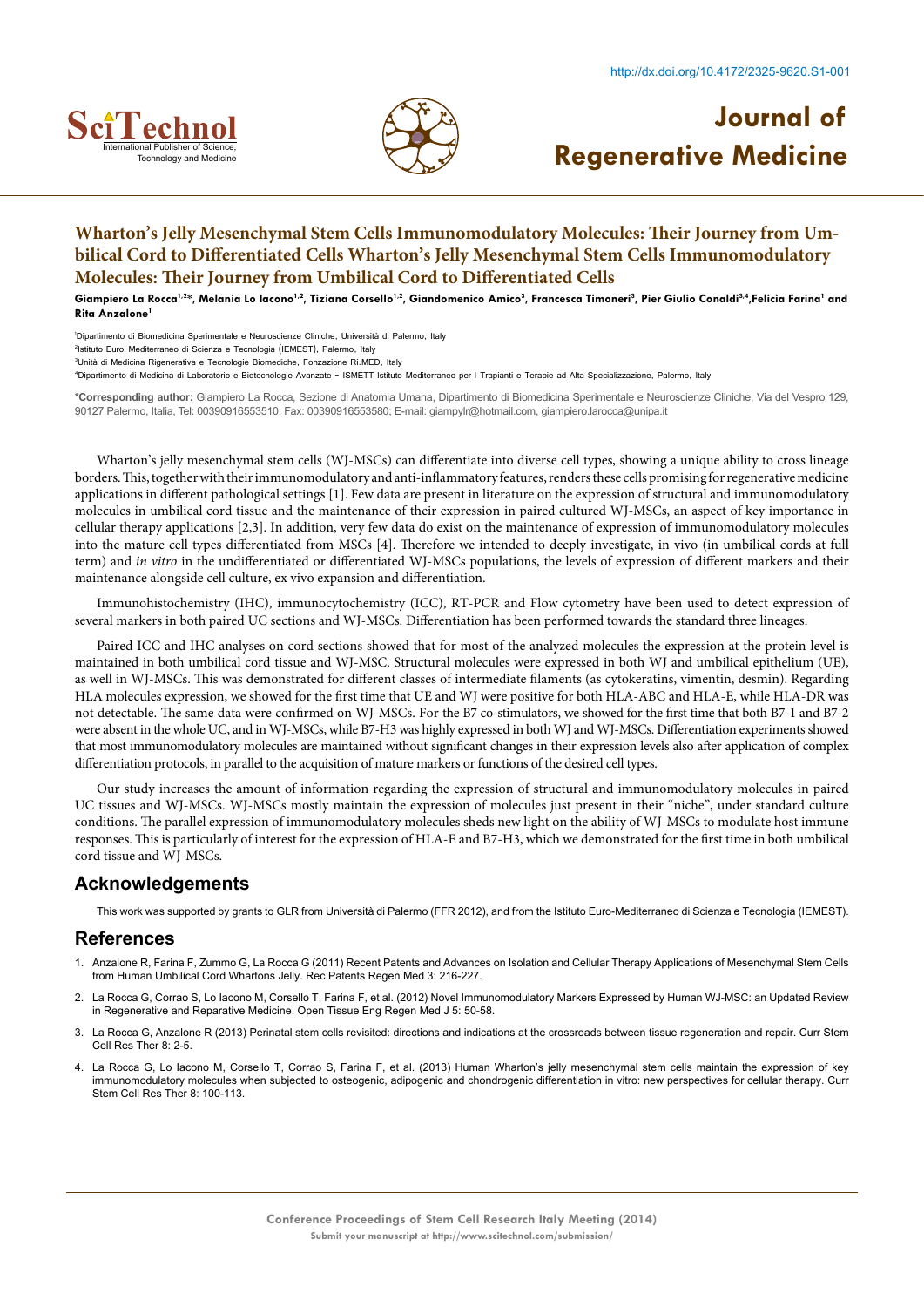# Wharton's Jelly Mesenchymal Stem Cells Immunomodulatory Molecules: Their Journey from Umbilical Cord to Differentiated Cells Wharton's Jelly Mesenchymal Stem Cells Immunomodulatory Molecules: Their Journey from Umbilical Cord to Differentiated Cells

**Giampiero La Rocca[1,2]*, Melania Lo Iacono[1,2], Tiziana Corsello[1,2], Giandomenico Amico[3], Francesca Timoneri[3], Pier Giulio Conaldi[3,4], Felicia Farina[1] and Rita Anzalone[1]**

[1]Dipartimento di Biomedicina Sperimentale e Neuroscienze Cliniche, Università di Palermo, Italy

[2]Istituto Euro-Mediterraneo di Scienza e Tecnologia (IEMEST), Palermo, Italy

[3]Unità di Medicina Rigenerativa e Tecnologie Biomediche, Fonzazione Ri.MED, Italy

[4]Dipartimento di Medicina di Laboratorio e Biotecnologie Avanzate - ISMETT Istituto Mediterraneo per I Trapianti e Terapie ad Alta Specializzazione, Palermo, Italy

**\*Corresponding author:** Giampiero La Rocca, Sezione di Anatomia Umana, Dipartimento di Biomedicina Sperimentale e Neuroscienze Cliniche, Via del Vespro 129, 90127 Palermo, Italia, Tel: 00390916553510; Fax: 00390916553580; E-mail: giampylr@hotmail.com, giampiero.larocca@unipa.it

Wharton's jelly mesenchymal stem cells (WJ-MSCs) can differentiate into diverse cell types, showing a unique ability to cross lineage borders. This, together with their immunomodulatory and anti-inflammatory features, renders these cells promising for regenerative medicine applications in different pathological settings [1]. Few data are present in literature on the expression of structural and immunomodulatory molecules in umbilical cord tissue and the maintenance of their expression in paired cultured WJ-MSCs, an aspect of key importance in cellular therapy applications [2,3]. In addition, very few data do exist on the maintenance of expression of immunomodulatory molecules into the mature cell types differentiated from MSCs [4]. Therefore we intended to deeply investigate, in vivo (in umbilical cords at full term) and *in vitro* in the undifferentiated or differentiated WJ-MSCs populations, the levels of expression of different markers and their maintenance alongside cell culture, ex vivo expansion and differentiation.

Immunohistochemistry (IHC), immunocytochemistry (ICC), RT-PCR and Flow cytometry have been used to detect expression of several markers in both paired UC sections and WJ-MSCs. Differentiation has been performed towards the standard three lineages.

Paired ICC and IHC analyses on cord sections showed that for most of the analyzed molecules the expression at the protein level is maintained in both umbilical cord tissue and WJ-MSC. Structural molecules were expressed in both WJ and umbilical epithelium (UE), as well in WJ-MSCs. This was demonstrated for different classes of intermediate filaments (as cytokeratins, vimentin, desmin). Regarding HLA molecules expression, we showed for the first time that UE and WJ were positive for both HLA-ABC and HLA-E, while HLA-DR was not detectable. The same data were confirmed on WJ-MSCs. For the B7 co-stimulators, we showed for the first time that both B7-1 and B7-2 were absent in the whole UC, and in WJ-MSCs, while B7-H3 was highly expressed in both WJ and WJ-MSCs. Differentiation experiments showed that most immunomodulatory molecules are maintained without significant changes in their expression levels also after application of complex differentiation protocols, in parallel to the acquisition of mature markers or functions of the desired cell types.

Our study increases the amount of information regarding the expression of structural and immunomodulatory molecules in paired UC tissues and WJ-MSCs. WJ-MSCs mostly maintain the expression of molecules just present in their "niche", under standard culture conditions. The parallel expression of immunomodulatory molecules sheds new light on the ability of WJ-MSCs to modulate host immune responses. This is particularly of interest for the expression of HLA-E and B7-H3, which we demonstrated for the first time in both umbilical cord tissue and WJ-MSCs.

## Acknowledgements

This work was supported by grants to GLR from Università di Palermo (FFR 2012), and from the Istituto Euro-Mediterraneo di Scienza e Tecnologia (IEMEST).

## References

1. Anzalone R, Farina F, Zummo G, La Rocca G (2011) Recent Patents and Advances on Isolation and Cellular Therapy Applications of Mesenchymal Stem Cells from Human Umbilical Cord Whartons Jelly. Rec Patents Regen Med 3: 216-227.
2. La Rocca G, Corrao S, Lo Iacono M, Corsello T, Farina F, et al. (2012) Novel Immunomodulatory Markers Expressed by Human WJ-MSC: an Updated Review in Regenerative and Reparative Medicine. Open Tissue Eng Regen Med J 5: 50-58.
3. La Rocca G, Anzalone R (2013) Perinatal stem cells revisited: directions and indications at the crossroads between tissue regeneration and repair. Curr Stem Cell Res Ther 8: 2-5.
4. La Rocca G, Lo Iacono M, Corsello T, Corrao S, Farina F, et al. (2013) Human Wharton's jelly mesenchymal stem cells maintain the expression of key immunomodulatory molecules when subjected to osteogenic, adipogenic and chondrogenic differentiation in vitro: new perspectives for cellular therapy. Curr Stem Cell Res Ther 8: 100-113.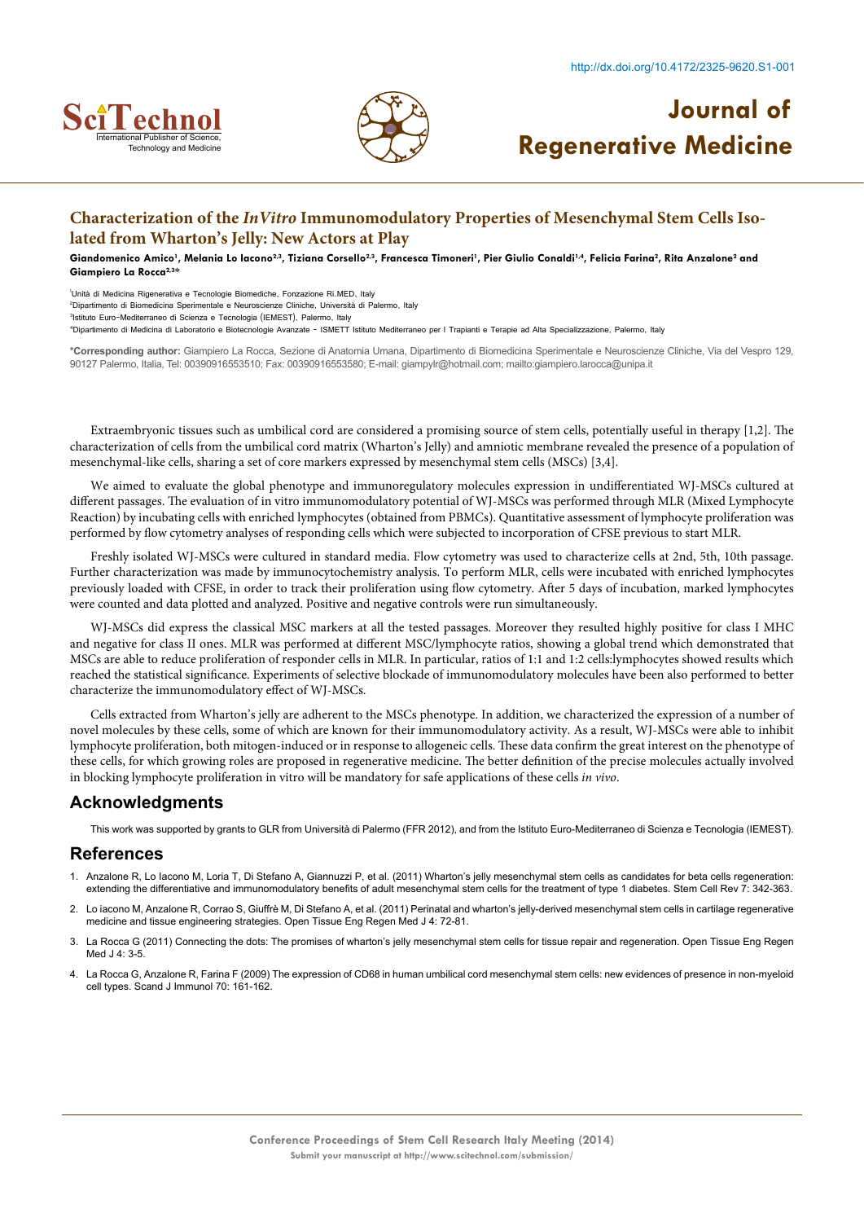# Characterization of the *InVitro* Immunomodulatory Properties of Mesenchymal Stem Cells Isolated from Wharton's Jelly: New Actors at Play

**Giandomenico Amico[1], Melania Lo Iacono[2,3], Tiziana Corsello[2,3], Francesca Timoneri[1], Pier Giulio Conaldi[1,4], Felicia Farina[2], Rita Anzalone[2] and Giampiero La Rocca[2,3*]**

[1]Unità di Medicina Rigenerativa e Tecnologie Biomediche, Fonzazione Ri.MED, Italy

[2]Dipartimento di Biomedicina Sperimentale e Neuroscienze Cliniche, Università di Palermo, Italy

[3]Istituto Euro-Mediterraneo di Scienza e Tecnologia (IEMEST), Palermo, Italy

[4]Dipartimento di Medicina di Laboratorio e Biotecnologie Avanzate - ISMETT Istituto Mediterraneo per I Trapianti e Terapie ad Alta Specializzazione, Palermo, Italy

**\*Corresponding author:** Giampiero La Rocca, Sezione di Anatomia Umana, Dipartimento di Biomedicina Sperimentale e Neuroscienze Cliniche, Via del Vespro 129, 90127 Palermo, Italia, Tel: 00390916553510; Fax: 00390916553580; E-mail: giampylr@hotmail.com; mailto:giampiero.larocca@unipa.it

Extraembryonic tissues such as umbilical cord are considered a promising source of stem cells, potentially useful in therapy [1,2]. The characterization of cells from the umbilical cord matrix (Wharton's Jelly) and amniotic membrane revealed the presence of a population of mesenchymal-like cells, sharing a set of core markers expressed by mesenchymal stem cells (MSCs) [3,4].

We aimed to evaluate the global phenotype and immunoregulatory molecules expression in undifferentiated WJ-MSCs cultured at different passages. The evaluation of in vitro immunomodulatory potential of WJ-MSCs was performed through MLR (Mixed Lymphocyte Reaction) by incubating cells with enriched lymphocytes (obtained from PBMCs). Quantitative assessment of lymphocyte proliferation was performed by flow cytometry analyses of responding cells which were subjected to incorporation of CFSE previous to start MLR.

Freshly isolated WJ-MSCs were cultured in standard media. Flow cytometry was used to characterize cells at 2nd, 5th, 10th passage. Further characterization was made by immunocytochemistry analysis. To perform MLR, cells were incubated with enriched lymphocytes previously loaded with CFSE, in order to track their proliferation using flow cytometry. After 5 days of incubation, marked lymphocytes were counted and data plotted and analyzed. Positive and negative controls were run simultaneously.

WJ-MSCs did express the classical MSC markers at all the tested passages. Moreover they resulted highly positive for class I MHC and negative for class II ones. MLR was performed at different MSC/lymphocyte ratios, showing a global trend which demonstrated that MSCs are able to reduce proliferation of responder cells in MLR. In particular, ratios of 1:1 and 1:2 cells:lymphocytes showed results which reached the statistical significance. Experiments of selective blockade of immunomodulatory molecules have been also performed to better characterize the immunomodulatory effect of WJ-MSCs.

Cells extracted from Wharton's jelly are adherent to the MSCs phenotype. In addition, we characterized the expression of a number of novel molecules by these cells, some of which are known for their immunomodulatory activity. As a result, WJ-MSCs were able to inhibit lymphocyte proliferation, both mitogen-induced or in response to allogeneic cells. These data confirm the great interest on the phenotype of these cells, for which growing roles are proposed in regenerative medicine. The better definition of the precise molecules actually involved in blocking lymphocyte proliferation in vitro will be mandatory for safe applications of these cells *in vivo*.

## Acknowledgments

This work was supported by grants to GLR from Università di Palermo (FFR 2012), and from the Istituto Euro-Mediterraneo di Scienza e Tecnologia (IEMEST).

## References

1. Anzalone R, Lo Iacono M, Loria T, Di Stefano A, Giannuzzi P, et al. (2011) Wharton's jelly mesenchymal stem cells as candidates for beta cells regeneration: extending the differentiative and immunomodulatory benefits of adult mesenchymal stem cells for the treatment of type 1 diabetes. Stem Cell Rev 7: 342-363.
2. Lo iacono M, Anzalone R, Corrao S, Giuffrè M, Di Stefano A, et al. (2011) Perinatal and wharton's jelly-derived mesenchymal stem cells in cartilage regenerative medicine and tissue engineering strategies. Open Tissue Eng Regen Med J 4: 72-81.
3. La Rocca G (2011) Connecting the dots: The promises of wharton's jelly mesenchymal stem cells for tissue repair and regeneration. Open Tissue Eng Regen Med J 4: 3-5.
4. La Rocca G, Anzalone R, Farina F (2009) The expression of CD68 in human umbilical cord mesenchymal stem cells: new evidences of presence in non-myeloid cell types. Scand J Immunol 70: 161-162.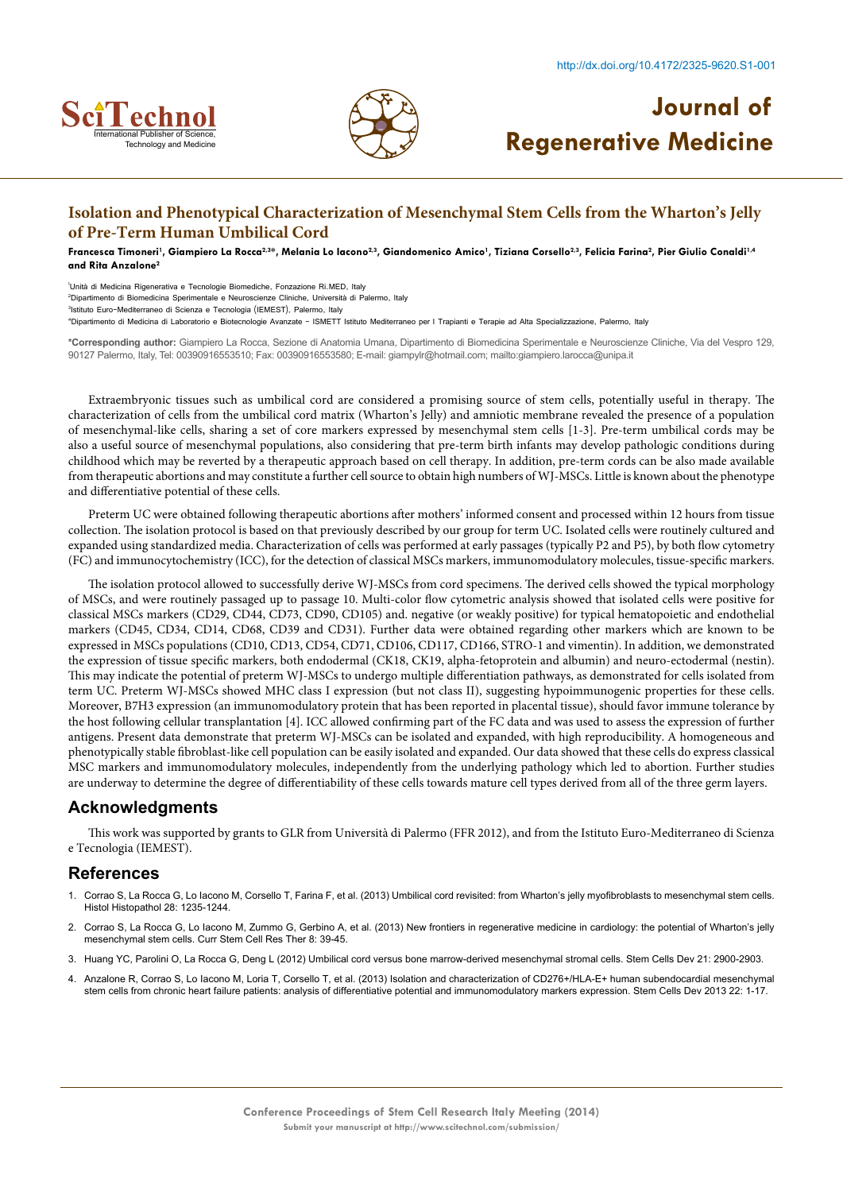# Isolation and Phenotypical Characterization of Mesenchymal Stem Cells from the Wharton's Jelly of Pre-Term Human Umbilical Cord

**Francesca Timoneri[1], Giampiero La Rocca[2,3]*, Melania Lo Iacono[2,3], Giandomenico Amico[1], Tiziana Corsello[2,3], Felicia Farina[2], Pier Giulio Conaldi[1,4] and Rita Anzalone[2]**

[1]Unità di Medicina Rigenerativa e Tecnologie Biomediche, Fonzazione Ri.MED, Italy
[2]Dipartimento di Biomedicina Sperimentale e Neuroscienze Cliniche, Università di Palermo, Italy
[3]Istituto Euro-Mediterraneo di Scienza e Tecnologia (IEMEST), Palermo, Italy
[4]Dipartimento di Medicina di Laboratorio e Biotecnologie Avanzate - ISMETT Istituto Mediterraneo per I Trapianti e Terapie ad Alta Specializzazione, Palermo, Italy

**\*Corresponding author:** Giampiero La Rocca, Sezione di Anatomia Umana, Dipartimento di Biomedicina Sperimentale e Neuroscienze Cliniche, Via del Vespro 129, 90127 Palermo, Italy, Tel: 00390916553510; Fax: 00390916553580; E-mail: giampylr@hotmail.com; mailto:giampiero.larocca@unipa.it

Extraembryonic tissues such as umbilical cord are considered a promising source of stem cells, potentially useful in therapy. The characterization of cells from the umbilical cord matrix (Wharton's Jelly) and amniotic membrane revealed the presence of a population of mesenchymal-like cells, sharing a set of core markers expressed by mesenchymal stem cells [1-3]. Pre-term umbilical cords may be also a useful source of mesenchymal populations, also considering that pre-term birth infants may develop pathologic conditions during childhood which may be reverted by a therapeutic approach based on cell therapy. In addition, pre-term cords can be also made available from therapeutic abortions and may constitute a further cell source to obtain high numbers of WJ-MSCs. Little is known about the phenotype and differentiative potential of these cells.

Preterm UC were obtained following therapeutic abortions after mothers' informed consent and processed within 12 hours from tissue collection. The isolation protocol is based on that previously described by our group for term UC. Isolated cells were routinely cultured and expanded using standardized media. Characterization of cells was performed at early passages (typically P2 and P5), by both flow cytometry (FC) and immunocytochemistry (ICC), for the detection of classical MSCs markers, immunomodulatory molecules, tissue-specific markers.

The isolation protocol allowed to successfully derive WJ-MSCs from cord specimens. The derived cells showed the typical morphology of MSCs, and were routinely passaged up to passage 10. Multi-color flow cytometric analysis showed that isolated cells were positive for classical MSCs markers (CD29, CD44, CD73, CD90, CD105) and. negative (or weakly positive) for typical hematopoietic and endothelial markers (CD45, CD34, CD14, CD68, CD39 and CD31). Further data were obtained regarding other markers which are known to be expressed in MSCs populations (CD10, CD13, CD54, CD71, CD106, CD117, CD166, STRO-1 and vimentin). In addition, we demonstrated the expression of tissue specific markers, both endodermal (CK18, CK19, alpha-fetoprotein and albumin) and neuro-ectodermal (nestin). This may indicate the potential of preterm WJ-MSCs to undergo multiple differentiation pathways, as demonstrated for cells isolated from term UC. Preterm WJ-MSCs showed MHC class I expression (but not class II), suggesting hypoimmunogenic properties for these cells. Moreover, B7H3 expression (an immunomodulatory protein that has been reported in placental tissue), should favor immune tolerance by the host following cellular transplantation [4]. ICC allowed confirming part of the FC data and was used to assess the expression of further antigens. Present data demonstrate that preterm WJ-MSCs can be isolated and expanded, with high reproducibility. A homogeneous and phenotypically stable fibroblast-like cell population can be easily isolated and expanded. Our data showed that these cells do express classical MSC markers and immunomodulatory molecules, independently from the underlying pathology which led to abortion. Further studies are underway to determine the degree of differentiability of these cells towards mature cell types derived from all of the three germ layers.

## Acknowledgments

This work was supported by grants to GLR from Università di Palermo (FFR 2012), and from the Istituto Euro-Mediterraneo di Scienza e Tecnologia (IEMEST).

## References

1. Corrao S, La Rocca G, Lo Iacono M, Corsello T, Farina F, et al. (2013) Umbilical cord revisited: from Wharton's jelly myofibroblasts to mesenchymal stem cells. Histol Histopathol 28: 1235-1244.
2. Corrao S, La Rocca G, Lo Iacono M, Zummo G, Gerbino A, et al. (2013) New frontiers in regenerative medicine in cardiology: the potential of Wharton's jelly mesenchymal stem cells. Curr Stem Cell Res Ther 8: 39-45.
3. Huang YC, Parolini O, La Rocca G, Deng L (2012) Umbilical cord versus bone marrow-derived mesenchymal stromal cells. Stem Cells Dev 21: 2900-2903.
4. Anzalone R, Corrao S, Lo Iacono M, Loria T, Corsello T, et al. (2013) Isolation and characterization of CD276+/HLA-E+ human subendocardial mesenchymal stem cells from chronic heart failure patients: analysis of differentiative potential and immunomodulatory markers expression. Stem Cells Dev 2013 22: 1-17.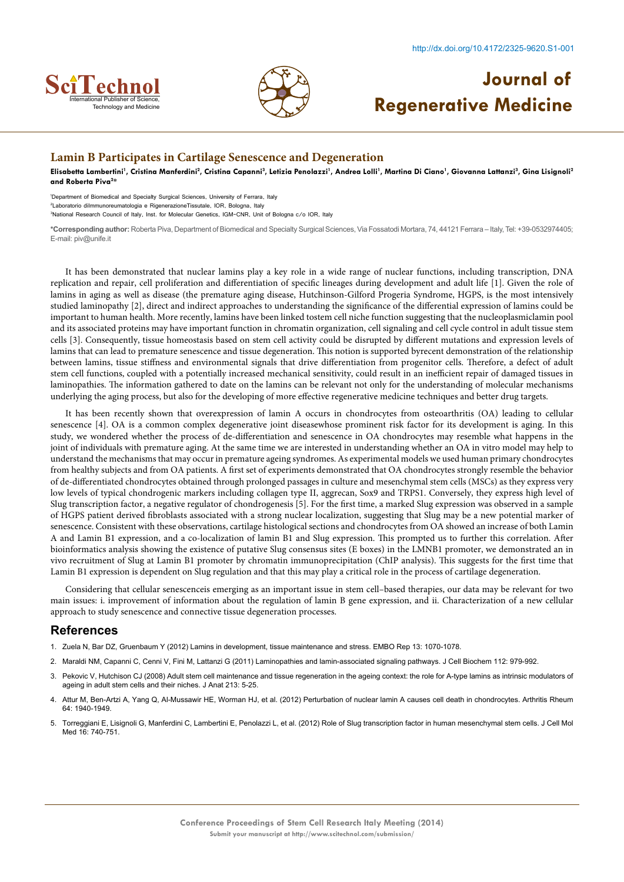## Lamin B Participates in Cartilage Senescence and Degeneration

**Elisabetta Lambertini[1], Cristina Manferdini[2], Cristina Capanni[3], Letizia Penolazzi[1], Andrea Lolli[1], Martina Di Ciano[1], Giovanna Lattanzi[3], Gina Lisignoli[2] and Roberta Piva[2]***

[1]Department of Biomedical and Specialty Surgical Sciences, University of Ferrara, Italy
[2]Laboratorio diImmunoreumatologia e RigenerazioneTissutale, IOR, Bologna, Italy
[3]National Research Council of Italy, Inst. for Molecular Genetics, IGM-CNR, Unit of Bologna c/o IOR, Italy

**\*Corresponding author:** Roberta Piva, Department of Biomedical and Specialty Surgical Sciences, Via Fossatodi Mortara, 74, 44121 Ferrara – Italy, Tel: +39-0532974405; E-mail: piv@unife.it

It has been demonstrated that nuclear lamins play a key role in a wide range of nuclear functions, including transcription, DNA replication and repair, cell proliferation and differentiation of specific lineages during development and adult life [1]. Given the role of lamins in aging as well as disease (the premature aging disease, Hutchinson-Gilford Progeria Syndrome, HGPS, is the most intensively studied laminopathy [2], direct and indirect approaches to understanding the significance of the differential expression of lamins could be important to human health. More recently, lamins have been linked tostem cell niche function suggesting that the nucleoplasmiclamin pool and its associated proteins may have important function in chromatin organization, cell signaling and cell cycle control in adult tissue stem cells [3]. Consequently, tissue homeostasis based on stem cell activity could be disrupted by different mutations and expression levels of lamins that can lead to premature senescence and tissue degeneration. This notion is supported byrecent demonstration of the relationship between lamins, tissue stiffness and environmental signals that drive differentiation from progenitor cells. Therefore, a defect of adult stem cell functions, coupled with a potentially increased mechanical sensitivity, could result in an inefficient repair of damaged tissues in laminopathies. The information gathered to date on the lamins can be relevant not only for the understanding of molecular mechanisms underlying the aging process, but also for the developing of more effective regenerative medicine techniques and better drug targets.

It has been recently shown that overexpression of lamin A occurs in chondrocytes from osteoarthritis (OA) leading to cellular senescence [4]. OA is a common complex degenerative joint diseasewhose prominent risk factor for its development is aging. In this study, we wondered whether the process of de-differentiation and senescence in OA chondrocytes may resemble what happens in the joint of individuals with premature aging. At the same time we are interested in understanding whether an OA in vitro model may help to understand the mechanisms that may occur in premature ageing syndromes. As experimental models we used human primary chondrocytes from healthy subjects and from OA patients. A first set of experiments demonstrated that OA chondrocytes strongly resemble the behavior of de-differentiated chondrocytes obtained through prolonged passages in culture and mesenchymal stem cells (MSCs) as they express very low levels of typical chondrogenic markers including collagen type II, aggrecan, Sox9 and TRPS1. Conversely, they express high level of Slug transcription factor, a negative regulator of chondrogenesis [5]. For the first time, a marked Slug expression was observed in a sample of HGPS patient derived fibroblasts associated with a strong nuclear localization, suggesting that Slug may be a new potential marker of senescence. Consistent with these observations, cartilage histological sections and chondrocytes from OA showed an increase of both Lamin A and Lamin B1 expression, and a co-localization of lamin B1 and Slug expression. This prompted us to further this correlation. After bioinformatics analysis showing the existence of putative Slug consensus sites (E boxes) in the LMNB1 promoter, we demonstrated an in vivo recruitment of Slug at Lamin B1 promoter by chromatin immunoprecipitation (ChIP analysis). This suggests for the first time that Lamin B1 expression is dependent on Slug regulation and that this may play a critical role in the process of cartilage degeneration.

Considering that cellular senescenceis emerging as an important issue in stem cell–based therapies, our data may be relevant for two main issues: i. improvement of information about the regulation of lamin B gene expression, and ii. Characterization of a new cellular approach to study senescence and connective tissue degeneration processes.

## References

1. Zuela N, Bar DZ, Gruenbaum Y (2012) Lamins in development, tissue maintenance and stress. EMBO Rep 13: 1070-1078.
2. Maraldi NM, Capanni C, Cenni V, Fini M, Lattanzi G (2011) Laminopathies and lamin-associated signaling pathways. J Cell Biochem 112: 979-992.
3. Pekovic V, Hutchison CJ (2008) Adult stem cell maintenance and tissue regeneration in the ageing context: the role for A-type lamins as intrinsic modulators of ageing in adult stem cells and their niches. J Anat 213: 5-25.
4. Attur M, Ben-Artzi A, Yang Q, Al-Mussawir HE, Worman HJ, et al. (2012) Perturbation of nuclear lamin A causes cell death in chondrocytes. Arthritis Rheum 64: 1940-1949.
5. Torreggiani E, Lisignoli G, Manferdini C, Lambertini E, Penolazzi L, et al. (2012) Role of Slug transcription factor in human mesenchymal stem cells. J Cell Mol Med 16: 740-751.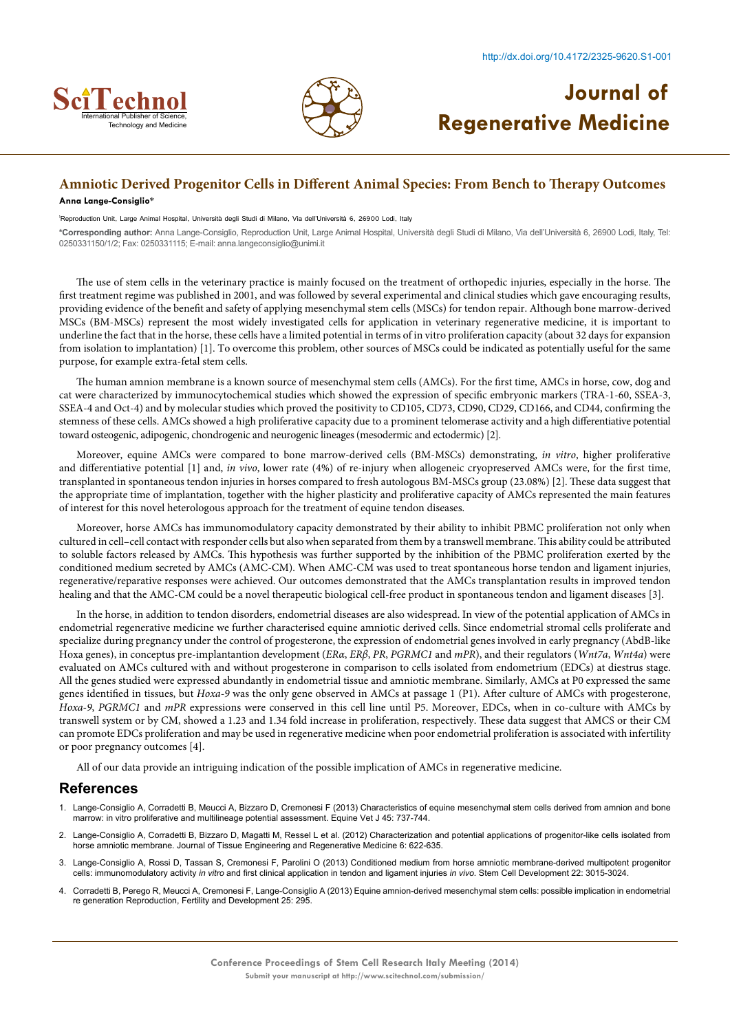## Amniotic Derived Progenitor Cells in Different Animal Species: From Bench to Therapy Outcomes

**Anna Lange-Consiglio***

[1]Reproduction Unit, Large Animal Hospital, Università degli Studi di Milano, Via dell'Università 6, 26900 Lodi, Italy

***Corresponding author:** Anna Lange-Consiglio, Reproduction Unit, Large Animal Hospital, Università degli Studi di Milano, Via dell'Università 6, 26900 Lodi, Italy, Tel: 0250331150/1/2; Fax: 0250331115; E-mail: anna.langeconsiglio@unimi.it

The use of stem cells in the veterinary practice is mainly focused on the treatment of orthopedic injuries, especially in the horse. The first treatment regime was published in 2001, and was followed by several experimental and clinical studies which gave encouraging results, providing evidence of the benefit and safety of applying mesenchymal stem cells (MSCs) for tendon repair. Although bone marrow-derived MSCs (BM-MSCs) represent the most widely investigated cells for application in veterinary regenerative medicine, it is important to underline the fact that in the horse, these cells have a limited potential in terms of in vitro proliferation capacity (about 32 days for expansion from isolation to implantation) [1]. To overcome this problem, other sources of MSCs could be indicated as potentially useful for the same purpose, for example extra-fetal stem cells.

The human amnion membrane is a known source of mesenchymal stem cells (AMCs). For the first time, AMCs in horse, cow, dog and cat were characterized by immunocytochemical studies which showed the expression of specific embryonic markers (TRA-1-60, SSEA-3, SSEA-4 and Oct-4) and by molecular studies which proved the positivity to CD105, CD73, CD90, CD29, CD166, and CD44, confirming the stemness of these cells. AMCs showed a high proliferative capacity due to a prominent telomerase activity and a high differentiative potential toward osteogenic, adipogenic, chondrogenic and neurogenic lineages (mesodermic and ectodermic) [2].

Moreover, equine AMCs were compared to bone marrow-derived cells (BM-MSCs) demonstrating, *in vitro*, higher proliferative and differentiative potential [1] and, *in vivo*, lower rate (4%) of re-injury when allogeneic cryopreserved AMCs were, for the first time, transplanted in spontaneous tendon injuries in horses compared to fresh autologous BM-MSCs group (23.08%) [2]. These data suggest that the appropriate time of implantation, together with the higher plasticity and proliferative capacity of AMCs represented the main features of interest for this novel heterologous approach for the treatment of equine tendon diseases.

Moreover, horse AMCs has immunomodulatory capacity demonstrated by their ability to inhibit PBMC proliferation not only when cultured in cell–cell contact with responder cells but also when separated from them by a transwell membrane. This ability could be attributed to soluble factors released by AMCs. This hypothesis was further supported by the inhibition of the PBMC proliferation exerted by the conditioned medium secreted by AMCs (AMC-CM). When AMC-CM was used to treat spontaneous horse tendon and ligament injuries, regenerative/reparative responses were achieved. Our outcomes demonstrated that the AMCs transplantation results in improved tendon healing and that the AMC-CM could be a novel therapeutic biological cell-free product in spontaneous tendon and ligament diseases [3].

In the horse, in addition to tendon disorders, endometrial diseases are also widespread. In view of the potential application of AMCs in endometrial regenerative medicine we further characterised equine amniotic derived cells. Since endometrial stromal cells proliferate and specialize during pregnancy under the control of progesterone, the expression of endometrial genes involved in early pregnancy (AbdB-like Hoxa genes), in conceptus pre-implantantion development (*ERα*, *ERβ*, *PR*, *PGRMC1* and *mPR*), and their regulators (*Wnt7a*, *Wnt4a*) were evaluated on AMCs cultured with and without progesterone in comparison to cells isolated from endometrium (EDCs) at diestrus stage. All the genes studied were expressed abundantly in endometrial tissue and amniotic membrane. Similarly, AMCs at P0 expressed the same genes identified in tissues, but *Hoxa-9* was the only gene observed in AMCs at passage 1 (P1). After culture of AMCs with progesterone, *Hoxa-9*, *PGRMC1* and *mPR* expressions were conserved in this cell line until P5. Moreover, EDCs, when in co-culture with AMCs by transwell system or by CM, showed a 1.23 and 1.34 fold increase in proliferation, respectively. These data suggest that AMCS or their CM can promote EDCs proliferation and may be used in regenerative medicine when poor endometrial proliferation is associated with infertility or poor pregnancy outcomes [4].

All of our data provide an intriguing indication of the possible implication of AMCs in regenerative medicine.

## References

1. Lange-Consiglio A, Corradetti B, Meucci A, Bizzaro D, Cremonesi F (2013) Characteristics of equine mesenchymal stem cells derived from amnion and bone marrow: in vitro proliferative and multilineage potential assessment. Equine Vet J 45: 737-744.
2. Lange-Consiglio A, Corradetti B, Bizzaro D, Magatti M, Ressel L et al. (2012) Characterization and potential applications of progenitor-like cells isolated from horse amniotic membrane. Journal of Tissue Engineering and Regenerative Medicine 6: 622-635.
3. Lange-Consiglio A, Rossi D, Tassan S, Cremonesi F, Parolini O (2013) Conditioned medium from horse amniotic membrane-derived multipotent progenitor cells: immunomodulatory activity *in vitro* and first clinical application in tendon and ligament injuries *in vivo*. Stem Cell Development 22: 3015-3024.
4. Corradetti B, Perego R, Meucci A, Cremonesi F, Lange-Consiglio A (2013) Equine amnion-derived mesenchymal stem cells: possible implication in endometrial re generation Reproduction, Fertility and Development 25: 295.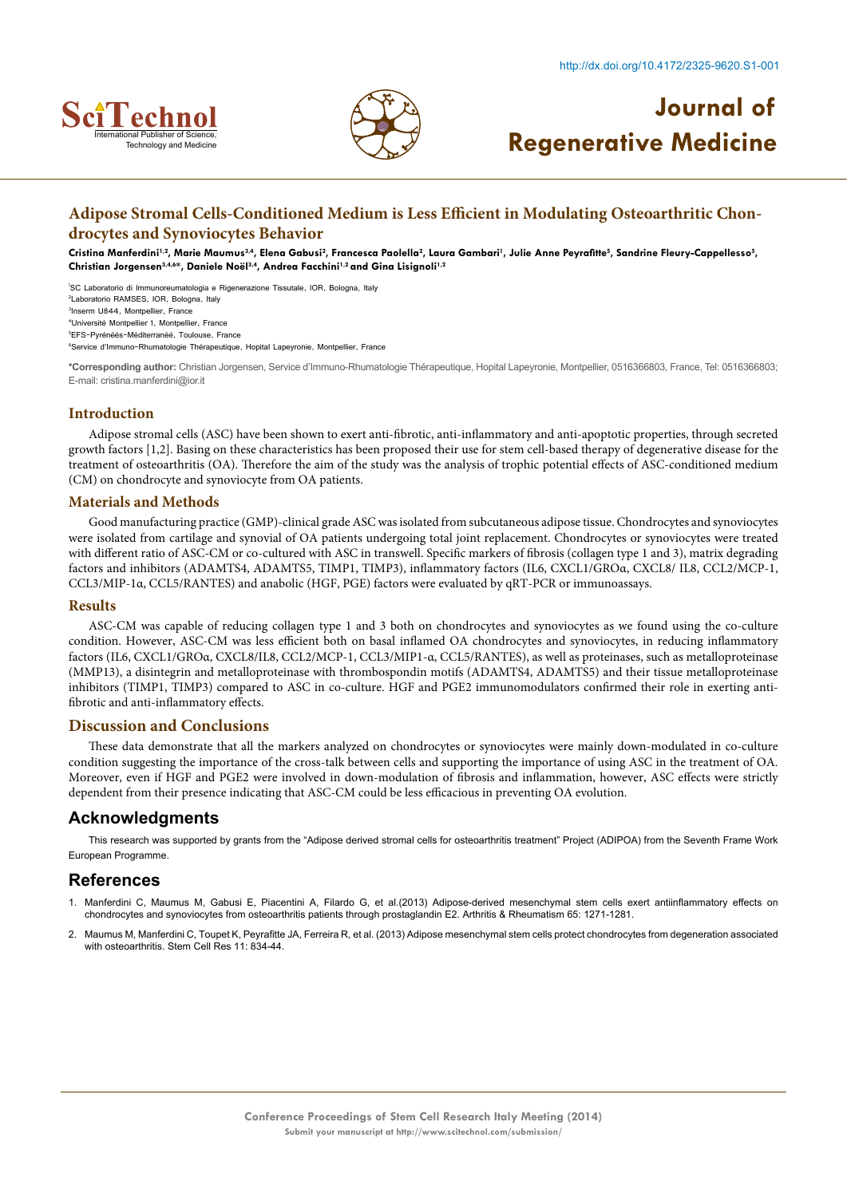# Adipose Stromal Cells-Conditioned Medium is Less Efficient in Modulating Osteoarthritic Chondrocytes and Synoviocytes Behavior

**Cristina Manferdini[1,2], Marie Maumus[3,4], Elena Gabusi[2], Francesca Paolella[2], Laura Gambari[1], Julie Anne Peyrafitte[5], Sandrine Fleury-Cappellesso[5], Christian Jorgensen[3,4,6]*, Daniele Noël[3,4], Andrea Facchini[1,2] and Gina Lisignoli[1,2]**

[1]SC Laboratorio di Immunoreumatologia e Rigenerazione Tissutale, IOR, Bologna, Italy
[2]Laboratorio RAMSES, IOR, Bologna, Italy
[3]Inserm U844, Montpellier, France
[4]Université Montpellier 1, Montpellier, France
[5]EFS-Pyrénéés-Méditerranéé, Toulouse, France
[6]Service d'Immuno-Rhumatologie Thérapeutique, Hopital Lapeyronie, Montpellier, France

**\*Corresponding author:** Christian Jorgensen, Service d'Immuno-Rhumatologie Thérapeutique, Hopital Lapeyronie, Montpellier, 0516366803, France, Tel: 0516366803; E-mail: cristina.manferdini@ior.it

## Introduction

Adipose stromal cells (ASC) have been shown to exert anti-fibrotic, anti-inflammatory and anti-apoptotic properties, through secreted growth factors [1,2]. Basing on these characteristics has been proposed their use for stem cell-based therapy of degenerative disease for the treatment of osteoarthritis (OA). Therefore the aim of the study was the analysis of trophic potential effects of ASC-conditioned medium (CM) on chondrocyte and synoviocyte from OA patients.

## Materials and Methods

Good manufacturing practice (GMP)-clinical grade ASC was isolated from subcutaneous adipose tissue. Chondrocytes and synoviocytes were isolated from cartilage and synovial of OA patients undergoing total joint replacement. Chondrocytes or synoviocytes were treated with different ratio of ASC-CM or co-cultured with ASC in transwell. Specific markers of fibrosis (collagen type 1 and 3), matrix degrading factors and inhibitors (ADAMTS4, ADAMTS5, TIMP1, TIMP3), inflammatory factors (IL6, CXCL1/GROα, CXCL8/ IL8, CCL2/MCP-1, CCL3/MIP-1α, CCL5/RANTES) and anabolic (HGF, PGE) factors were evaluated by qRT-PCR or immunoassays.

## Results

ASC-CM was capable of reducing collagen type 1 and 3 both on chondrocytes and synoviocytes as we found using the co-culture condition. However, ASC-CM was less efficient both on basal inflamed OA chondrocytes and synoviocytes, in reducing inflammatory factors (IL6, CXCL1/GROα, CXCL8/IL8, CCL2/MCP-1, CCL3/MIP1-α, CCL5/RANTES), as well as proteinases, such as metalloproteinase (MMP13), a disintegrin and metalloproteinase with thrombospondin motifs (ADAMTS4, ADAMTS5) and their tissue metalloproteinase inhibitors (TIMP1, TIMP3) compared to ASC in co-culture. HGF and PGE2 immunomodulators confirmed their role in exerting anti-fibrotic and anti-inflammatory effects.

## Discussion and Conclusions

These data demonstrate that all the markers analyzed on chondrocytes or synoviocytes were mainly down-modulated in co-culture condition suggesting the importance of the cross-talk between cells and supporting the importance of using ASC in the treatment of OA. Moreover, even if HGF and PGE2 were involved in down-modulation of fibrosis and inflammation, however, ASC effects were strictly dependent from their presence indicating that ASC-CM could be less efficacious in preventing OA evolution.

## Acknowledgments

This research was supported by grants from the "Adipose derived stromal cells for osteoarthritis treatment" Project (ADIPOA) from the Seventh Frame Work European Programme.

## References

1. Manferdini C, Maumus M, Gabusi E, Piacentini A, Filardo G, et al.(2013) Adipose-derived mesenchymal stem cells exert antiinflammatory effects on chondrocytes and synoviocytes from osteoarthritis patients through prostaglandin E2. Arthritis & Rheumatism 65: 1271-1281.
2. Maumus M, Manferdini C, Toupet K, Peyrafitte JA, Ferreira R, et al. (2013) Adipose mesenchymal stem cells protect chondrocytes from degeneration associated with osteoarthritis. Stem Cell Res 11: 834-44.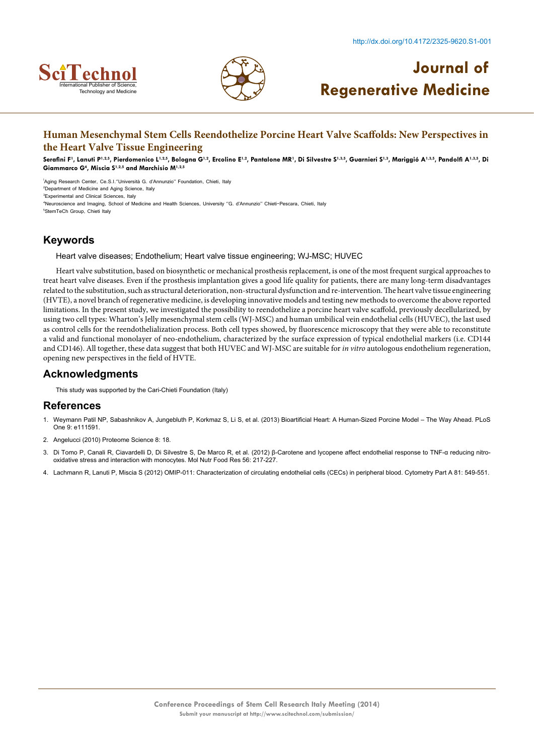# Human Mesenchymal Stem Cells Reendothelize Porcine Heart Valve Scaffolds: New Perspectives in the Heart Valve Tissue Engineering

**Serafini F[1], Lanuti P[1,2,5], Pierdomenico L[1,2,5], Bologna G[1,2], Ercolino E[1,2], Pantalone MR[1], Di Silvestre S[1,3,5], Guarnieri S[1,3], Mariggió A[1,3,5], Pandolfi A[1,3,5], Di Giammarco G[4], Miscia S[1,2,5] and Marchisio M[1,2,5]**

[1]Aging Research Center, Ce.S.I."Università G. d'Annunzio" Foundation, Chieti, Italy

[2]Department of Medicine and Aging Science, Italy

[3]Experimental and Clinical Sciences, Italy

[4]Neuroscience and Imaging, School of Medicine and Health Sciences, University "G. d'Annunzio" Chieti-Pescara, Chieti, Italy

[5]StemTeCh Group, Chieti Italy

## Keywords

Heart valve diseases; Endothelium; Heart valve tissue engineering; WJ-MSC; HUVEC

Heart valve substitution, based on biosynthetic or mechanical prosthesis replacement, is one of the most frequent surgical approaches to treat heart valve diseases. Even if the prosthesis implantation gives a good life quality for patients, there are many long-term disadvantages related to the substitution, such as structural deterioration, non-structural dysfunction and re-intervention. The heart valve tissue engineering (HVTE), a novel branch of regenerative medicine, is developing innovative models and testing new methods to overcome the above reported limitations. In the present study, we investigated the possibility to reendothelize a porcine heart valve scaffold, previously decellularized, by using two cell types: Wharton's Jelly mesenchymal stem cells (WJ-MSC) and human umbilical vein endothelial cells (HUVEC), the last used as control cells for the reendothelialization process. Both cell types showed, by fluorescence microscopy that they were able to reconstitute a valid and functional monolayer of neo-endothelium, characterized by the surface expression of typical endothelial markers (i.e. CD144 and CD146). All together, these data suggest that both HUVEC and WJ-MSC are suitable for *in vitro* autologous endothelium regeneration, opening new perspectives in the field of HVTE.

## Acknowledgments

This study was supported by the Cari-Chieti Foundation (Italy)

## References

1. Weymann Patil NP, Sabashnikov A, Jungebluth P, Korkmaz S, Li S, et al. (2013) Bioartificial Heart: A Human-Sized Porcine Model – The Way Ahead. PLoS One 9: e111591.
2. Angelucci (2010) Proteome Science 8: 18.
3. Di Tomo P, Canali R, Ciavardelli D, Di Silvestre S, De Marco R, et al. (2012) β-Carotene and lycopene affect endothelial response to TNF-α reducing nitro-oxidative stress and interaction with monocytes. Mol Nutr Food Res 56: 217-227.
4. Lachmann R, Lanuti P, Miscia S (2012) OMIP-011: Characterization of circulating endothelial cells (CECs) in peripheral blood. Cytometry Part A 81: 549-551.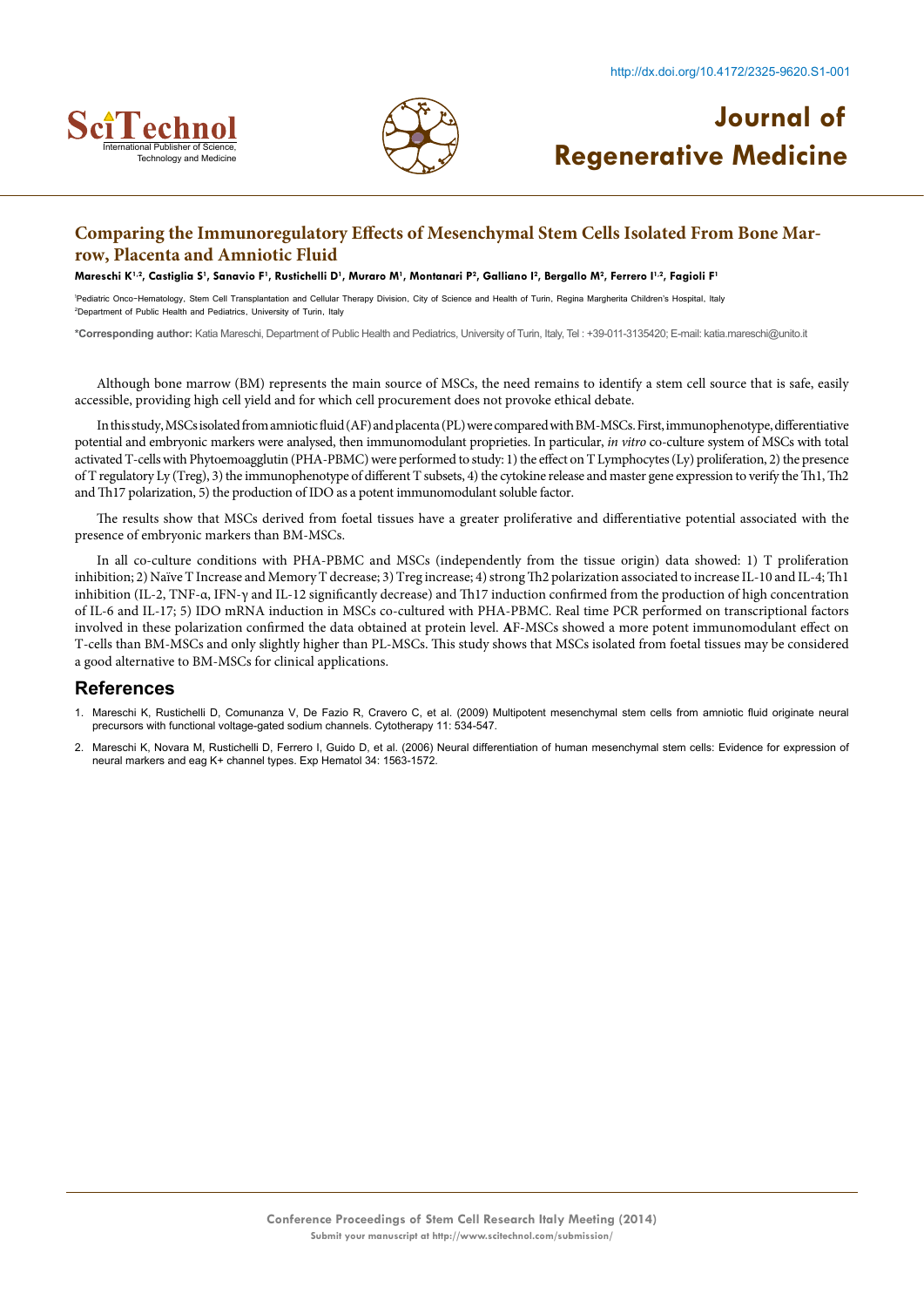## Comparing the Immunoregulatory Effects of Mesenchymal Stem Cells Isolated From Bone Marrow, Placenta and Amniotic Fluid

**Mareschi K[1,2], Castiglia S[1], Sanavio F[1], Rustichelli D[1], Muraro M[1], Montanari P[2], Galliano I[2], Bergallo M[2], Ferrero I[1,2], Fagioli F[1]**

[1]Pediatric Onco-Hematology, Stem Cell Transplantation and Cellular Therapy Division, City of Science and Health of Turin, Regina Margherita Children's Hospital, Italy
[2]Department of Public Health and Pediatrics, University of Turin, Italy

**\*Corresponding author:** Katia Mareschi, Department of Public Health and Pediatrics, University of Turin, Italy, Tel : +39-011-3135420; E-mail: katia.mareschi@unito.it

Although bone marrow (BM) represents the main source of MSCs, the need remains to identify a stem cell source that is safe, easily accessible, providing high cell yield and for which cell procurement does not provoke ethical debate.

In this study, MSCs isolated from amniotic fluid (AF) and placenta (PL) were compared with BM-MSCs. First, immunophenotype, differentiative potential and embryonic markers were analysed, then immunomodulant proprieties. In particular, *in vitro* co-culture system of MSCs with total activated T-cells with Phytoemoagglutin (PHA-PBMC) were performed to study: 1) the effect on T Lymphocytes (Ly) proliferation, 2) the presence of T regulatory Ly (Treg), 3) the immunophenotype of different T subsets, 4) the cytokine release and master gene expression to verify the Th1, Th2 and Th17 polarization, 5) the production of IDO as a potent immunomodulant soluble factor.

The results show that MSCs derived from foetal tissues have a greater proliferative and differentiative potential associated with the presence of embryonic markers than BM-MSCs.

In all co-culture conditions with PHA-PBMC and MSCs (independently from the tissue origin) data showed: 1) T proliferation inhibition; 2) Naïve T Increase and Memory T decrease; 3) Treg increase; 4) strong Th2 polarization associated to increase IL-10 and IL-4; Th1 inhibition (IL-2, TNF-α, IFN-γ and IL-12 significantly decrease) and Th17 induction confirmed from the production of high concentration of IL-6 and IL-17; 5) IDO mRNA induction in MSCs co-cultured with PHA-PBMC. Real time PCR performed on transcriptional factors involved in these polarization confirmed the data obtained at protein level. **A**F-MSCs showed a more potent immunomodulant effect on T-cells than BM-MSCs and only slightly higher than PL-MSCs. This study shows that MSCs isolated from foetal tissues may be considered a good alternative to BM-MSCs for clinical applications.

## References

1. Mareschi K, Rustichelli D, Comunanza V, De Fazio R, Cravero C, et al. (2009) Multipotent mesenchymal stem cells from amniotic fluid originate neural precursors with functional voltage-gated sodium channels. Cytotherapy 11: 534-547.
2. Mareschi K, Novara M, Rustichelli D, Ferrero I, Guido D, et al. (2006) Neural differentiation of human mesenchymal stem cells: Evidence for expression of neural markers and eag K+ channel types. Exp Hematol 34: 1563-1572.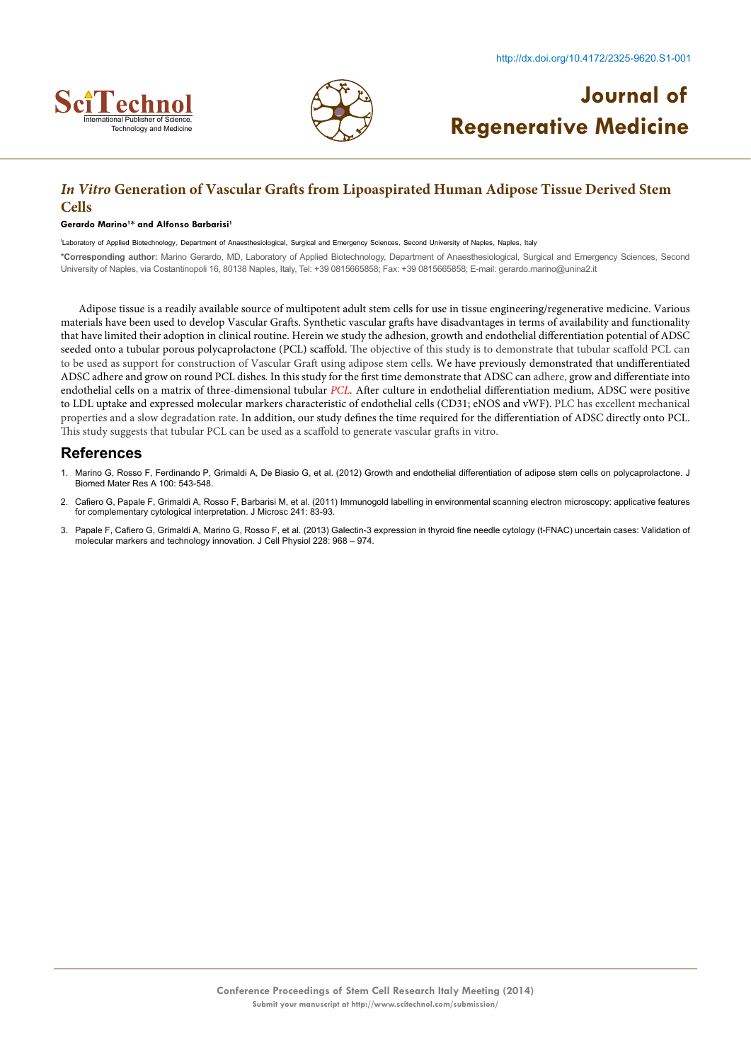## *In Vitro* Generation of Vascular Grafts from Lipoaspirated Human Adipose Tissue Derived Stem Cells

**Gerardo Marino[1]* and Alfonso Barbarisi[1]**

[1]Laboratory of Applied Biotechnology, Department of Anaesthesiological, Surgical and Emergency Sciences, Second University of Naples, Naples, Italy

**\*Corresponding author:** Marino Gerardo, MD, Laboratory of Applied Biotechnology, Department of Anaesthesiological, Surgical and Emergency Sciences, Second University of Naples, via Costantinopoli 16, 80138 Naples, Italy, Tel: +39 0815665858; Fax: +39 0815665858; E-mail: gerardo.marino@unina2.it

Adipose tissue is a readily available source of multipotent adult stem cells for use in tissue engineering/regenerative medicine. Various materials have been used to develop Vascular Grafts. Synthetic vascular grafts have disadvantages in terms of availability and functionality that have limited their adoption in clinical routine. Herein we study the adhesion, growth and endothelial differentiation potential of ADSC seeded onto a tubular porous polycaprolactone (PCL) scaffold. The objective of this study is to demonstrate that tubular scaffold PCL can to be used as support for construction of Vascular Graft using adipose stem cells. We have previously demonstrated that undifferentiated ADSC adhere and grow on round PCL dishes. In this study for the first time demonstrate that ADSC can adhere, grow and differentiate into endothelial cells on a matrix of three-dimensional tubular *PCL*. After culture in endothelial differentiation medium, ADSC were positive to LDL uptake and expressed molecular markers characteristic of endothelial cells (CD31; eNOS and vWF). PLC has excellent mechanical properties and a slow degradation rate. In addition, our study defines the time required for the differentiation of ADSC directly onto PCL. This study suggests that tubular PCL can be used as a scaffold to generate vascular grafts in vitro.

### References

1. Marino G, Rosso F, Ferdinando P, Grimaldi A, De Biasio G, et al. (2012) Growth and endothelial differentiation of adipose stem cells on polycaprolactone. J Biomed Mater Res A 100: 543-548.
2. Cafiero G, Papale F, Grimaldi A, Rosso F, Barbarisi M, et al. (2011) Immunogold labelling in environmental scanning electron microscopy: applicative features for complementary cytological interpretation. J Microsc 241: 83-93.
3. Papale F, Cafiero G, Grimaldi A, Marino G, Rosso F, et al. (2013) Galectin-3 expression in thyroid fine needle cytology (t-FNAC) uncertain cases: Validation of molecular markers and technology innovation. J Cell Physiol 228: 968 – 974.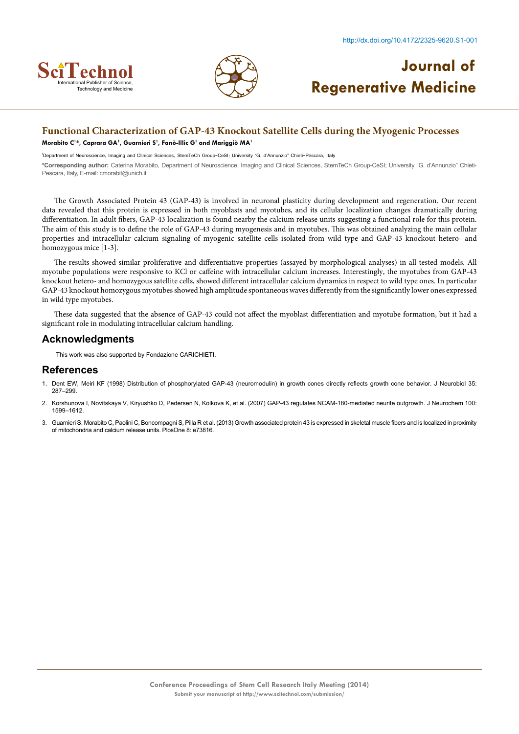## Functional Characterization of GAP-43 Knockout Satellite Cells during the Myogenic Processes

**Morabito C[1]*, Caprara GA[1], Guarnieri S[1], Fanò-Illic G[1] and Mariggiò MA[1]**

[1]Department of Neuroscience, Imaging and Clinical Sciences, StemTeCh Group-CeSI; University "G. d'Annunzio" Chieti-Pescara, Italy

***Corresponding author:** Caterina Morabito, Department of Neuroscience, Imaging and Clinical Sciences, StemTeCh Group-CeSI; University "G. d'Annunzio" Chieti-Pescara, Italy, E-mail: cmorabit@unich.it

The Growth Associated Protein 43 (GAP-43) is involved in neuronal plasticity during development and regeneration. Our recent data revealed that this protein is expressed in both myoblasts and myotubes, and its cellular localization changes dramatically during differentiation. In adult fibers, GAP-43 localization is found nearby the calcium release units suggesting a functional role for this protein. The aim of this study is to define the role of GAP-43 during myogenesis and in myotubes. This was obtained analyzing the main cellular properties and intracellular calcium signaling of myogenic satellite cells isolated from wild type and GAP-43 knockout hetero- and homozygous mice [1-3].

The results showed similar proliferative and differentiative properties (assayed by morphological analyses) in all tested models. All myotube populations were responsive to KCl or caffeine with intracellular calcium increases. Interestingly, the myotubes from GAP-43 knockout hetero- and homozygous satellite cells, showed different intracellular calcium dynamics in respect to wild type ones. In particular GAP-43 knockout homozygous myotubes showed high amplitude spontaneous waves differently from the significantly lower ones expressed in wild type myotubes.

These data suggested that the absence of GAP-43 could not affect the myoblast differentiation and myotube formation, but it had a significant role in modulating intracellular calcium handling.

### Acknowledgments

This work was also supported by Fondazione CARICHIETI.

### References

1. Dent EW, Meiri KF (1998) Distribution of phosphorylated GAP-43 (neuromodulin) in growth cones directly reflects growth cone behavior. J Neurobiol 35: 287–299.
2. Korshunova I, Novitskaya V, Kiryushko D, Pedersen N, Kolkova K, et al. (2007) GAP-43 regulates NCAM-180-mediated neurite outgrowth. J Neurochem 100: 1599–1612.
3. Guarnieri S, Morabito C, Paolini C, Boncompagni S, Pilla R et al. (2013) Growth associated protein 43 is expressed in skeletal muscle fibers and is localized in proximity of mitochondria and calcium release units. PlosOne 8: e73816.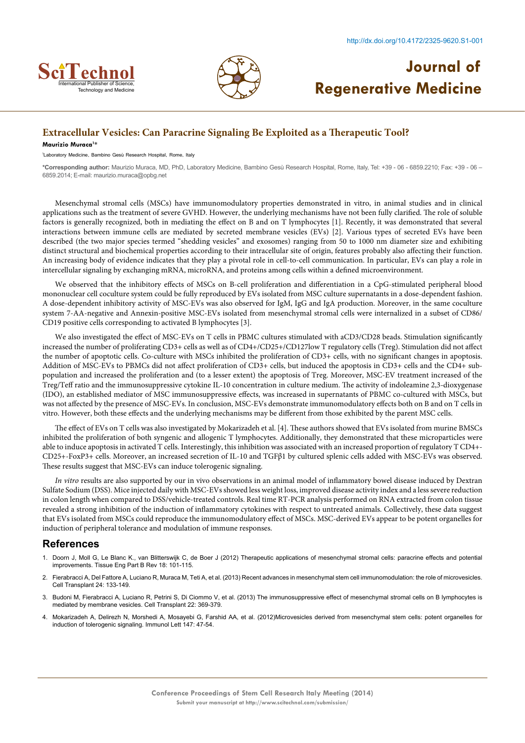# Extracellular Vesicles: Can Paracrine Signaling Be Exploited as a Therapeutic Tool?

**Maurizio Muraca**[1]*

[1]Laboratory Medicine, Bambino Gesù Research Hospital, Rome, Italy

***Corresponding author:** Maurizio Muraca, MD, PhD, Laboratory Medicine, Bambino Gesù Research Hospital, Rome, Italy, Tel: +39 - 06 - 6859.2210; Fax: +39 - 06 – 6859.2014; E-mail: maurizio.muraca@opbg.net

Mesenchymal stromal cells (MSCs) have immunomodulatory properties demonstrated in vitro, in animal studies and in clinical applications such as the treatment of severe GVHD. However, the underlying mechanisms have not been fully clarified. The role of soluble factors is generally recognized, both in mediating the effect on B and on T lymphocytes [1]. Recently, it was demonstrated that several interactions between immune cells are mediated by secreted membrane vesicles (EVs) [2]. Various types of secreted EVs have been described (the two major species termed "shedding vesicles" and exosomes) ranging from 50 to 1000 nm diameter size and exhibiting distinct structural and biochemical properties according to their intracellular site of origin, features probably also affecting their function. An increasing body of evidence indicates that they play a pivotal role in cell-to-cell communication. In particular, EVs can play a role in intercellular signaling by exchanging mRNA, microRNA, and proteins among cells within a defined microenvironment.

We observed that the inhibitory effects of MSCs on B-cell proliferation and differentiation in a CpG-stimulated peripheral blood mononuclear cell coculture system could be fully reproduced by EVs isolated from MSC culture supernatants in a dose-dependent fashion. A dose-dependent inhibitory activity of MSC-EVs was also observed for IgM, IgG and IgA production. Moreover, in the same coculture system 7-AA-negative and Annexin-positive MSC-EVs isolated from mesenchymal stromal cells were internalized in a subset of CD86/CD19 positive cells corresponding to activated B lymphocytes [3].

We also investigated the effect of MSC-EVs on T cells in PBMC cultures stimulated with aCD3/CD28 beads. Stimulation significantly increased the number of proliferating CD3+ cells as well as of CD4+/CD25+/CD127low T regulatory cells (Treg). Stimulation did not affect the number of apoptotic cells. Co-culture with MSCs inhibited the proliferation of CD3+ cells, with no significant changes in apoptosis. Addition of MSC-EVs to PBMCs did not affect proliferation of CD3+ cells, but induced the apoptosis in CD3+ cells and the CD4+ sub-population and increased the proliferation and (to a lesser extent) the apoptosis of Treg. Moreover, MSC-EV treatment increased of the Treg/Teff ratio and the immunosuppressive cytokine IL-10 concentration in culture medium. The activity of indoleamine 2,3-dioxygenase (IDO), an established mediator of MSC immunosuppressive effects, was increased in supernatants of PBMC co-cultured with MSCs, but was not affected by the presence of MSC-EVs. In conclusion, MSC-EVs demonstrate immunomodulatory effects both on B and on T cells in vitro. However, both these effects and the underlying mechanisms may be different from those exhibited by the parent MSC cells.

The effect of EVs on T cells was also investigated by Mokarizadeh et al. [4]. These authors showed that EVs isolated from murine BMSCs inhibited the proliferation of both syngenic and allogenic T lymphocytes. Additionally, they demonstrated that these microparticles were able to induce apoptosis in activated T cells. Interestingly, this inhibition was associated with an increased proportion of regulatory T CD4+-CD25+-FoxP3+ cells. Moreover, an increased secretion of IL-10 and TGFβ1 by cultured splenic cells added with MSC-EVs was observed. These results suggest that MSC-EVs can induce tolerogenic signaling.

*In vitro* results are also supported by our in vivo observations in an animal model of inflammatory bowel disease induced by Dextran Sulfate Sodium (DSS). Mice injected daily with MSC-EVs showed less weight loss, improved disease activity index and a less severe reduction in colon length when compared to DSS/vehicle-treated controls. Real time RT-PCR analysis performed on RNA extracted from colon tissue revealed a strong inhibition of the induction of inflammatory cytokines with respect to untreated animals. Collectively, these data suggest that EVs isolated from MSCs could reproduce the immunomodulatory effect of MSCs. MSC-derived EVs appear to be potent organelles for induction of peripheral tolerance and modulation of immune responses.

## References

1. Doorn J, Moll G, Le Blanc K., van Blitterswijk C, de Boer J (2012) Therapeutic applications of mesenchymal stromal cells: paracrine effects and potential improvements. Tissue Eng Part B Rev 18: 101-115.
2. Fierabracci A, Del Fattore A, Luciano R, Muraca M, Teti A, et al. (2013) Recent advances in mesenchymal stem cell immunomodulation: the role of microvesicles. Cell Transplant 24: 133-149.
3. Budoni M, Fierabracci A, Luciano R, Petrini S, Di Ciommo V, et al. (2013) The immunosuppressive effect of mesenchymal stromal cells on B lymphocytes is mediated by membrane vesicles. Cell Transplant 22: 369-379.
4. Mokarizadeh A, Delirezh N, Morshedi A, Mosayebi G, Farshid AA, et al. (2012)Microvesicles derived from mesenchymal stem cells: potent organelles for induction of tolerogenic signaling. Immunol Lett 147: 47-54.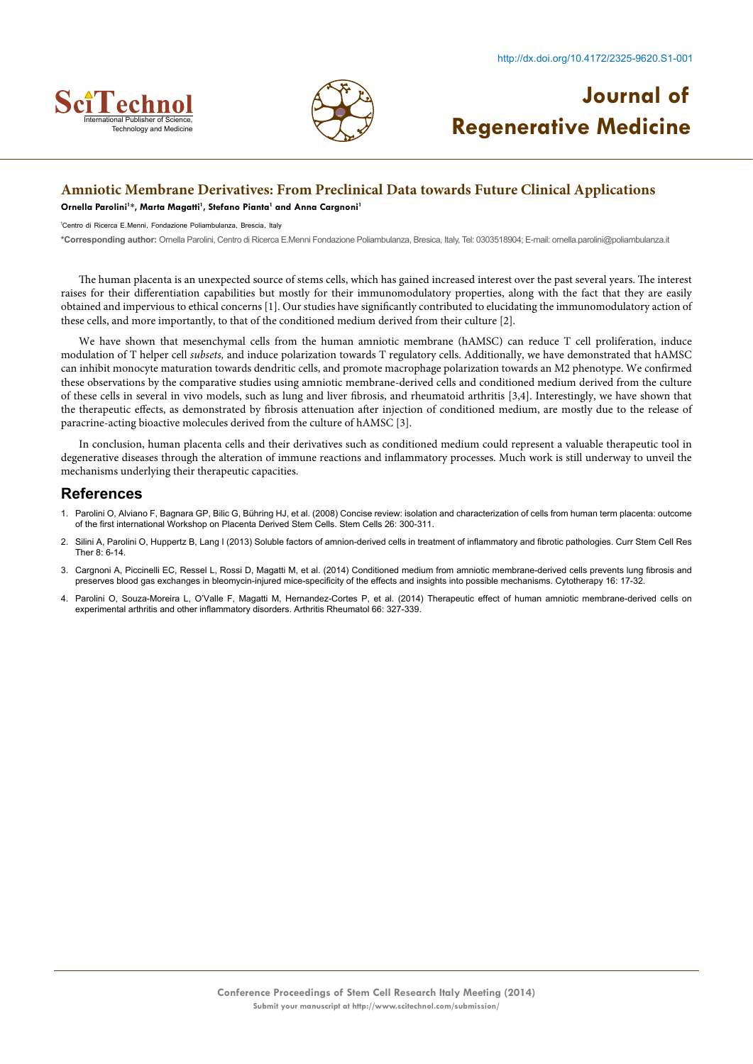# Amniotic Membrane Derivatives: From Preclinical Data towards Future Clinical Applications

**Ornella Parolini[1]\*, Marta Magatti[1], Stefano Pianta[1] and Anna Cargnoni[1]**

[1]Centro di Ricerca E.Menni, Fondazione Poliambulanza, Brescia, Italy

**\*Corresponding author:** Ornella Parolini, Centro di Ricerca E.Menni Fondazione Poliambulanza, Bresica, Italy, Tel: 0303518904; E-mail: ornella.parolini@poliambulanza.it

The human placenta is an unexpected source of stems cells, which has gained increased interest over the past several years. The interest raises for their differentiation capabilities but mostly for their immunomodulatory properties, along with the fact that they are easily obtained and impervious to ethical concerns [1]. Our studies have significantly contributed to elucidating the immunomodulatory action of these cells, and more importantly, to that of the conditioned medium derived from their culture [2].

We have shown that mesenchymal cells from the human amniotic membrane (hAMSC) can reduce T cell proliferation, induce modulation of T helper cell *subsets,* and induce polarization towards T regulatory cells. Additionally, we have demonstrated that hAMSC can inhibit monocyte maturation towards dendritic cells, and promote macrophage polarization towards an M2 phenotype. We confirmed these observations by the comparative studies using amniotic membrane-derived cells and conditioned medium derived from the culture of these cells in several in vivo models, such as lung and liver fibrosis, and rheumatoid arthritis [3,4]. Interestingly, we have shown that the therapeutic effects, as demonstrated by fibrosis attenuation after injection of conditioned medium, are mostly due to the release of paracrine-acting bioactive molecules derived from the culture of hAMSC [3].

In conclusion, human placenta cells and their derivatives such as conditioned medium could represent a valuable therapeutic tool in degenerative diseases through the alteration of immune reactions and inflammatory processes. Much work is still underway to unveil the mechanisms underlying their therapeutic capacities.

## References

1. Parolini O, Alviano F, Bagnara GP, Bilic G, Bühring HJ, et al. (2008) Concise review: isolation and characterization of cells from human term placenta: outcome of the first international Workshop on Placenta Derived Stem Cells. Stem Cells 26: 300-311.
2. Silini A, Parolini O, Huppertz B, Lang I (2013) Soluble factors of amnion-derived cells in treatment of inflammatory and fibrotic pathologies. Curr Stem Cell Res Ther 8: 6-14.
3. Cargnoni A, Piccinelli EC, Ressel L, Rossi D, Magatti M, et al. (2014) Conditioned medium from amniotic membrane-derived cells prevents lung fibrosis and preserves blood gas exchanges in bleomycin-injured mice-specificity of the effects and insights into possible mechanisms. Cytotherapy 16: 17-32.
4. Parolini O, Souza-Moreira L, O'Valle F, Magatti M, Hernandez-Cortes P, et al. (2014) Therapeutic effect of human amniotic membrane-derived cells on experimental arthritis and other inflammatory disorders. Arthritis Rheumatol 66: 327-339.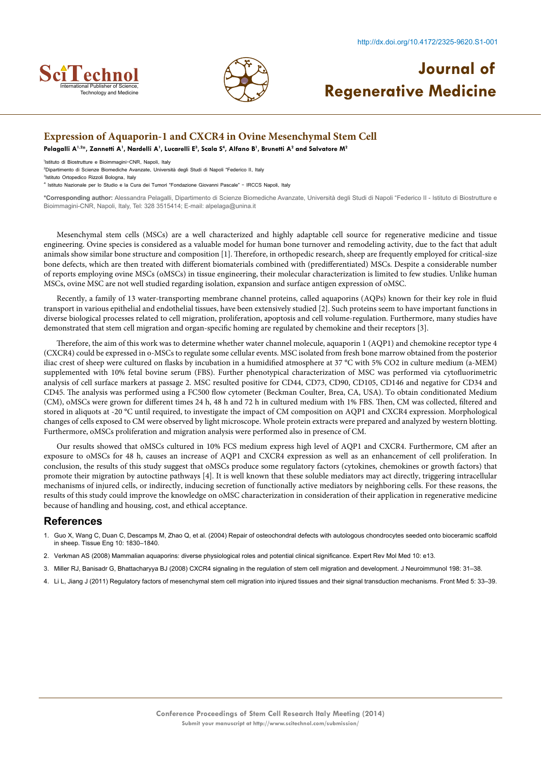# Expression of Aquaporin-1 and CXCR4 in Ovine Mesenchymal Stem Cell

**Pelagalli A[1,2]*, Zannetti A[1], Nardelli A[1], Lucarelli E[3], Scala S[4], Alfano B[1], Brunetti A[2] and Salvatore M[2]**

[1]Istituto di Biostrutture e Bioimmagini–CNR, Napoli, Italy

[2]Dipartimento di Scienze Biomediche Avanzate, Università degli Studi di Napoli "Federico II, Italy

[3]Istituto Ortopedico Rizzoli Bologna, Italy

[4] Istituto Nazionale per lo Studio e la Cura dei Tumori "Fondazione Giovanni Pascale" – IRCCS Napoli, Italy

**\*Corresponding author:** Alessandra Pelagalli, Dipartimento di Scienze Biomediche Avanzate, Università degli Studi di Napoli "Federico II - Istituto di Biostrutture e Bioimmagini-CNR, Napoli, Italy, Tel: 328 3515414; E-mail: alpelaga@unina.it

Mesenchymal stem cells (MSCs) are a well characterized and highly adaptable cell source for regenerative medicine and tissue engineering. Ovine species is considered as a valuable model for human bone turnover and remodeling activity, due to the fact that adult animals show similar bone structure and composition [1]. Therefore, in orthopedic research, sheep are frequently employed for critical-size bone defects, which are then treated with different biomaterials combined with (predifferentiated) MSCs. Despite a considerable number of reports employing ovine MSCs (oMSCs) in tissue engineering, their molecular characterization is limited to few studies. Unlike human MSCs, ovine MSC are not well studied regarding isolation, expansion and surface antigen expression of oMSC.

Recently, a family of 13 water-transporting membrane channel proteins, called aquaporins (AQPs) known for their key role in fluid transport in various epithelial and endothelial tissues, have been extensively studied [2]. Such proteins seem to have important functions in diverse biological processes related to cell migration, proliferation, apoptosis and cell volume-regulation. Furthermore, many studies have demonstrated that stem cell migration and organ-specific homing are regulated by chemokine and their receptors [3].

Therefore, the aim of this work was to determine whether water channel molecule, aquaporin 1 (AQP1) and chemokine receptor type 4 (CXCR4) could be expressed in o-MSCs to regulate some cellular events. MSC isolated from fresh bone marrow obtained from the posterior iliac crest of sheep were cultured on flasks by incubation in a humidified atmosphere at 37 °C with 5% CO2 in culture medium (a-MEM) supplemented with 10% fetal bovine serum (FBS). Further phenotypical characterization of MSC was performed via cytofluorimetric analysis of cell surface markers at passage 2. MSC resulted positive for CD44, CD73, CD90, CD105, CD146 and negative for CD34 and CD45. The analysis was performed using a FC500 flow cytometer (Beckman Coulter, Brea, CA, USA). To obtain conditionated Medium (CM), oMSCs were grown for different times 24 h, 48 h and 72 h in cultured medium with 1% FBS. Then, CM was collected, filtered and stored in aliquots at -20 °C until required, to investigate the impact of CM composition on AQP1 and CXCR4 expression. Morphological changes of cells exposed to CM were observed by light microscope. Whole protein extracts were prepared and analyzed by western blotting. Furthermore, oMSCs proliferation and migration analysis were performed also in presence of CM.

Our results showed that oMSCs cultured in 10% FCS medium express high level of AQP1 and CXCR4. Furthermore, CM after an exposure to oMSCs for 48 h, causes an increase of AQP1 and CXCR4 expression as well as an enhancement of cell proliferation. In conclusion, the results of this study suggest that oMSCs produce some regulatory factors (cytokines, chemokines or growth factors) that promote their migration by autoctine pathways [4]. It is well known that these soluble mediators may act directly, triggering intracellular mechanisms of injured cells, or indirectly, inducing secretion of functionally active mediators by neighboring cells. For these reasons, the results of this study could improve the knowledge on oMSC characterization in consideration of their application in regenerative medicine because of handling and housing, cost, and ethical acceptance.

## References

1. Guo X, Wang C, Duan C, Descamps M, Zhao Q, et al. (2004) Repair of osteochondral defects with autologous chondrocytes seeded onto bioceramic scaffold in sheep. Tissue Eng 10: 1830–1840.
2. Verkman AS (2008) Mammalian aquaporins: diverse physiological roles and potential clinical significance. Expert Rev Mol Med 10: e13.
3. Miller RJ, Banisadr G, Bhattacharyya BJ (2008) CXCR4 signaling in the regulation of stem cell migration and development. J Neuroimmunol 198: 31–38.
4. Li L, Jiang J (2011) Regulatory factors of mesenchymal stem cell migration into injured tissues and their signal transduction mechanisms. Front Med 5: 33–39.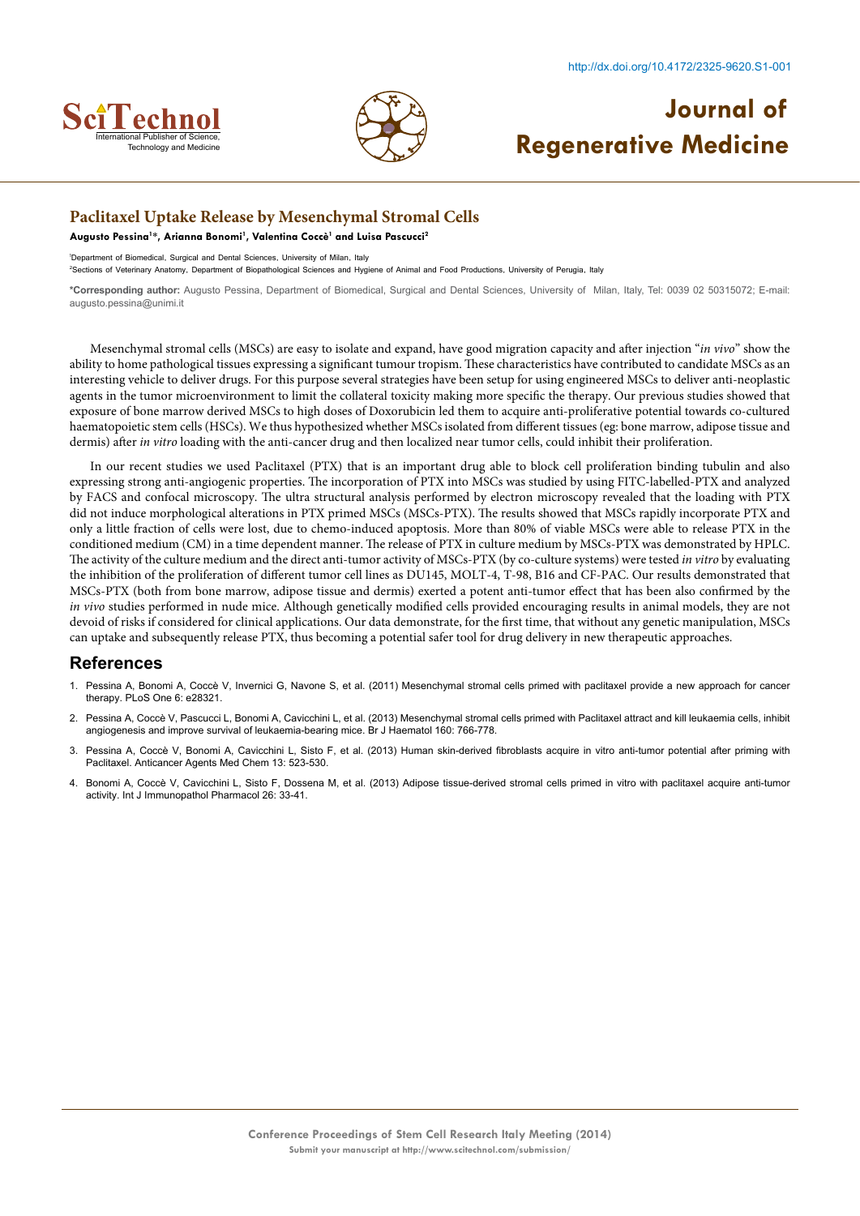# Paclitaxel Uptake Release by Mesenchymal Stromal Cells

**Augusto Pessina[1]*, Arianna Bonomi[1], Valentina Coccè[1] and Luisa Pascucci[2]**

[1]Department of Biomedical, Surgical and Dental Sciences, University of Milan, Italy
[2]Sections of Veterinary Anatomy, Department of Biopathological Sciences and Hygiene of Animal and Food Productions, University of Perugia, Italy

**\*Corresponding author:** Augusto Pessina, Department of Biomedical, Surgical and Dental Sciences, University of Milan, Italy, Tel: 0039 02 50315072; E-mail: augusto.pessina@unimi.it

Mesenchymal stromal cells (MSCs) are easy to isolate and expand, have good migration capacity and after injection "*in vivo*" show the ability to home pathological tissues expressing a significant tumour tropism. These characteristics have contributed to candidate MSCs as an interesting vehicle to deliver drugs. For this purpose several strategies have been setup for using engineered MSCs to deliver anti-neoplastic agents in the tumor microenvironment to limit the collateral toxicity making more specific the therapy. Our previous studies showed that exposure of bone marrow derived MSCs to high doses of Doxorubicin led them to acquire anti-proliferative potential towards co-cultured haematopoietic stem cells (HSCs). We thus hypothesized whether MSCs isolated from different tissues (eg: bone marrow, adipose tissue and dermis) after *in vitro* loading with the anti-cancer drug and then localized near tumor cells, could inhibit their proliferation.

In our recent studies we used Paclitaxel (PTX) that is an important drug able to block cell proliferation binding tubulin and also expressing strong anti-angiogenic properties. The incorporation of PTX into MSCs was studied by using FITC-labelled-PTX and analyzed by FACS and confocal microscopy. The ultra structural analysis performed by electron microscopy revealed that the loading with PTX did not induce morphological alterations in PTX primed MSCs (MSCs-PTX). The results showed that MSCs rapidly incorporate PTX and only a little fraction of cells were lost, due to chemo-induced apoptosis. More than 80% of viable MSCs were able to release PTX in the conditioned medium (CM) in a time dependent manner. The release of PTX in culture medium by MSCs-PTX was demonstrated by HPLC. The activity of the culture medium and the direct anti-tumor activity of MSCs-PTX (by co-culture systems) were tested *in vitro* by evaluating the inhibition of the proliferation of different tumor cell lines as DU145, MOLT-4, T-98, B16 and CF-PAC. Our results demonstrated that MSCs-PTX (both from bone marrow, adipose tissue and dermis) exerted a potent anti-tumor effect that has been also confirmed by the *in vivo* studies performed in nude mice. Although genetically modified cells provided encouraging results in animal models, they are not devoid of risks if considered for clinical applications. Our data demonstrate, for the first time, that without any genetic manipulation, MSCs can uptake and subsequently release PTX, thus becoming a potential safer tool for drug delivery in new therapeutic approaches.

## References

1. Pessina A, Bonomi A, Coccè V, Invernici G, Navone S, et al. (2011) Mesenchymal stromal cells primed with paclitaxel provide a new approach for cancer therapy. PLoS One 6: e28321.
2. Pessina A, Coccè V, Pascucci L, Bonomi A, Cavicchini L, et al. (2013) Mesenchymal stromal cells primed with Paclitaxel attract and kill leukaemia cells, inhibit angiogenesis and improve survival of leukaemia-bearing mice. Br J Haematol 160: 766-778.
3. Pessina A, Coccè V, Bonomi A, Cavicchini L, Sisto F, et al. (2013) Human skin-derived fibroblasts acquire in vitro anti-tumor potential after priming with Paclitaxel. Anticancer Agents Med Chem 13: 523-530.
4. Bonomi A, Coccè V, Cavicchini L, Sisto F, Dossena M, et al. (2013) Adipose tissue-derived stromal cells primed in vitro with paclitaxel acquire anti-tumor activity. Int J Immunopathol Pharmacol 26: 33-41.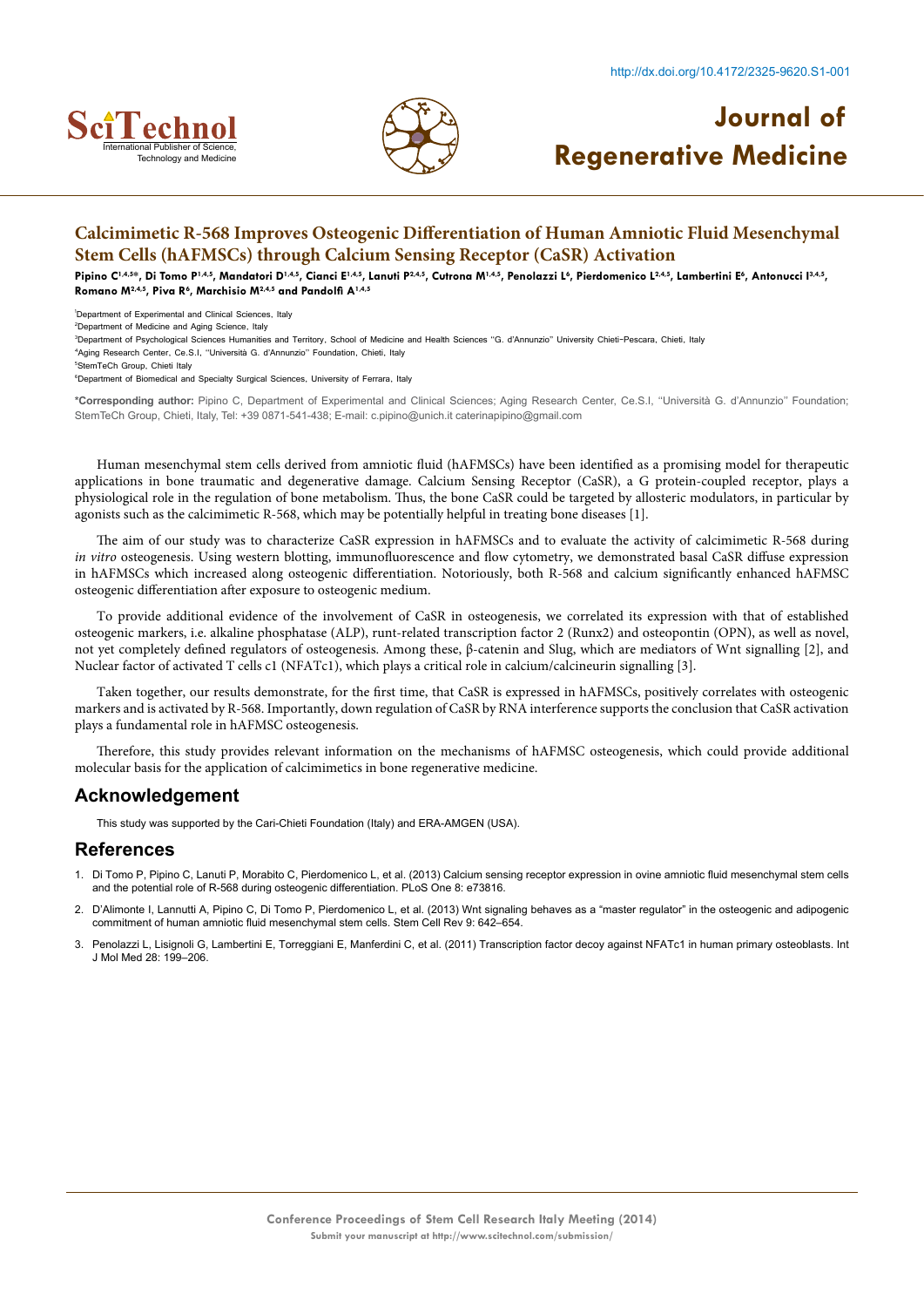# Calcimimetic R-568 Improves Osteogenic Differentiation of Human Amniotic Fluid Mesenchymal Stem Cells (hAFMSCs) through Calcium Sensing Receptor (CaSR) Activation

**Pipino C[1,4,5]*, Di Tomo P[1,4,5], Mandatori D[1,4,5], Cianci E[1,4,5], Lanuti P[2,4,5], Cutrona M[1,4,5], Penolazzi L[6], Pierdomenico L[2,4,5], Lambertini E[6], Antonucci I[3,4,5], Romano M[2,4,5], Piva R[6], Marchisio M[2,4,5] and Pandolfi A[1,4,5]**

[1]Department of Experimental and Clinical Sciences, Italy
[2]Department of Medicine and Aging Science, Italy
[3]Department of Psychological Sciences Humanities and Territory, School of Medicine and Health Sciences "G. d'Annunzio" University Chieti-Pescara, Chieti, Italy
[4]Aging Research Center, Ce.S.I, "Università G. d'Annunzio" Foundation, Chieti, Italy
[5]StemTeCh Group, Chieti Italy
[6]Department of Biomedical and Specialty Surgical Sciences, University of Ferrara, Italy

**\*Corresponding author:** Pipino C, Department of Experimental and Clinical Sciences; Aging Research Center, Ce.S.I, "Università G. d'Annunzio" Foundation; StemTeCh Group, Chieti, Italy, Tel: +39 0871-541-438; E-mail: c.pipino@unich.it caterinapipino@gmail.com

Human mesenchymal stem cells derived from amniotic fluid (hAFMSCs) have been identified as a promising model for therapeutic applications in bone traumatic and degenerative damage. Calcium Sensing Receptor (CaSR), a G protein-coupled receptor, plays a physiological role in the regulation of bone metabolism. Thus, the bone CaSR could be targeted by allosteric modulators, in particular by agonists such as the calcimimetic R-568, which may be potentially helpful in treating bone diseases [1].

The aim of our study was to characterize CaSR expression in hAFMSCs and to evaluate the activity of calcimimetic R-568 during *in vitro* osteogenesis. Using western blotting, immunofluorescence and flow cytometry, we demonstrated basal CaSR diffuse expression in hAFMSCs which increased along osteogenic differentiation. Notoriously, both R-568 and calcium significantly enhanced hAFMSC osteogenic differentiation after exposure to osteogenic medium.

To provide additional evidence of the involvement of CaSR in osteogenesis, we correlated its expression with that of established osteogenic markers, i.e. alkaline phosphatase (ALP), runt-related transcription factor 2 (Runx2) and osteopontin (OPN), as well as novel, not yet completely defined regulators of osteogenesis. Among these, β-catenin and Slug, which are mediators of Wnt signalling [2], and Nuclear factor of activated T cells c1 (NFATc1), which plays a critical role in calcium/calcineurin signalling [3].

Taken together, our results demonstrate, for the first time, that CaSR is expressed in hAFMSCs, positively correlates with osteogenic markers and is activated by R-568. Importantly, down regulation of CaSR by RNA interference supports the conclusion that CaSR activation plays a fundamental role in hAFMSC osteogenesis.

Therefore, this study provides relevant information on the mechanisms of hAFMSC osteogenesis, which could provide additional molecular basis for the application of calcimimetics in bone regenerative medicine.

## Acknowledgement

This study was supported by the Cari-Chieti Foundation (Italy) and ERA-AMGEN (USA).

## References

1. Di Tomo P, Pipino C, Lanuti P, Morabito C, Pierdomenico L, et al. (2013) Calcium sensing receptor expression in ovine amniotic fluid mesenchymal stem cells and the potential role of R-568 during osteogenic differentiation. PLoS One 8: e73816.
2. D'Alimonte I, Lannutti A, Pipino C, Di Tomo P, Pierdomenico L, et al. (2013) Wnt signaling behaves as a "master regulator" in the osteogenic and adipogenic commitment of human amniotic fluid mesenchymal stem cells. Stem Cell Rev 9: 642–654.
3. Penolazzi L, Lisignoli G, Lambertini E, Torreggiani E, Manferdini C, et al. (2011) Transcription factor decoy against NFATc1 in human primary osteoblasts. Int J Mol Med 28: 199–206.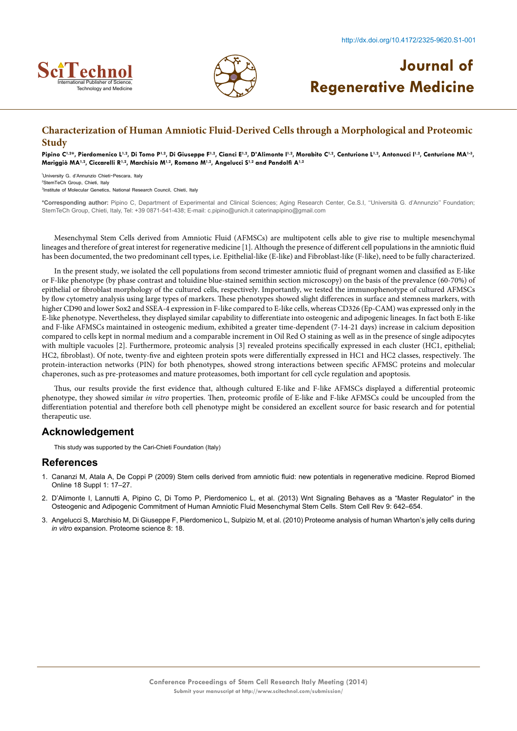# Characterization of Human Amniotic Fluid-Derived Cells through a Morphological and Proteomic Study

**Pipino C[1,2]*, Pierdomenico L[1,2], Di Tomo P[1,2], Di Giuseppe F[1,2], Cianci E[1,2], D'Alimonte I[1,2], Morabito C[1,2], Centurione L[1,2], Antonucci I[1,2], Centurione MA[1-3], Mariggiò MA[1,2], Ciccarelli R[1,2], Marchisio M[1,2], Romano M[1,2], Angelucci S[1,2] and Pandolfi A[1,2]**

[1]University G. d'Annunzio Chieti-Pescara, Italy
[2]StemTeCh Group, Chieti, Italy
[3]Institute of Molecular Genetics, National Research Council, Chieti, Italy

**\*Corresponding author:** Pipino C, Department of Experimental and Clinical Sciences; Aging Research Center, Ce.S.I, "Università G. d'Annunzio" Foundation; StemTeCh Group, Chieti, Italy, Tel: +39 0871-541-438; E-mail: c.pipino@unich.it caterinapipino@gmail.com

Mesenchymal Stem Cells derived from Amniotic Fluid (AFMSCs) are multipotent cells able to give rise to multiple mesenchymal lineages and therefore of great interest for regenerative medicine [1]. Although the presence of different cell populations in the amniotic fluid has been documented, the two predominant cell types, i.e. Epithelial-like (E-like) and Fibroblast-like (F-like), need to be fully characterized.

In the present study, we isolated the cell populations from second trimester amniotic fluid of pregnant women and classified as E-like or F-like phenotype (by phase contrast and toluidine blue-stained semithin section microscopy) on the basis of the prevalence (60-70%) of epithelial or fibroblast morphology of the cultured cells, respectively. Importantly, we tested the immunophenotype of cultured AFMSCs by flow cytometry analysis using large types of markers. These phenotypes showed slight differences in surface and stemness markers, with higher CD90 and lower Sox2 and SSEA-4 expression in F-like compared to E-like cells, whereas CD326 (Ep-CAM) was expressed only in the E-like phenotype. Nevertheless, they displayed similar capability to differentiate into osteogenic and adipogenic lineages. In fact both E-like and F-like AFMSCs maintained in osteogenic medium, exhibited a greater time-dependent (7-14-21 days) increase in calcium deposition compared to cells kept in normal medium and a comparable increment in Oil Red O staining as well as in the presence of single adipocytes with multiple vacuoles [2]. Furthermore, proteomic analysis [3] revealed proteins specifically expressed in each cluster (HC1, epithelial; HC2, fibroblast). Of note, twenty-five and eighteen protein spots were differentially expressed in HC1 and HC2 classes, respectively. The protein-interaction networks (PIN) for both phenotypes, showed strong interactions between specific AFMSC proteins and molecular chaperones, such as pre-proteasomes and mature proteasomes, both important for cell cycle regulation and apoptosis.

Thus, our results provide the first evidence that, although cultured E-like and F-like AFMSCs displayed a differential proteomic phenotype, they showed similar *in vitro* properties. Then, proteomic profile of E-like and F-like AFMSCs could be uncoupled from the differentiation potential and therefore both cell phenotype might be considered an excellent source for basic research and for potential therapeutic use.

## Acknowledgement

This study was supported by the Cari-Chieti Foundation (Italy)

## References

1. Cananzi M, Atala A, De Coppi P (2009) Stem cells derived from amniotic fluid: new potentials in regenerative medicine. Reprod Biomed Online 18 Suppl 1: 17–27.
2. D'Alimonte I, Lannutti A, Pipino C, Di Tomo P, Pierdomenico L, et al. (2013) Wnt Signaling Behaves as a "Master Regulator" in the Osteogenic and Adipogenic Commitment of Human Amniotic Fluid Mesenchymal Stem Cells. Stem Cell Rev 9: 642–654.
3. Angelucci S, Marchisio M, Di Giuseppe F, Pierdomenico L, Sulpizio M, et al. (2010) Proteome analysis of human Wharton's jelly cells during *in vitro* expansion. Proteome science 8: 18.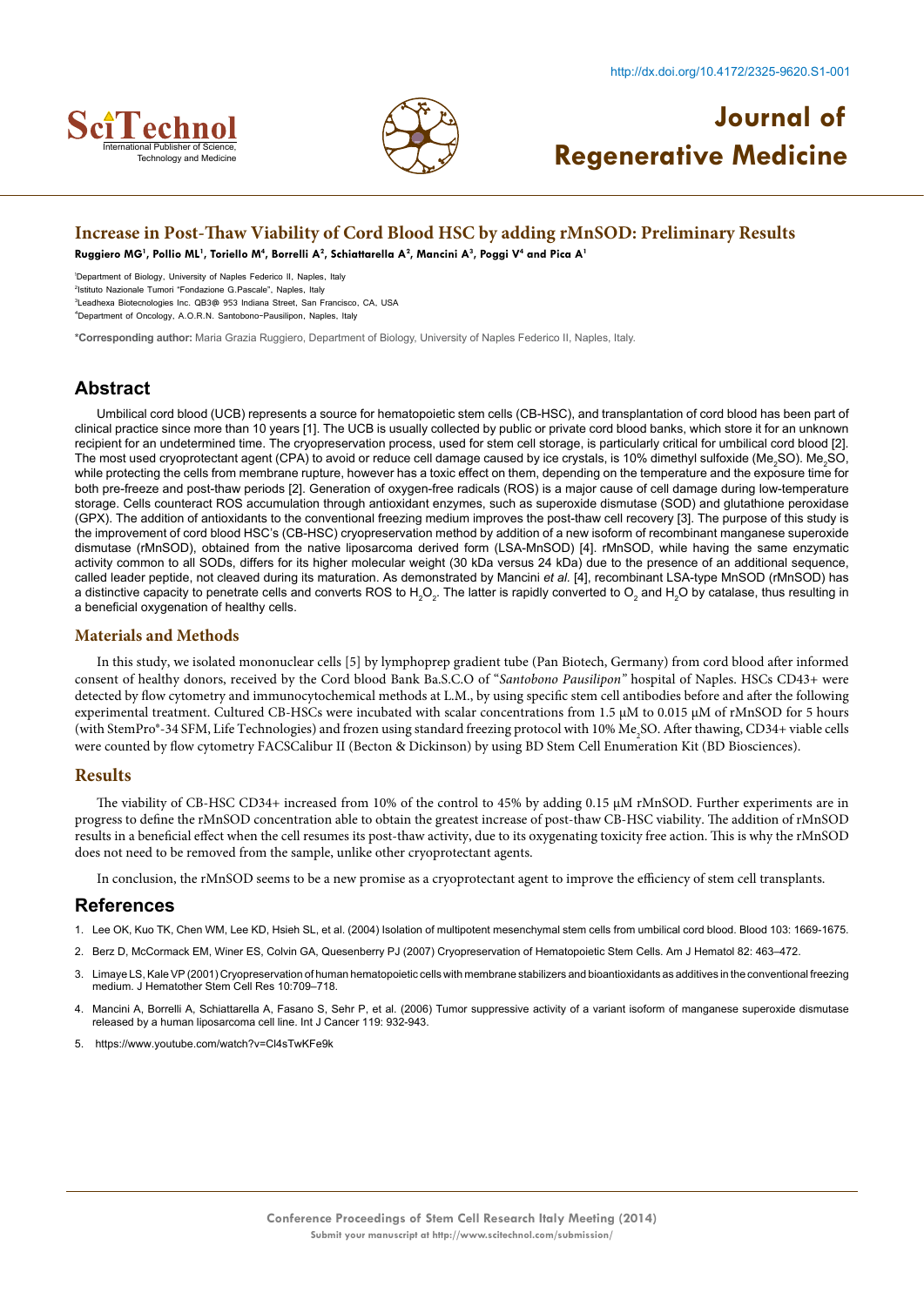## Increase in Post-Thaw Viability of Cord Blood HSC by adding rMnSOD: Preliminary Results

**Ruggiero MG[1], Pollio ML[1], Toriello M[4], Borrelli A[2], Schiattarella A[2], Mancini A[3], Poggi V[4] and Pica A[1]**

[1]Department of Biology, University of Naples Federico II, Naples, Italy
[2]Istituto Nazionale Tumori "Fondazione G.Pascale", Naples, Italy
[3]Leadhexa Biotecnologies Inc. QB3@ 953 Indiana Street, San Francisco, CA, USA
[4]Department of Oncology, A.O.R.N. Santobono-Pausilipon, Naples, Italy

**\*Corresponding author:** Maria Grazia Ruggiero, Department of Biology, University of Naples Federico II, Naples, Italy.

## Abstract

Umbilical cord blood (UCB) represents a source for hematopoietic stem cells (CB-HSC), and transplantation of cord blood has been part of clinical practice since more than 10 years [1]. The UCB is usually collected by public or private cord blood banks, which store it for an unknown recipient for an undetermined time. The cryopreservation process, used for stem cell storage, is particularly critical for umbilical cord blood [2]. The most used cryoprotectant agent (CPA) to avoid or reduce cell damage caused by ice crystals, is 10% dimethyl sulfoxide ($Me_2SO$). $Me_2SO$, while protecting the cells from membrane rupture, however has a toxic effect on them, depending on the temperature and the exposure time for both pre-freeze and post-thaw periods [2]. Generation of oxygen-free radicals (ROS) is a major cause of cell damage during low-temperature storage. Cells counteract ROS accumulation through antioxidant enzymes, such as superoxide dismutase (SOD) and glutathione peroxidase (GPX). The addition of antioxidants to the conventional freezing medium improves the post-thaw cell recovery [3]. The purpose of this study is the improvement of cord blood HSC's (CB-HSC) cryopreservation method by addition of a new isoform of recombinant manganese superoxide dismutase (rMnSOD), obtained from the native liposarcoma derived form (LSA-MnSOD) [4]. rMnSOD, while having the same enzymatic activity common to all SODs, differs for its higher molecular weight (30 kDa versus 24 kDa) due to the presence of an additional sequence, called leader peptide, not cleaved during its maturation. As demonstrated by Mancini *et al.* [4], recombinant LSA-type MnSOD (rMnSOD) has a distinctive capacity to penetrate cells and converts ROS to $H_2O_2$. The latter is rapidly converted to $O_2$ and $H_2O$ by catalase, thus resulting in a beneficial oxygenation of healthy cells.

### Materials and Methods

In this study, we isolated mononuclear cells [5] by lymphoprep gradient tube (Pan Biotech, Germany) from cord blood after informed consent of healthy donors, received by the Cord blood Bank Ba.S.C.O of "*Santobono Pausilipon*" hospital of Naples. HSCs CD43+ were detected by flow cytometry and immunocytochemical methods at L.M., by using specific stem cell antibodies before and after the following experimental treatment. Cultured CB-HSCs were incubated with scalar concentrations from 1.5 μM to 0.015 μM of rMnSOD for 5 hours (with StemPro®-34 SFM, Life Technologies) and frozen using standard freezing protocol with 10% $Me_2SO$. After thawing, CD34+ viable cells were counted by flow cytometry FACSCalibur II (Becton & Dickinson) by using BD Stem Cell Enumeration Kit (BD Biosciences).

### Results

The viability of CB-HSC CD34+ increased from 10% of the control to 45% by adding 0.15 μM rMnSOD. Further experiments are in progress to define the rMnSOD concentration able to obtain the greatest increase of post-thaw CB-HSC viability. The addition of rMnSOD results in a beneficial effect when the cell resumes its post-thaw activity, due to its oxygenating toxicity free action. This is why the rMnSOD does not need to be removed from the sample, unlike other cryoprotectant agents.

In conclusion, the rMnSOD seems to be a new promise as a cryoprotectant agent to improve the efficiency of stem cell transplants.

## References

1. Lee OK, Kuo TK, Chen WM, Lee KD, Hsieh SL, et al. (2004) Isolation of multipotent mesenchymal stem cells from umbilical cord blood. Blood 103: 1669-1675.
2. Berz D, McCormack EM, Winer ES, Colvin GA, Quesenberry PJ (2007) Cryopreservation of Hematopoietic Stem Cells. Am J Hematol 82: 463–472.
3. Limaye LS, Kale VP (2001) Cryopreservation of human hematopoietic cells with membrane stabilizers and bioantioxidants as additives in the conventional freezing medium. J Hematother Stem Cell Res 10:709–718.
4. Mancini A, Borrelli A, Schiattarella A, Fasano S, Sehr P, et al. (2006) Tumor suppressive activity of a variant isoform of manganese superoxide dismutase released by a human liposarcoma cell line. Int J Cancer 119: 932-943.
5. https://www.youtube.com/watch?v=Cl4sTwKFe9k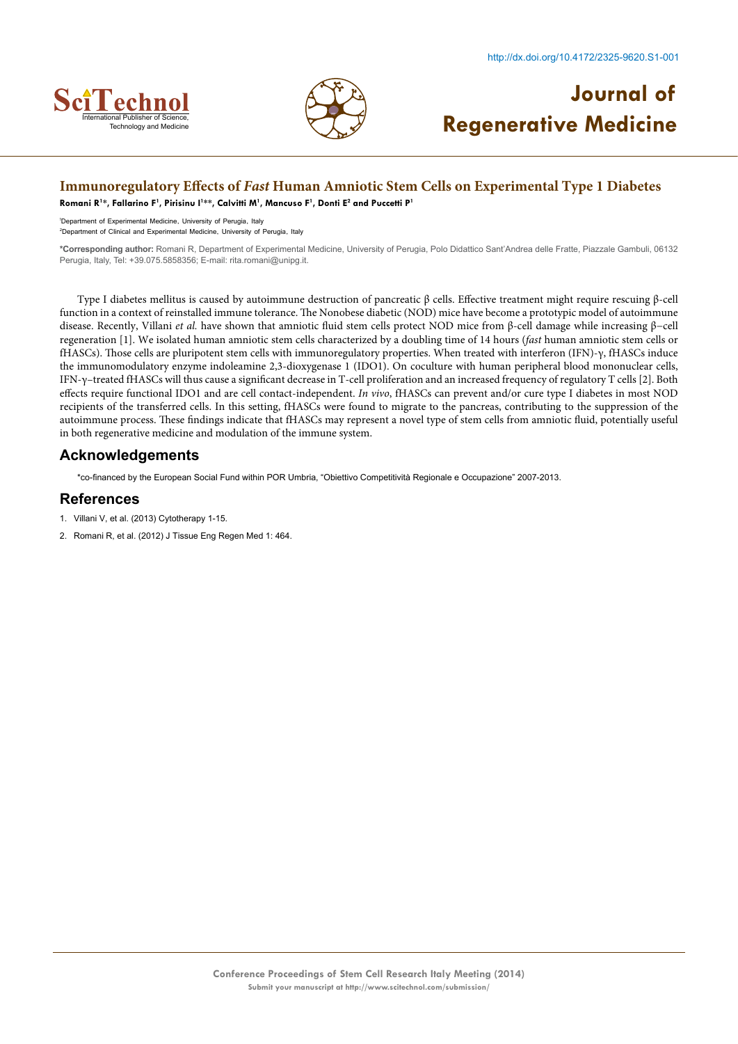# Immunoregulatory Effects of *Fast* Human Amniotic Stem Cells on Experimental Type 1 Diabetes

**Romani R[1]*, Fallarino F[1], Pirisinu I[1]**, Calvitti M[1], Mancuso F[1], Donti E[2] and Puccetti P[1]**

[1]Department of Experimental Medicine, University of Perugia, Italy
[2]Department of Clinical and Experimental Medicine, University of Perugia, Italy

**\*Corresponding author:** Romani R, Department of Experimental Medicine, University of Perugia, Polo Didattico Sant'Andrea delle Fratte, Piazzale Gambuli, 06132 Perugia, Italy, Tel: +39.075.5858356; E-mail: rita.romani@unipg.it.

Type I diabetes mellitus is caused by autoimmune destruction of pancreatic β cells. Effective treatment might require rescuing β-cell function in a context of reinstalled immune tolerance. The Nonobese diabetic (NOD) mice have become a prototypic model of autoimmune disease. Recently, Villani *et al.* have shown that amniotic fluid stem cells protect NOD mice from β-cell damage while increasing β–cell regeneration [1]. We isolated human amniotic stem cells characterized by a doubling time of 14 hours (*fast* human amniotic stem cells or fHASCs). Those cells are pluripotent stem cells with immunoregulatory properties. When treated with interferon (IFN)-γ, fHASCs induce the immunomodulatory enzyme indoleamine 2,3-dioxygenase 1 (IDO1). On coculture with human peripheral blood mononuclear cells, IFN-γ–treated fHASCs will thus cause a significant decrease in T-cell proliferation and an increased frequency of regulatory T cells [2]. Both effects require functional IDO1 and are cell contact-independent. *In vivo*, fHASCs can prevent and/or cure type I diabetes in most NOD recipients of the transferred cells. In this setting, fHASCs were found to migrate to the pancreas, contributing to the suppression of the autoimmune process. These findings indicate that fHASCs may represent a novel type of stem cells from amniotic fluid, potentially useful in both regenerative medicine and modulation of the immune system.

## Acknowledgements

*co-financed by the European Social Fund within POR Umbria, "Obiettivo Competitività Regionale e Occupazione" 2007-2013.

## References

1. Villani V, et al. (2013) Cytotherapy 1-15.
2. Romani R, et al. (2012) J Tissue Eng Regen Med 1: 464.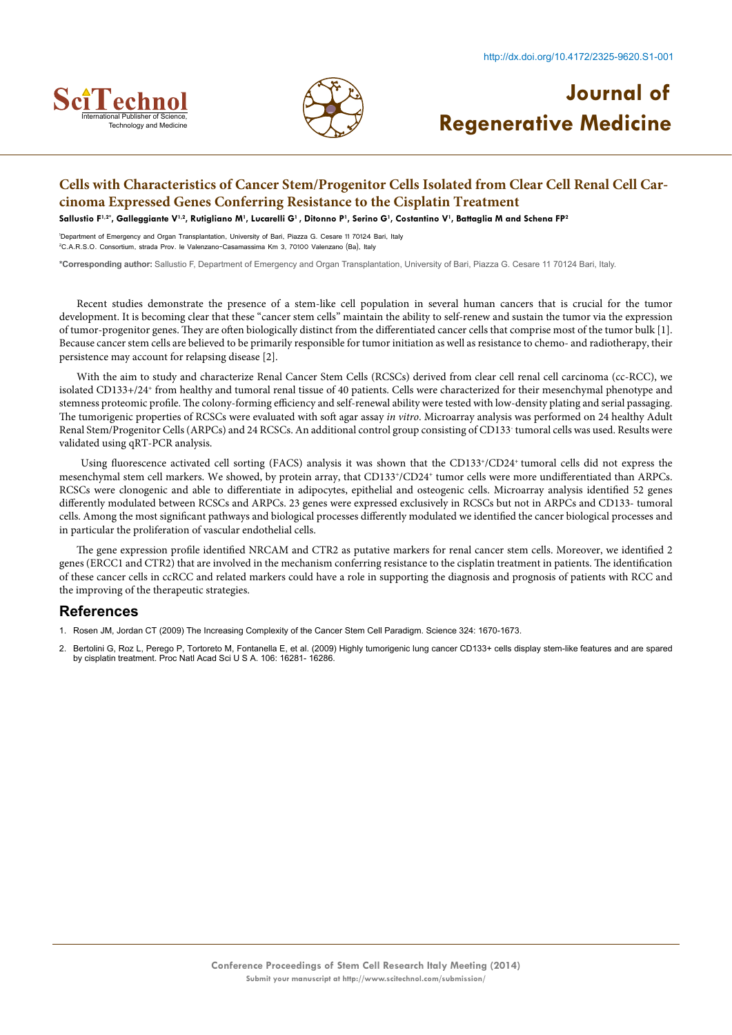# Cells with Characteristics of Cancer Stem/Progenitor Cells Isolated from Clear Cell Renal Cell Carcinoma Expressed Genes Conferring Resistance to the Cisplatin Treatment

**Sallustio F[1,2*], Galleggiante V[1,2], Rutigliano M[1], Lucarelli G[1], Ditonno P[1], Serino G[1], Costantino V[1], Battaglia M and Schena FP[2]**

[1]Department of Emergency and Organ Transplantation, University of Bari, Piazza G. Cesare 11 70124 Bari, Italy
[2]C.A.R.S.O. Consortium, strada Prov. le Valenzano-Casamassima Km 3, 70100 Valenzano (Ba), Italy

**\*Corresponding author:** Sallustio F, Department of Emergency and Organ Transplantation, University of Bari, Piazza G. Cesare 11 70124 Bari, Italy.

Recent studies demonstrate the presence of a stem-like cell population in several human cancers that is crucial for the tumor development. It is becoming clear that these "cancer stem cells" maintain the ability to self-renew and sustain the tumor via the expression of tumor-progenitor genes. They are often biologically distinct from the differentiated cancer cells that comprise most of the tumor bulk [1]. Because cancer stem cells are believed to be primarily responsible for tumor initiation as well as resistance to chemo- and radiotherapy, their persistence may account for relapsing disease [2].

With the aim to study and characterize Renal Cancer Stem Cells (RCSCs) derived from clear cell renal cell carcinoma (cc-RCC), we isolated CD133+/24$^+$ from healthy and tumoral renal tissue of 40 patients. Cells were characterized for their mesenchymal phenotype and stemness proteomic profile. The colony-forming efficiency and self-renewal ability were tested with low-density plating and serial passaging. The tumorigenic properties of RCSCs were evaluated with soft agar assay *in vitro*. Microarray analysis was performed on 24 healthy Adult Renal Stem/Progenitor Cells (ARPCs) and 24 RCSCs. An additional control group consisting of CD133$^-$ tumoral cells was used. Results were validated using qRT-PCR analysis.

Using fluorescence activated cell sorting (FACS) analysis it was shown that the CD133$^+$/CD24$^+$ tumoral cells did not express the mesenchymal stem cell markers. We showed, by protein array, that CD133$^+$/CD24$^+$ tumor cells were more undifferentiated than ARPCs. RCSCs were clonogenic and able to differentiate in adipocytes, epithelial and osteogenic cells. Microarray analysis identified 52 genes differently modulated between RCSCs and ARPCs. 23 genes were expressed exclusively in RCSCs but not in ARPCs and CD133- tumoral cells. Among the most significant pathways and biological processes differently modulated we identified the cancer biological processes and in particular the proliferation of vascular endothelial cells.

The gene expression profile identified NRCAM and CTR2 as putative markers for renal cancer stem cells. Moreover, we identified 2 genes (ERCC1 and CTR2) that are involved in the mechanism conferring resistance to the cisplatin treatment in patients. The identification of these cancer cells in ccRCC and related markers could have a role in supporting the diagnosis and prognosis of patients with RCC and the improving of the therapeutic strategies.

## References

1. Rosen JM, Jordan CT (2009) The Increasing Complexity of the Cancer Stem Cell Paradigm. Science 324: 1670-1673.
2. Bertolini G, Roz L, Perego P, Tortoreto M, Fontanella E, et al. (2009) Highly tumorigenic lung cancer CD133+ cells display stem-like features and are spared by cisplatin treatment. Proc Natl Acad Sci U S A. 106: 16281- 16286.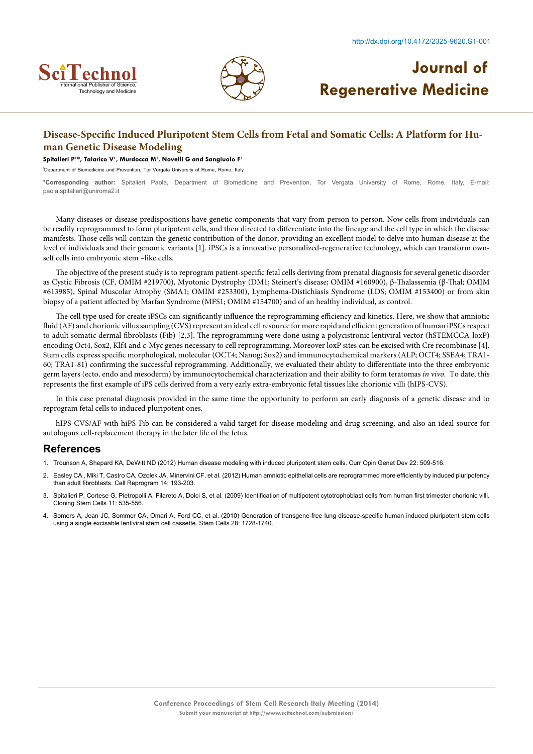## Disease-Specific Induced Pluripotent Stem Cells from Fetal and Somatic Cells: A Platform for Human Genetic Disease Modeling

**Spitalieri P[1]*, Talarico V[1], Murdocca M[1], Novelli G and Sangiuolo F[1]**

[1]Department of Biomedicine and Prevention, Tor Vergata University of Rome, Rome, Italy

**\*Corresponding author:** Spitalieri Paola, Department of Biomedicine and Prevention, Tor Vergata University of Rome, Rome, Italy, E-mail: paola.spitalieri@uniroma2.it

Many diseases or disease predispositions have genetic components that vary from person to person. Now cells from individuals can be readily reprogrammed to form pluripotent cells, and then directed to differentiate into the lineage and the cell type in which the disease manifests. Those cells will contain the genetic contribution of the donor, providing an excellent model to delve into human disease at the level of individuals and their genomic variants [1]. iPSCs is a innovative personalized-regenerative technology, which can transform ownself cells into embryonic stem –like cells.

The objective of the present study is to reprogram patient-specific fetal cells deriving from prenatal diagnosis for several genetic disorder as Cystic Fibrosis (CF, OMIM #219700), Myotonic Dystrophy (DM1; Steinert's disease; OMIM #160900), β-Thalassemia (β-Thal; OMIM #613985), Spinal Muscolar Atrophy (SMA1; OMIM #253300), Lymphema-Distichiasis Syndrome (LDS; OMIM #153400) or from skin biopsy of a patient affected by Marfan Syndrome (MFS1; OMIM #154700) and of an healthy individual, as control.

The cell type used for create iPSCs can significantly influence the reprogramming efficiency and kinetics. Here, we show that amniotic fluid (AF) and chorionic villus sampling (CVS) represent an ideal cell resource for more rapid and efficient generation of human iPSCs respect to adult somatic dermal fibroblasts (Fib) [2,3]. The reprogramming were done using a polycistronic lentiviral vector (hSTEMCCA-loxP) encoding Oct4, Sox2, Klf4 and c-Myc genes necessary to cell reprogramming. Moreover loxP sites can be excised with Cre recombinase [4]. Stem cells express specific morphological, molecular (OCT4; Nanog; Sox2) and immunocytochemical markers (ALP; OCT4; SSEA4; TRA1-60; TRA1-81) confirming the successful reprogramming. Additionally, we evaluated their ability to differentiate into the three embryonic germ layers (ecto, endo and mesoderm) by immunocytochemical characterization and their ability to form teratomas *in vivo*. To date, this represents the first example of iPS cells derived from a very early extra-embryonic fetal tissues like chorionic villi (hIPS-CVS).

In this case prenatal diagnosis provided in the same time the opportunity to perform an early diagnosis of a genetic disease and to reprogram fetal cells to induced pluripotent ones.

hIPS-CVS/AF with hiPS-Fib can be considered a valid target for disease modeling and drug screening, and also an ideal source for autologous cell-replacement therapy in the later life of the fetus.

## References

1. Trounson A, Shepard KA, DeWitt ND (2012) Human disease modeling with induced pluripotent stem cells. Curr Opin Genet Dev 22: 509-516.
2. Easley CA , Miki T, Castro CA, Ozolek JA, Minervini CF, et al. (2012) Human amniotic epithelial cells are reprogrammed more efficiently by induced pluripotency than adult fibroblasts. Cell Reprogram 14: 193-203.
3. Spitalieri P, Cortese G, Pietropolli A, Filareto A, Dolci S, et al. (2009) Identification of multipotent cytotrophoblast cells from human first trimester chorionic villi. Cloning Stem Cells 11: 535-556.
4. Somers A, Jean JC, Sommer CA, Omari A, Ford CC, et al. (2010) Generation of transgene-free lung disease-specific human induced pluripotent stem cells using a single excisable lentiviral stem cell cassette. Stem Cells 28: 1728-1740.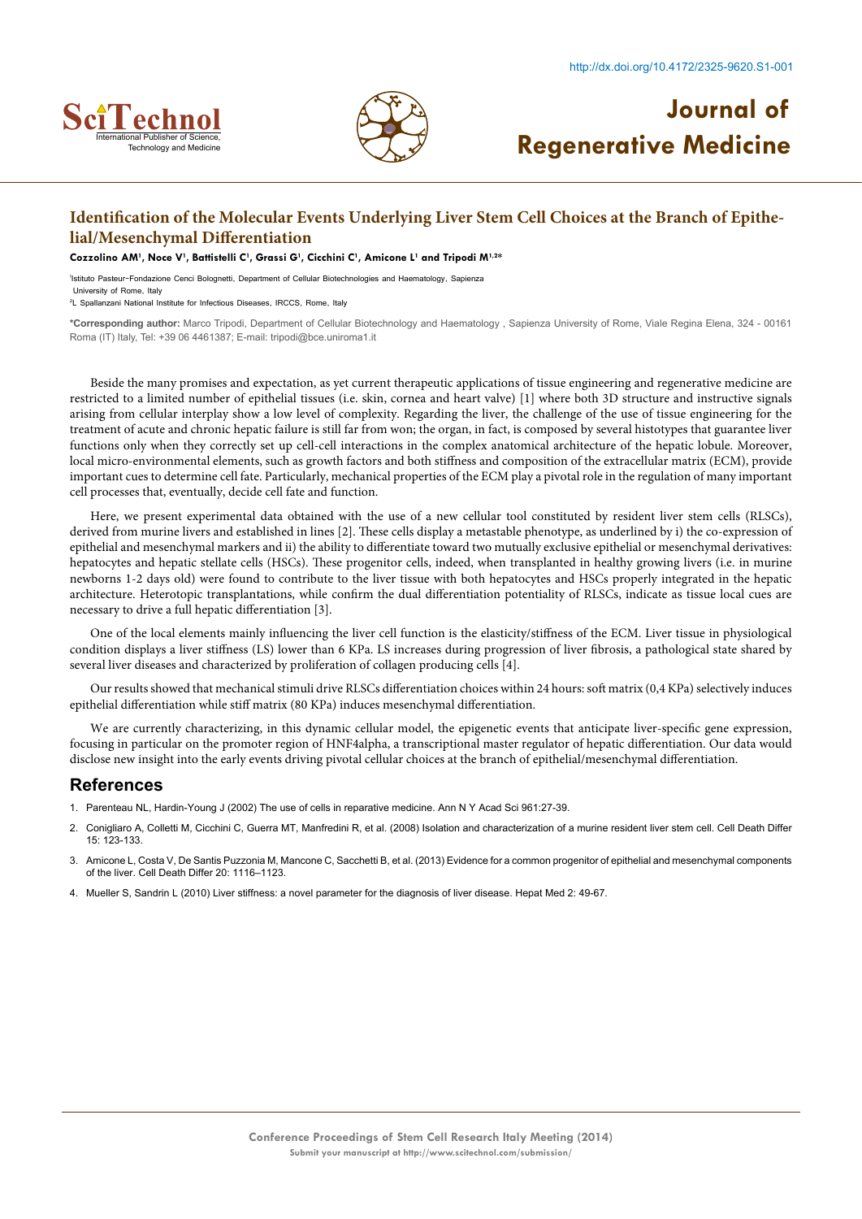# Identification of the Molecular Events Underlying Liver Stem Cell Choices at the Branch of Epithelial/Mesenchymal Differentiation

**Cozzolino AM[1], Noce V[1], Battistelli C[1], Grassi G[1], Cicchini C[1], Amicone L[1] and Tripodi M[1,2]***

[1]Istituto Pasteur–Fondazione Cenci Bolognetti, Department of Cellular Biotechnologies and Haematology, Sapienza University of Rome, Italy

[2]L Spallanzani National Institute for Infectious Diseases, IRCCS, Rome, Italy

***Corresponding author:** Marco Tripodi, Department of Cellular Biotechnology and Haematology , Sapienza University of Rome, Viale Regina Elena, 324 - 00161 Roma (IT) Italy, Tel: +39 06 4461387; E-mail: tripodi@bce.uniroma1.it

Beside the many promises and expectation, as yet current therapeutic applications of tissue engineering and regenerative medicine are restricted to a limited number of epithelial tissues (i.e. skin, cornea and heart valve) [1] where both 3D structure and instructive signals arising from cellular interplay show a low level of complexity. Regarding the liver, the challenge of the use of tissue engineering for the treatment of acute and chronic hepatic failure is still far from won; the organ, in fact, is composed by several histotypes that guarantee liver functions only when they correctly set up cell-cell interactions in the complex anatomical architecture of the hepatic lobule. Moreover, local micro-environmental elements, such as growth factors and both stiffness and composition of the extracellular matrix (ECM), provide important cues to determine cell fate. Particularly, mechanical properties of the ECM play a pivotal role in the regulation of many important cell processes that, eventually, decide cell fate and function.

Here, we present experimental data obtained with the use of a new cellular tool constituted by resident liver stem cells (RLSCs), derived from murine livers and established in lines [2]. These cells display a metastable phenotype, as underlined by i) the co-expression of epithelial and mesenchymal markers and ii) the ability to differentiate toward two mutually exclusive epithelial or mesenchymal derivatives: hepatocytes and hepatic stellate cells (HSCs). These progenitor cells, indeed, when transplanted in healthy growing livers (i.e. in murine newborns 1-2 days old) were found to contribute to the liver tissue with both hepatocytes and HSCs properly integrated in the hepatic architecture. Heterotopic transplantations, while confirm the dual differentiation potentiality of RLSCs, indicate as tissue local cues are necessary to drive a full hepatic differentiation [3].

One of the local elements mainly influencing the liver cell function is the elasticity/stiffness of the ECM. Liver tissue in physiological condition displays a liver stiffness (LS) lower than 6 KPa. LS increases during progression of liver fibrosis, a pathological state shared by several liver diseases and characterized by proliferation of collagen producing cells [4].

Our results showed that mechanical stimuli drive RLSCs differentiation choices within 24 hours: soft matrix (0,4 KPa) selectively induces epithelial differentiation while stiff matrix (80 KPa) induces mesenchymal differentiation.

We are currently characterizing, in this dynamic cellular model, the epigenetic events that anticipate liver-specific gene expression, focusing in particular on the promoter region of HNF4alpha, a transcriptional master regulator of hepatic differentiation. Our data would disclose new insight into the early events driving pivotal cellular choices at the branch of epithelial/mesenchymal differentiation.

## References

1. Parenteau NL, Hardin-Young J (2002) The use of cells in reparative medicine. Ann N Y Acad Sci 961:27-39.
2. Conigliaro A, Colletti M, Cicchini C, Guerra MT, Manfredini R, et al. (2008) Isolation and characterization of a murine resident liver stem cell. Cell Death Differ 15: 123-133.
3. Amicone L, Costa V, De Santis Puzzonia M, Mancone C, Sacchetti B, et al. (2013) Evidence for a common progenitor of epithelial and mesenchymal components of the liver. Cell Death Differ 20: 1116–1123.
4. Mueller S, Sandrin L (2010) Liver stiffness: a novel parameter for the diagnosis of liver disease. Hepat Med 2: 49-67.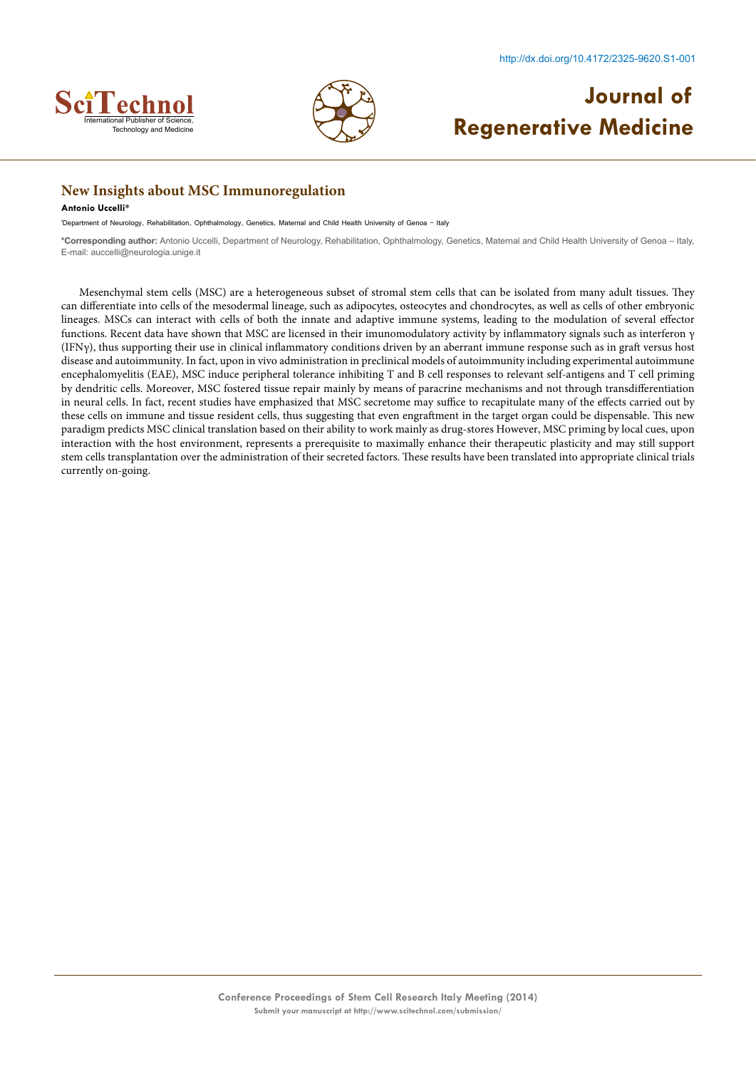## New Insights about MSC Immunoregulation

**Antonio Uccelli***

[1]Department of Neurology, Rehabilitation, Ophthalmology, Genetics, Maternal and Child Health University of Genoa – Italy

**\*Corresponding author:** Antonio Uccelli, Department of Neurology, Rehabilitation, Ophthalmology, Genetics, Maternal and Child Health University of Genoa – Italy, E-mail: auccelli@neurologia.unige.it

Mesenchymal stem cells (MSC) are a heterogeneous subset of stromal stem cells that can be isolated from many adult tissues. They can differentiate into cells of the mesodermal lineage, such as adipocytes, osteocytes and chondrocytes, as well as cells of other embryonic lineages. MSCs can interact with cells of both the innate and adaptive immune systems, leading to the modulation of several effector functions. Recent data have shown that MSC are licensed in their imunomodulatory activity by inflammatory signals such as interferon γ (IFNγ), thus supporting their use in clinical inflammatory conditions driven by an aberrant immune response such as in graft versus host disease and autoimmunity. In fact, upon in vivo administration in preclinical models of autoimmunity including experimental autoimmune encephalomyelitis (EAE), MSC induce peripheral tolerance inhibiting T and B cell responses to relevant self-antigens and T cell priming by dendritic cells. Moreover, MSC fostered tissue repair mainly by means of paracrine mechanisms and not through transdifferentiation in neural cells. In fact, recent studies have emphasized that MSC secretome may suffice to recapitulate many of the effects carried out by these cells on immune and tissue resident cells, thus suggesting that even engraftment in the target organ could be dispensable. This new paradigm predicts MSC clinical translation based on their ability to work mainly as drug-stores However, MSC priming by local cues, upon interaction with the host environment, represents a prerequisite to maximally enhance their therapeutic plasticity and may still support stem cells transplantation over the administration of their secreted factors. These results have been translated into appropriate clinical trials currently on-going.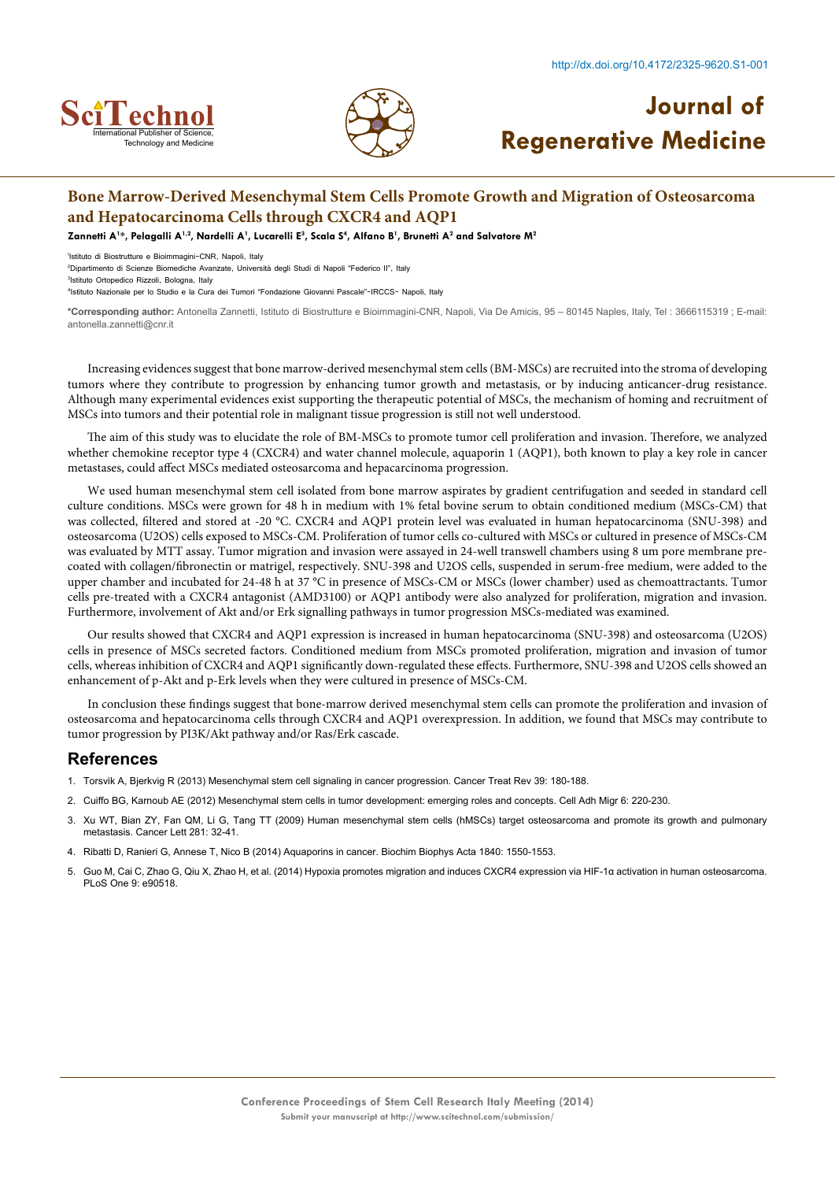# Bone Marrow-Derived Mesenchymal Stem Cells Promote Growth and Migration of Osteosarcoma and Hepatocarcinoma Cells through CXCR4 and AQP1

**Zannetti A[1]*, Pelagalli A[1,2], Nardelli A[1], Lucarelli E[3], Scala S[4], Alfano B[1], Brunetti A[2] and Salvatore M[2]**

[1]Istituto di Biostrutture e Bioimmagini–CNR, Napoli, Italy
[2]Dipartimento di Scienze Biomediche Avanzate, Università degli Studi di Napoli "Federico II", Italy
[3]Istituto Ortopedico Rizzoli, Bologna, Italy
[4]Istituto Nazionale per lo Studio e la Cura dei Tumori "Fondazione Giovanni Pascale"–IRCCS- Napoli, Italy

**\*Corresponding author:** Antonella Zannetti, Istituto di Biostrutture e Bioimmagini-CNR, Napoli, Via De Amicis, 95 – 80145 Naples, Italy, Tel : 3666115319 ; E-mail: antonella.zannetti@cnr.it

Increasing evidences suggest that bone marrow-derived mesenchymal stem cells (BM-MSCs) are recruited into the stroma of developing tumors where they contribute to progression by enhancing tumor growth and metastasis, or by inducing anticancer-drug resistance. Although many experimental evidences exist supporting the therapeutic potential of MSCs, the mechanism of homing and recruitment of MSCs into tumors and their potential role in malignant tissue progression is still not well understood.

The aim of this study was to elucidate the role of BM-MSCs to promote tumor cell proliferation and invasion. Therefore, we analyzed whether chemokine receptor type 4 (CXCR4) and water channel molecule, aquaporin 1 (AQP1), both known to play a key role in cancer metastases, could affect MSCs mediated osteosarcoma and hepacarcinoma progression.

We used human mesenchymal stem cell isolated from bone marrow aspirates by gradient centrifugation and seeded in standard cell culture conditions. MSCs were grown for 48 h in medium with 1% fetal bovine serum to obtain conditioned medium (MSCs-CM) that was collected, filtered and stored at -20 °C. CXCR4 and AQP1 protein level was evaluated in human hepatocarcinoma (SNU-398) and osteosarcoma (U2OS) cells exposed to MSCs-CM. Proliferation of tumor cells co-cultured with MSCs or cultured in presence of MSCs-CM was evaluated by MTT assay. Tumor migration and invasion were assayed in 24-well transwell chambers using 8 um pore membrane pre-coated with collagen/fibronectin or matrigel, respectively. SNU-398 and U2OS cells, suspended in serum-free medium, were added to the upper chamber and incubated for 24-48 h at 37 °C in presence of MSCs-CM or MSCs (lower chamber) used as chemoattractants. Tumor cells pre-treated with a CXCR4 antagonist (AMD3100) or AQP1 antibody were also analyzed for proliferation, migration and invasion. Furthermore, involvement of Akt and/or Erk signalling pathways in tumor progression MSCs-mediated was examined.

Our results showed that CXCR4 and AQP1 expression is increased in human hepatocarcinoma (SNU-398) and osteosarcoma (U2OS) cells in presence of MSCs secreted factors. Conditioned medium from MSCs promoted proliferation, migration and invasion of tumor cells, whereas inhibition of CXCR4 and AQP1 significantly down-regulated these effects. Furthermore, SNU-398 and U2OS cells showed an enhancement of p-Akt and p-Erk levels when they were cultured in presence of MSCs-CM.

In conclusion these findings suggest that bone-marrow derived mesenchymal stem cells can promote the proliferation and invasion of osteosarcoma and hepatocarcinoma cells through CXCR4 and AQP1 overexpression. In addition, we found that MSCs may contribute to tumor progression by PI3K/Akt pathway and/or Ras/Erk cascade.

## References

1. Torsvik A, Bjerkvig R (2013) Mesenchymal stem cell signaling in cancer progression. Cancer Treat Rev 39: 180-188.
2. Cuiffo BG, Karnoub AE (2012) Mesenchymal stem cells in tumor development: emerging roles and concepts. Cell Adh Migr 6: 220-230.
3. Xu WT, Bian ZY, Fan QM, Li G, Tang TT (2009) Human mesenchymal stem cells (hMSCs) target osteosarcoma and promote its growth and pulmonary metastasis. Cancer Lett 281: 32-41.
4. Ribatti D, Ranieri G, Annese T, Nico B (2014) Aquaporins in cancer. Biochim Biophys Acta 1840: 1550-1553.
5. Guo M, Cai C, Zhao G, Qiu X, Zhao H, et al. (2014) Hypoxia promotes migration and induces CXCR4 expression via HIF-1α activation in human osteosarcoma. PLoS One 9: e90518.